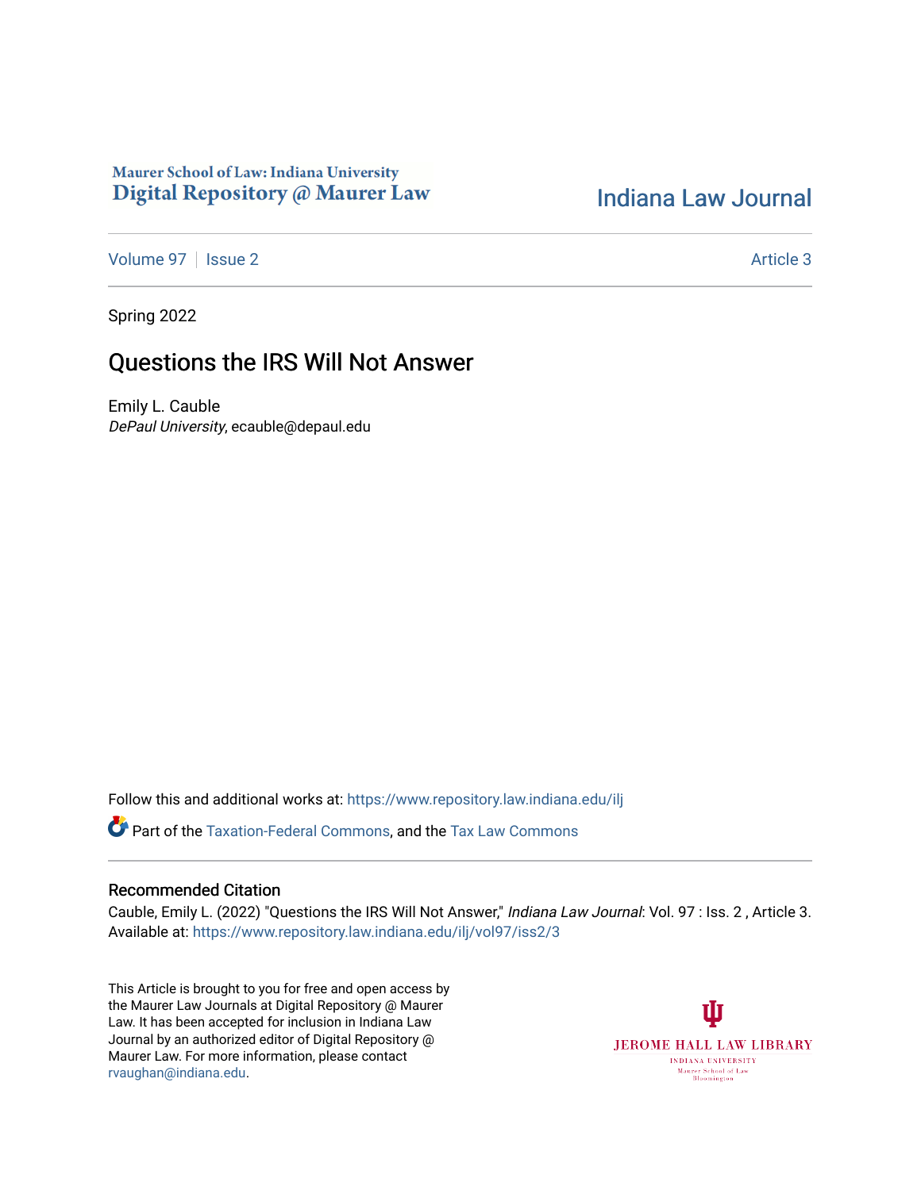Maurer School of Law: Indiana University
**Digital Repository @ Maurer Law**

# Indiana Law Journal

Volume 97 | Issue 2 — Article 3

Spring 2022

## Questions the IRS Will Not Answer

Emily L. Cauble
*DePaul University*, ecauble@depaul.edu

Follow this and additional works at: https://www.repository.law.indiana.edu/ilj

Part of the Taxation-Federal Commons, and the Tax Law Commons

### Recommended Citation

Cauble, Emily L. (2022) "Questions the IRS Will Not Answer," *Indiana Law Journal*: Vol. 97 : Iss. 2 , Article 3.
Available at: https://www.repository.law.indiana.edu/ilj/vol97/iss2/3

This Article is brought to you for free and open access by the Maurer Law Journals at Digital Repository @ Maurer Law. It has been accepted for inclusion in Indiana Law Journal by an authorized editor of Digital Repository @ Maurer Law. For more information, please contact rvaughan@indiana.edu.

JEROME HALL LAW LIBRARY
INDIANA UNIVERSITY
Maurer School of Law
Bloomington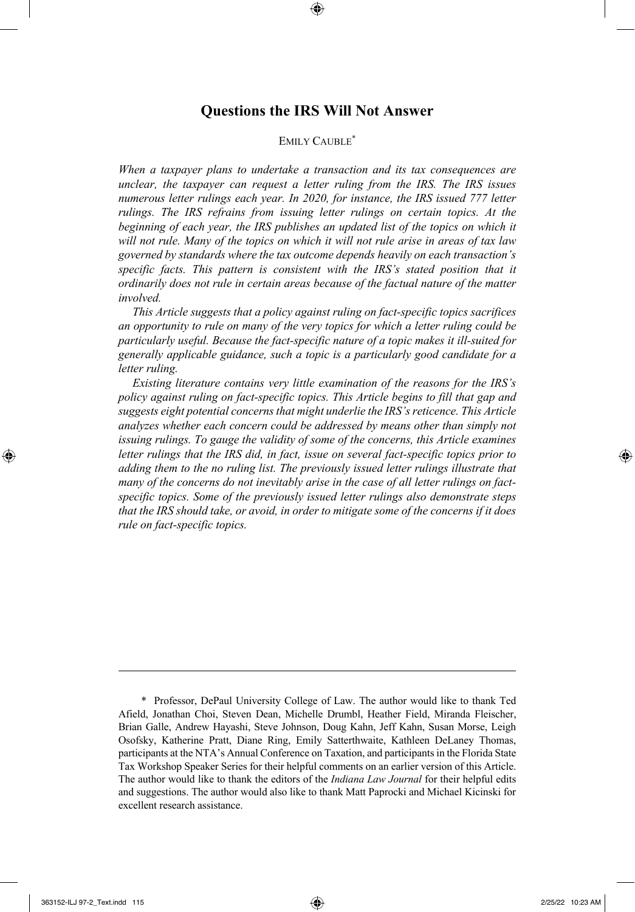# Questions the IRS Will Not Answer

EMILY CAUBLE*

*When a taxpayer plans to undertake a transaction and its tax consequences are unclear, the taxpayer can request a letter ruling from the IRS. The IRS issues numerous letter rulings each year. In 2020, for instance, the IRS issued 777 letter rulings. The IRS refrains from issuing letter rulings on certain topics. At the beginning of each year, the IRS publishes an updated list of the topics on which it will not rule. Many of the topics on which it will not rule arise in areas of tax law governed by standards where the tax outcome depends heavily on each transaction's specific facts. This pattern is consistent with the IRS's stated position that it ordinarily does not rule in certain areas because of the factual nature of the matter involved.*

*This Article suggests that a policy against ruling on fact-specific topics sacrifices an opportunity to rule on many of the very topics for which a letter ruling could be particularly useful. Because the fact-specific nature of a topic makes it ill-suited for generally applicable guidance, such a topic is a particularly good candidate for a letter ruling.*

*Existing literature contains very little examination of the reasons for the IRS's policy against ruling on fact-specific topics. This Article begins to fill that gap and suggests eight potential concerns that might underlie the IRS's reticence. This Article analyzes whether each concern could be addressed by means other than simply not issuing rulings. To gauge the validity of some of the concerns, this Article examines letter rulings that the IRS did, in fact, issue on several fact-specific topics prior to adding them to the no ruling list. The previously issued letter rulings illustrate that many of the concerns do not inevitably arise in the case of all letter rulings on fact-specific topics. Some of the previously issued letter rulings also demonstrate steps that the IRS should take, or avoid, in order to mitigate some of the concerns if it does rule on fact-specific topics.*

---

\* Professor, DePaul University College of Law. The author would like to thank Ted Afield, Jonathan Choi, Steven Dean, Michelle Drumbl, Heather Field, Miranda Fleischer, Brian Galle, Andrew Hayashi, Steve Johnson, Doug Kahn, Jeff Kahn, Susan Morse, Leigh Osofsky, Katherine Pratt, Diane Ring, Emily Satterthwaite, Kathleen DeLaney Thomas, participants at the NTA's Annual Conference on Taxation, and participants in the Florida State Tax Workshop Speaker Series for their helpful comments on an earlier version of this Article. The author would like to thank the editors of the *Indiana Law Journal* for their helpful edits and suggestions. The author would also like to thank Matt Paprocki and Michael Kicinski for excellent research assistance.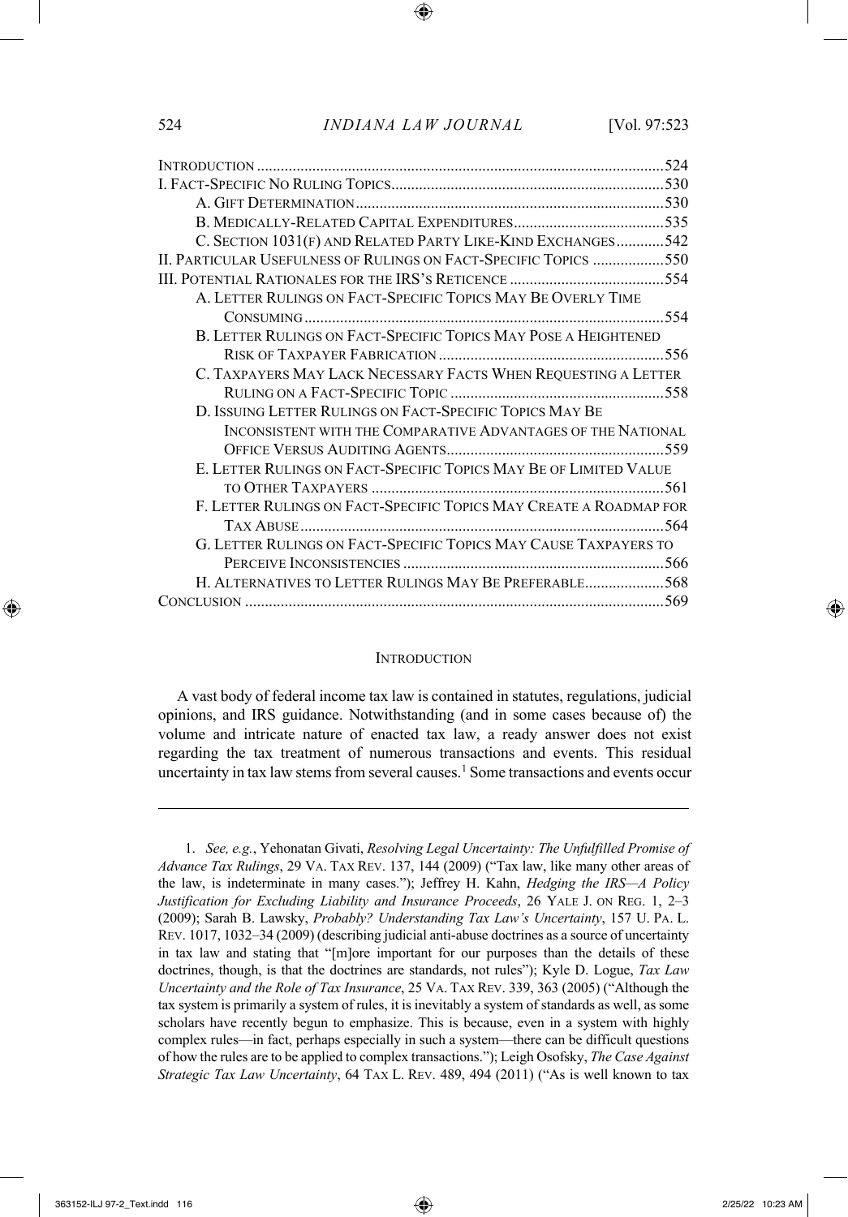| | |
|---|---|
| INTRODUCTION | 524 |
| I. FACT-SPECIFIC NO RULING TOPICS | 530 |
| A. GIFT DETERMINATION | 530 |
| B. MEDICALLY-RELATED CAPITAL EXPENDITURES | 535 |
| C. SECTION 1031(F) AND RELATED PARTY LIKE-KIND EXCHANGES | 542 |
| II. PARTICULAR USEFULNESS OF RULINGS ON FACT-SPECIFIC TOPICS | 550 |
| III. POTENTIAL RATIONALES FOR THE IRS'S RETICENCE | 554 |
| A. LETTER RULINGS ON FACT-SPECIFIC TOPICS MAY BE OVERLY TIME CONSUMING | 554 |
| B. LETTER RULINGS ON FACT-SPECIFIC TOPICS MAY POSE A HEIGHTENED RISK OF TAXPAYER FABRICATION | 556 |
| C. TAXPAYERS MAY LACK NECESSARY FACTS WHEN REQUESTING A LETTER RULING ON A FACT-SPECIFIC TOPIC | 558 |
| D. ISSUING LETTER RULINGS ON FACT-SPECIFIC TOPICS MAY BE INCONSISTENT WITH THE COMPARATIVE ADVANTAGES OF THE NATIONAL OFFICE VERSUS AUDITING AGENTS | 559 |
| E. LETTER RULINGS ON FACT-SPECIFIC TOPICS MAY BE OF LIMITED VALUE TO OTHER TAXPAYERS | 561 |
| F. LETTER RULINGS ON FACT-SPECIFIC TOPICS MAY CREATE A ROADMAP FOR TAX ABUSE | 564 |
| G. LETTER RULINGS ON FACT-SPECIFIC TOPICS MAY CAUSE TAXPAYERS TO PERCEIVE INCONSISTENCIES | 566 |
| H. ALTERNATIVES TO LETTER RULINGS MAY BE PREFERABLE | 568 |
| CONCLUSION | 569 |

## INTRODUCTION

A vast body of federal income tax law is contained in statutes, regulations, judicial opinions, and IRS guidance. Notwithstanding (and in some cases because of) the volume and intricate nature of enacted tax law, a ready answer does not exist regarding the tax treatment of numerous transactions and events. This residual uncertainty in tax law stems from several causes.[1] Some transactions and events occur

---

1. *See, e.g.*, Yehonatan Givati, *Resolving Legal Uncertainty: The Unfulfilled Promise of Advance Tax Rulings*, 29 VA. TAX REV. 137, 144 (2009) ("Tax law, like many other areas of the law, is indeterminate in many cases."); Jeffrey H. Kahn, *Hedging the IRS—A Policy Justification for Excluding Liability and Insurance Proceeds*, 26 YALE J. ON REG. 1, 2–3 (2009); Sarah B. Lawsky, *Probably? Understanding Tax Law's Uncertainty*, 157 U. PA. L. REV. 1017, 1032–34 (2009) (describing judicial anti-abuse doctrines as a source of uncertainty in tax law and stating that "[m]ore important for our purposes than the details of these doctrines, though, is that the doctrines are standards, not rules"); Kyle D. Logue, *Tax Law Uncertainty and the Role of Tax Insurance*, 25 VA. TAX REV. 339, 363 (2005) ("Although the tax system is primarily a system of rules, it is inevitably a system of standards as well, as some scholars have recently begun to emphasize. This is because, even in a system with highly complex rules—in fact, perhaps especially in such a system—there can be difficult questions of how the rules are to be applied to complex transactions."); Leigh Osofsky, *The Case Against Strategic Tax Law Uncertainty*, 64 TAX L. REV. 489, 494 (2011) ("As is well known to tax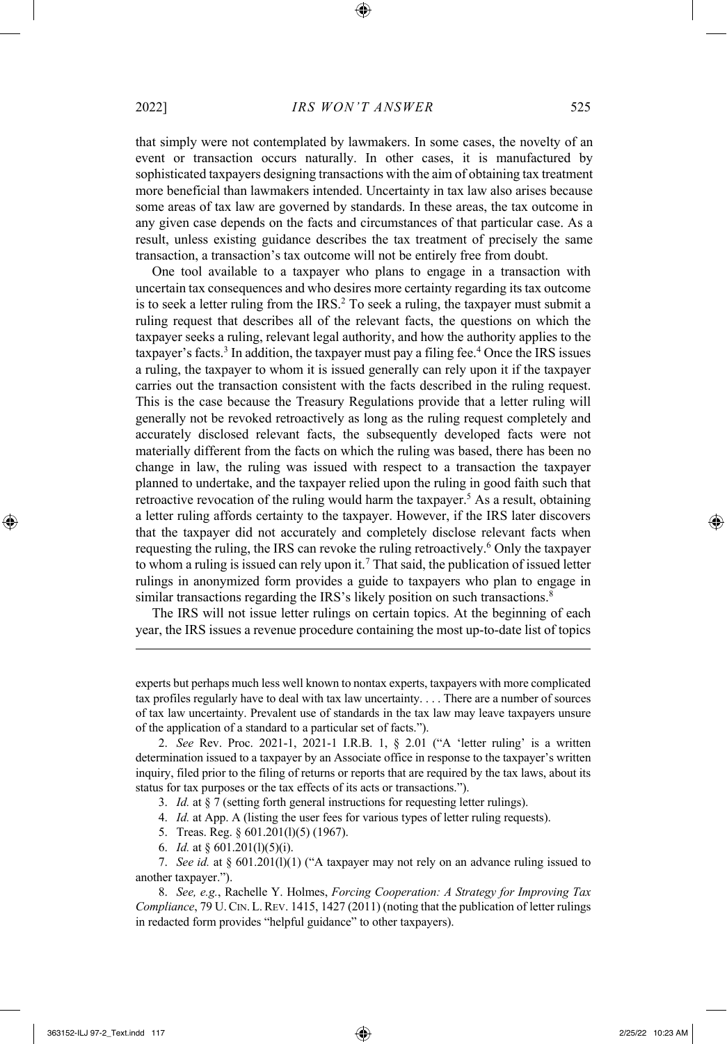that simply were not contemplated by lawmakers. In some cases, the novelty of an event or transaction occurs naturally. In other cases, it is manufactured by sophisticated taxpayers designing transactions with the aim of obtaining tax treatment more beneficial than lawmakers intended. Uncertainty in tax law also arises because some areas of tax law are governed by standards. In these areas, the tax outcome in any given case depends on the facts and circumstances of that particular case. As a result, unless existing guidance describes the tax treatment of precisely the same transaction, a transaction's tax outcome will not be entirely free from doubt.

One tool available to a taxpayer who plans to engage in a transaction with uncertain tax consequences and who desires more certainty regarding its tax outcome is to seek a letter ruling from the IRS.[2] To seek a ruling, the taxpayer must submit a ruling request that describes all of the relevant facts, the questions on which the taxpayer seeks a ruling, relevant legal authority, and how the authority applies to the taxpayer's facts.[3] In addition, the taxpayer must pay a filing fee.[4] Once the IRS issues a ruling, the taxpayer to whom it is issued generally can rely upon it if the taxpayer carries out the transaction consistent with the facts described in the ruling request. This is the case because the Treasury Regulations provide that a letter ruling will generally not be revoked retroactively as long as the ruling request completely and accurately disclosed relevant facts, the subsequently developed facts were not materially different from the facts on which the ruling was based, there has been no change in law, the ruling was issued with respect to a transaction the taxpayer planned to undertake, and the taxpayer relied upon the ruling in good faith such that retroactive revocation of the ruling would harm the taxpayer.[5] As a result, obtaining a letter ruling affords certainty to the taxpayer. However, if the IRS later discovers that the taxpayer did not accurately and completely disclose relevant facts when requesting the ruling, the IRS can revoke the ruling retroactively.[6] Only the taxpayer to whom a ruling is issued can rely upon it.[7] That said, the publication of issued letter rulings in anonymized form provides a guide to taxpayers who plan to engage in similar transactions regarding the IRS's likely position on such transactions.[8]

The IRS will not issue letter rulings on certain topics. At the beginning of each year, the IRS issues a revenue procedure containing the most up-to-date list of topics

---

experts but perhaps much less well known to nontax experts, taxpayers with more complicated tax profiles regularly have to deal with tax law uncertainty. . . . There are a number of sources of tax law uncertainty. Prevalent use of standards in the tax law may leave taxpayers unsure of the application of a standard to a particular set of facts.").

2. *See* Rev. Proc. 2021-1, 2021-1 I.R.B. 1, § 2.01 ("A 'letter ruling' is a written determination issued to a taxpayer by an Associate office in response to the taxpayer's written inquiry, filed prior to the filing of returns or reports that are required by the tax laws, about its status for tax purposes or the tax effects of its acts or transactions.").

3. *Id.* at § 7 (setting forth general instructions for requesting letter rulings).

4. *Id.* at App. A (listing the user fees for various types of letter ruling requests).

5. Treas. Reg. § 601.201(l)(5) (1967).

6. *Id.* at § 601.201(l)(5)(i).

7. *See id.* at § 601.201(l)(1) ("A taxpayer may not rely on an advance ruling issued to another taxpayer.").

8. *See, e.g.*, Rachelle Y. Holmes, *Forcing Cooperation: A Strategy for Improving Tax Compliance*, 79 U. CIN. L. REV. 1415, 1427 (2011) (noting that the publication of letter rulings in redacted form provides "helpful guidance" to other taxpayers).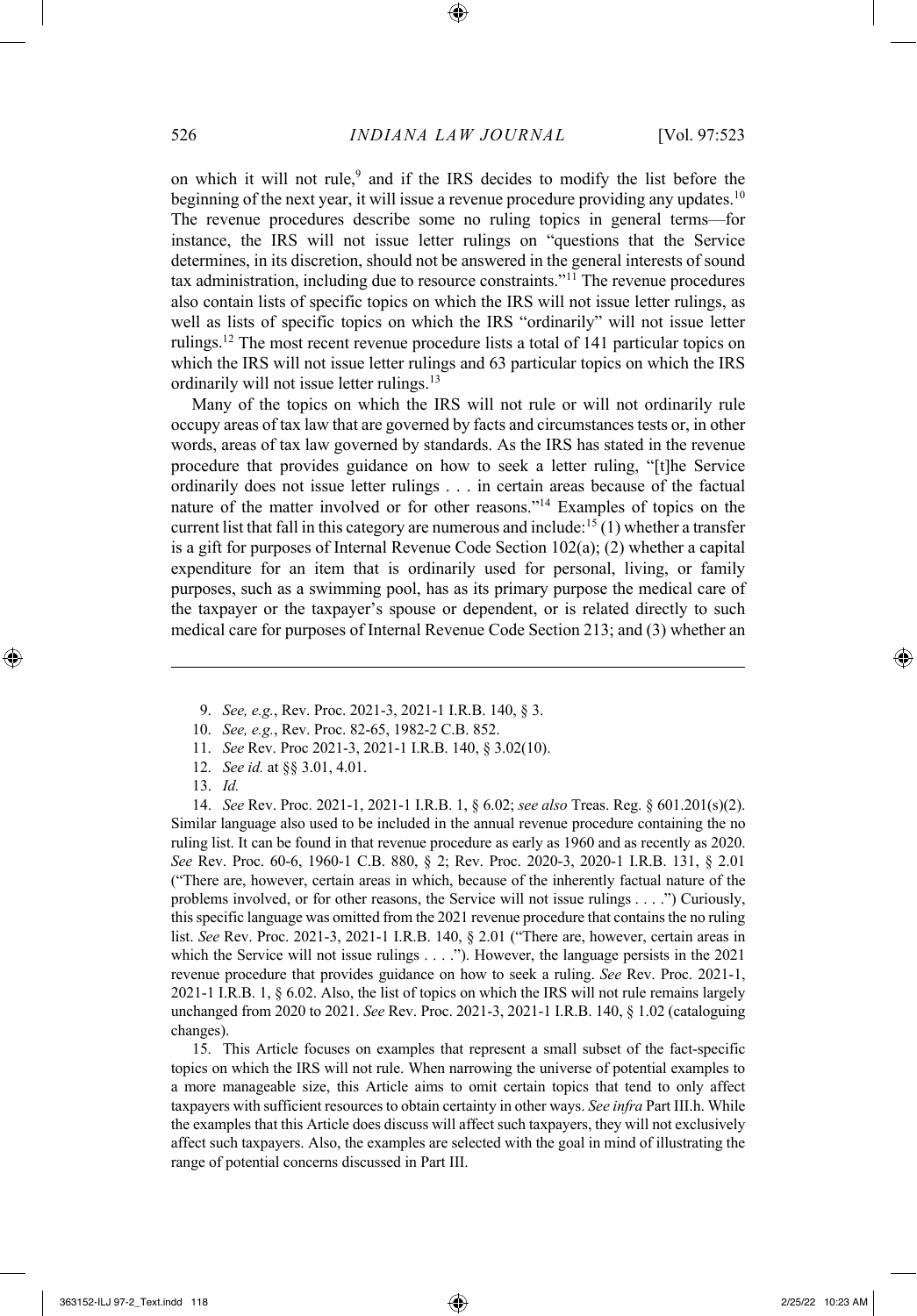on which it will not rule,[9] and if the IRS decides to modify the list before the beginning of the next year, it will issue a revenue procedure providing any updates.[10] The revenue procedures describe some no ruling topics in general terms—for instance, the IRS will not issue letter rulings on "questions that the Service determines, in its discretion, should not be answered in the general interests of sound tax administration, including due to resource constraints."[11] The revenue procedures also contain lists of specific topics on which the IRS will not issue letter rulings, as well as lists of specific topics on which the IRS "ordinarily" will not issue letter rulings.[12] The most recent revenue procedure lists a total of 141 particular topics on which the IRS will not issue letter rulings and 63 particular topics on which the IRS ordinarily will not issue letter rulings.[13]

Many of the topics on which the IRS will not rule or will not ordinarily rule occupy areas of tax law that are governed by facts and circumstances tests or, in other words, areas of tax law governed by standards. As the IRS has stated in the revenue procedure that provides guidance on how to seek a letter ruling, "[t]he Service ordinarily does not issue letter rulings . . . in certain areas because of the factual nature of the matter involved or for other reasons."[14] Examples of topics on the current list that fall in this category are numerous and include:[15] (1) whether a transfer is a gift for purposes of Internal Revenue Code Section 102(a); (2) whether a capital expenditure for an item that is ordinarily used for personal, living, or family purposes, such as a swimming pool, has as its primary purpose the medical care of the taxpayer or the taxpayer's spouse or dependent, or is related directly to such medical care for purposes of Internal Revenue Code Section 213; and (3) whether an

---

9. *See, e.g.*, Rev. Proc. 2021-3, 2021-1 I.R.B. 140, § 3.

10. *See, e.g.*, Rev. Proc. 82-65, 1982-2 C.B. 852.

11. *See* Rev. Proc 2021-3, 2021-1 I.R.B. 140, § 3.02(10).

12. *See id.* at §§ 3.01, 4.01.

13. *Id.*

14. *See* Rev. Proc. 2021-1, 2021-1 I.R.B. 1, § 6.02; *see also* Treas. Reg. § 601.201(s)(2). Similar language also used to be included in the annual revenue procedure containing the no ruling list. It can be found in that revenue procedure as early as 1960 and as recently as 2020. *See* Rev. Proc. 60-6, 1960-1 C.B. 880, § 2; Rev. Proc. 2020-3, 2020-1 I.R.B. 131, § 2.01 ("There are, however, certain areas in which, because of the inherently factual nature of the problems involved, or for other reasons, the Service will not issue rulings . . . .") Curiously, this specific language was omitted from the 2021 revenue procedure that contains the no ruling list. *See* Rev. Proc. 2021-3, 2021-1 I.R.B. 140, § 2.01 ("There are, however, certain areas in which the Service will not issue rulings . . . ."). However, the language persists in the 2021 revenue procedure that provides guidance on how to seek a ruling. *See* Rev. Proc. 2021-1, 2021-1 I.R.B. 1, § 6.02. Also, the list of topics on which the IRS will not rule remains largely unchanged from 2020 to 2021. *See* Rev. Proc. 2021-3, 2021-1 I.R.B. 140, § 1.02 (cataloguing changes).

15. This Article focuses on examples that represent a small subset of the fact-specific topics on which the IRS will not rule. When narrowing the universe of potential examples to a more manageable size, this Article aims to omit certain topics that tend to only affect taxpayers with sufficient resources to obtain certainty in other ways. *See infra* Part III.h. While the examples that this Article does discuss will affect such taxpayers, they will not exclusively affect such taxpayers. Also, the examples are selected with the goal in mind of illustrating the range of potential concerns discussed in Part III.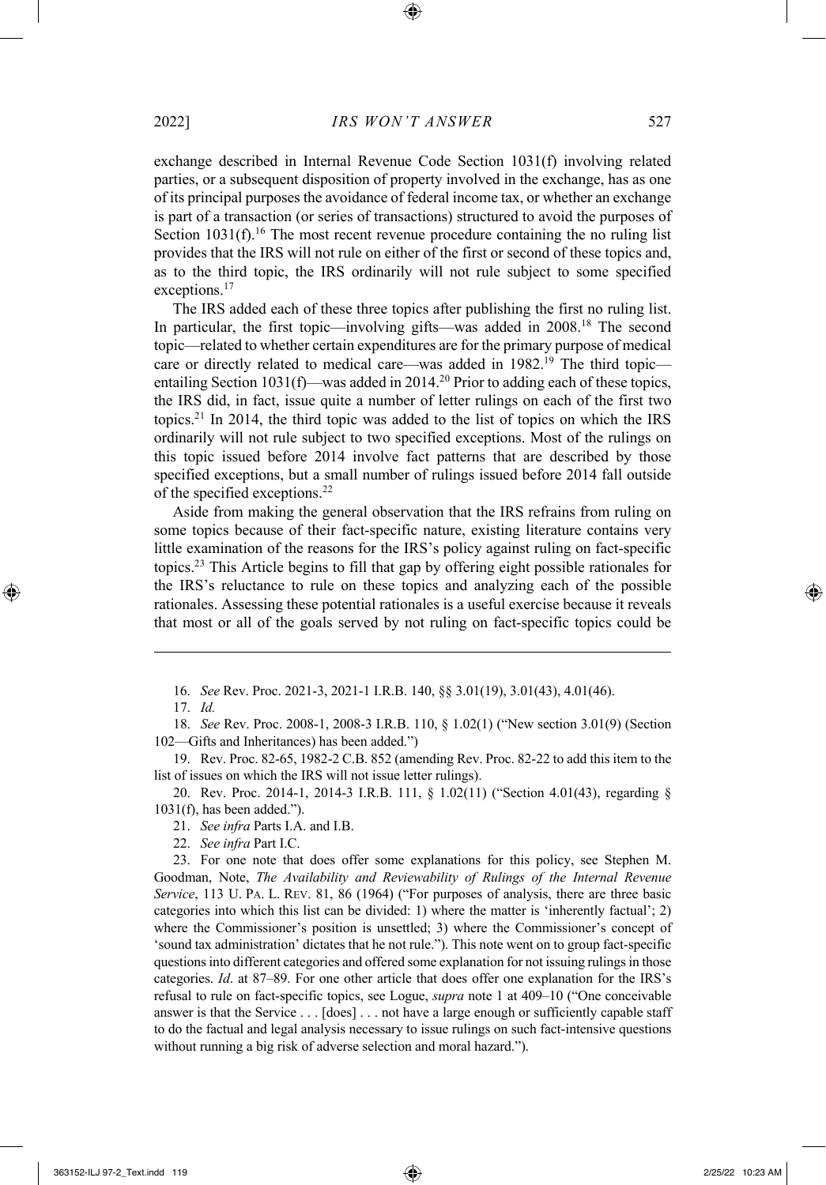exchange described in Internal Revenue Code Section 1031(f) involving related parties, or a subsequent disposition of property involved in the exchange, has as one of its principal purposes the avoidance of federal income tax, or whether an exchange is part of a transaction (or series of transactions) structured to avoid the purposes of Section 1031(f).[16] The most recent revenue procedure containing the no ruling list provides that the IRS will not rule on either of the first or second of these topics and, as to the third topic, the IRS ordinarily will not rule subject to some specified exceptions.[17]

The IRS added each of these three topics after publishing the first no ruling list. In particular, the first topic—involving gifts—was added in 2008.[18] The second topic—related to whether certain expenditures are for the primary purpose of medical care or directly related to medical care—was added in 1982.[19] The third topic—entailing Section 1031(f)—was added in 2014.[20] Prior to adding each of these topics, the IRS did, in fact, issue quite a number of letter rulings on each of the first two topics.[21] In 2014, the third topic was added to the list of topics on which the IRS ordinarily will not rule subject to two specified exceptions. Most of the rulings on this topic issued before 2014 involve fact patterns that are described by those specified exceptions, but a small number of rulings issued before 2014 fall outside of the specified exceptions.[22]

Aside from making the general observation that the IRS refrains from ruling on some topics because of their fact-specific nature, existing literature contains very little examination of the reasons for the IRS's policy against ruling on fact-specific topics.[23] This Article begins to fill that gap by offering eight possible rationales for the IRS's reluctance to rule on these topics and analyzing each of the possible rationales. Assessing these potential rationales is a useful exercise because it reveals that most or all of the goals served by not ruling on fact-specific topics could be

---

16. *See* Rev. Proc. 2021-3, 2021-1 I.R.B. 140, §§ 3.01(19), 3.01(43), 4.01(46).

17. *Id.*

18. *See* Rev. Proc. 2008-1, 2008-3 I.R.B. 110, § 1.02(1) ("New section 3.01(9) (Section 102—Gifts and Inheritances) has been added.")

19. Rev. Proc. 82-65, 1982-2 C.B. 852 (amending Rev. Proc. 82-22 to add this item to the list of issues on which the IRS will not issue letter rulings).

20. Rev. Proc. 2014-1, 2014-3 I.R.B. 111, § 1.02(11) ("Section 4.01(43), regarding § 1031(f), has been added.").

21. *See infra* Parts I.A. and I.B.

22. *See infra* Part I.C.

23. For one note that does offer some explanations for this policy, see Stephen M. Goodman, Note, *The Availability and Reviewability of Rulings of the Internal Revenue Service*, 113 U. PA. L. REV. 81, 86 (1964) ("For purposes of analysis, there are three basic categories into which this list can be divided: 1) where the matter is 'inherently factual'; 2) where the Commissioner's position is unsettled; 3) where the Commissioner's concept of 'sound tax administration' dictates that he not rule."). This note went on to group fact-specific questions into different categories and offered some explanation for not issuing rulings in those categories. *Id*. at 87–89. For one other article that does offer one explanation for the IRS's refusal to rule on fact-specific topics, see Logue, *supra* note 1 at 409–10 ("One conceivable answer is that the Service . . . [does] . . . not have a large enough or sufficiently capable staff to do the factual and legal analysis necessary to issue rulings on such fact-intensive questions without running a big risk of adverse selection and moral hazard.").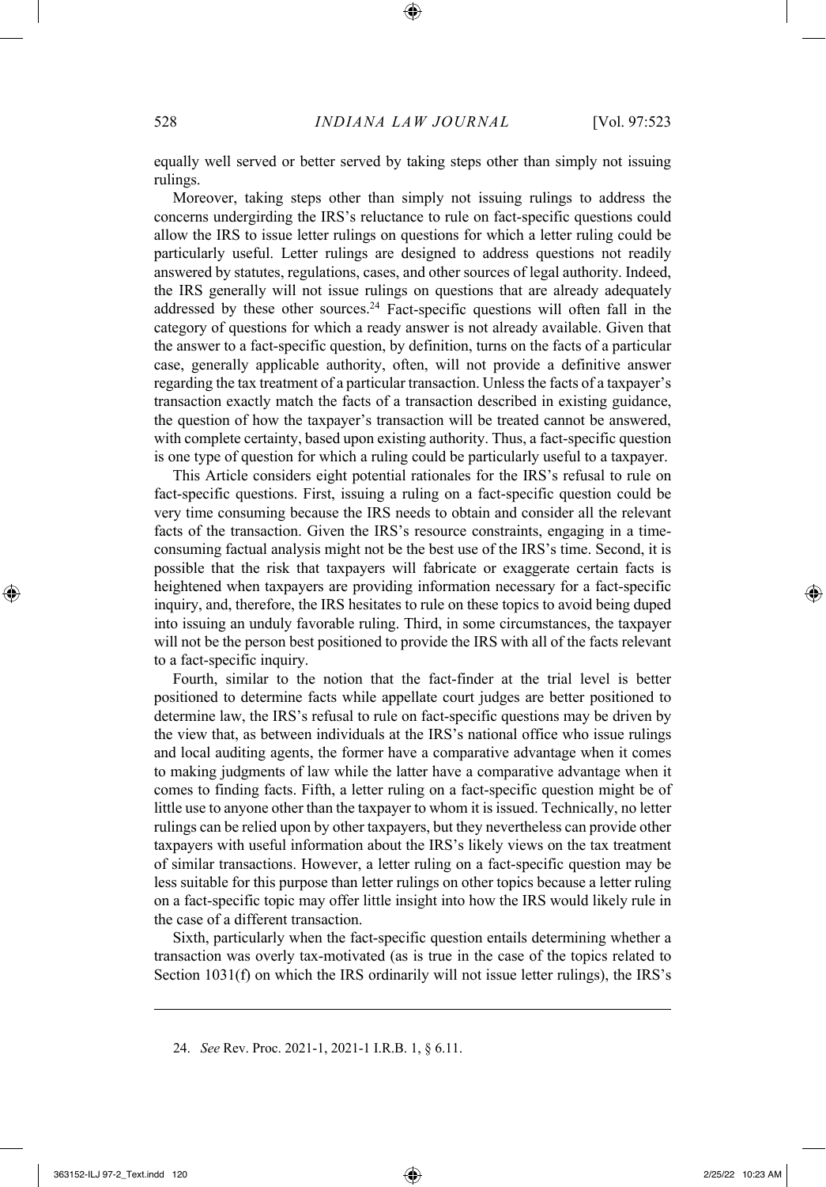equally well served or better served by taking steps other than simply not issuing rulings.

Moreover, taking steps other than simply not issuing rulings to address the concerns undergirding the IRS's reluctance to rule on fact-specific questions could allow the IRS to issue letter rulings on questions for which a letter ruling could be particularly useful. Letter rulings are designed to address questions not readily answered by statutes, regulations, cases, and other sources of legal authority. Indeed, the IRS generally will not issue rulings on questions that are already adequately addressed by these other sources.[24] Fact-specific questions will often fall in the category of questions for which a ready answer is not already available. Given that the answer to a fact-specific question, by definition, turns on the facts of a particular case, generally applicable authority, often, will not provide a definitive answer regarding the tax treatment of a particular transaction. Unless the facts of a taxpayer's transaction exactly match the facts of a transaction described in existing guidance, the question of how the taxpayer's transaction will be treated cannot be answered, with complete certainty, based upon existing authority. Thus, a fact-specific question is one type of question for which a ruling could be particularly useful to a taxpayer.

This Article considers eight potential rationales for the IRS's refusal to rule on fact-specific questions. First, issuing a ruling on a fact-specific question could be very time consuming because the IRS needs to obtain and consider all the relevant facts of the transaction. Given the IRS's resource constraints, engaging in a time-consuming factual analysis might not be the best use of the IRS's time. Second, it is possible that the risk that taxpayers will fabricate or exaggerate certain facts is heightened when taxpayers are providing information necessary for a fact-specific inquiry, and, therefore, the IRS hesitates to rule on these topics to avoid being duped into issuing an unduly favorable ruling. Third, in some circumstances, the taxpayer will not be the person best positioned to provide the IRS with all of the facts relevant to a fact-specific inquiry.

Fourth, similar to the notion that the fact-finder at the trial level is better positioned to determine facts while appellate court judges are better positioned to determine law, the IRS's refusal to rule on fact-specific questions may be driven by the view that, as between individuals at the IRS's national office who issue rulings and local auditing agents, the former have a comparative advantage when it comes to making judgments of law while the latter have a comparative advantage when it comes to finding facts. Fifth, a letter ruling on a fact-specific question might be of little use to anyone other than the taxpayer to whom it is issued. Technically, no letter rulings can be relied upon by other taxpayers, but they nevertheless can provide other taxpayers with useful information about the IRS's likely views on the tax treatment of similar transactions. However, a letter ruling on a fact-specific question may be less suitable for this purpose than letter rulings on other topics because a letter ruling on a fact-specific topic may offer little insight into how the IRS would likely rule in the case of a different transaction.

Sixth, particularly when the fact-specific question entails determining whether a transaction was overly tax-motivated (as is true in the case of the topics related to Section 1031(f) on which the IRS ordinarily will not issue letter rulings), the IRS's

---

24. *See* Rev. Proc. 2021-1, 2021-1 I.R.B. 1, § 6.11.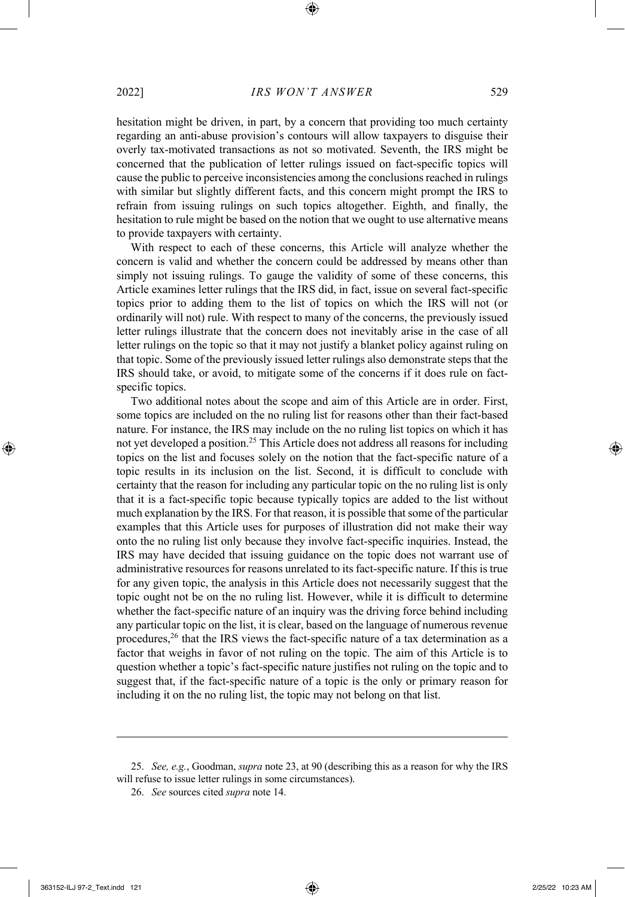hesitation might be driven, in part, by a concern that providing too much certainty regarding an anti-abuse provision's contours will allow taxpayers to disguise their overly tax-motivated transactions as not so motivated. Seventh, the IRS might be concerned that the publication of letter rulings issued on fact-specific topics will cause the public to perceive inconsistencies among the conclusions reached in rulings with similar but slightly different facts, and this concern might prompt the IRS to refrain from issuing rulings on such topics altogether. Eighth, and finally, the hesitation to rule might be based on the notion that we ought to use alternative means to provide taxpayers with certainty.

With respect to each of these concerns, this Article will analyze whether the concern is valid and whether the concern could be addressed by means other than simply not issuing rulings. To gauge the validity of some of these concerns, this Article examines letter rulings that the IRS did, in fact, issue on several fact-specific topics prior to adding them to the list of topics on which the IRS will not (or ordinarily will not) rule. With respect to many of the concerns, the previously issued letter rulings illustrate that the concern does not inevitably arise in the case of all letter rulings on the topic so that it may not justify a blanket policy against ruling on that topic. Some of the previously issued letter rulings also demonstrate steps that the IRS should take, or avoid, to mitigate some of the concerns if it does rule on fact-specific topics.

Two additional notes about the scope and aim of this Article are in order. First, some topics are included on the no ruling list for reasons other than their fact-based nature. For instance, the IRS may include on the no ruling list topics on which it has not yet developed a position.[25] This Article does not address all reasons for including topics on the list and focuses solely on the notion that the fact-specific nature of a topic results in its inclusion on the list. Second, it is difficult to conclude with certainty that the reason for including any particular topic on the no ruling list is only that it is a fact-specific topic because typically topics are added to the list without much explanation by the IRS. For that reason, it is possible that some of the particular examples that this Article uses for purposes of illustration did not make their way onto the no ruling list only because they involve fact-specific inquiries. Instead, the IRS may have decided that issuing guidance on the topic does not warrant use of administrative resources for reasons unrelated to its fact-specific nature. If this is true for any given topic, the analysis in this Article does not necessarily suggest that the topic ought not be on the no ruling list. However, while it is difficult to determine whether the fact-specific nature of an inquiry was the driving force behind including any particular topic on the list, it is clear, based on the language of numerous revenue procedures,[26] that the IRS views the fact-specific nature of a tax determination as a factor that weighs in favor of not ruling on the topic. The aim of this Article is to question whether a topic's fact-specific nature justifies not ruling on the topic and to suggest that, if the fact-specific nature of a topic is the only or primary reason for including it on the no ruling list, the topic may not belong on that list.

---

25. *See, e.g.*, Goodman, *supra* note 23, at 90 (describing this as a reason for why the IRS will refuse to issue letter rulings in some circumstances).

26. *See* sources cited *supra* note 14.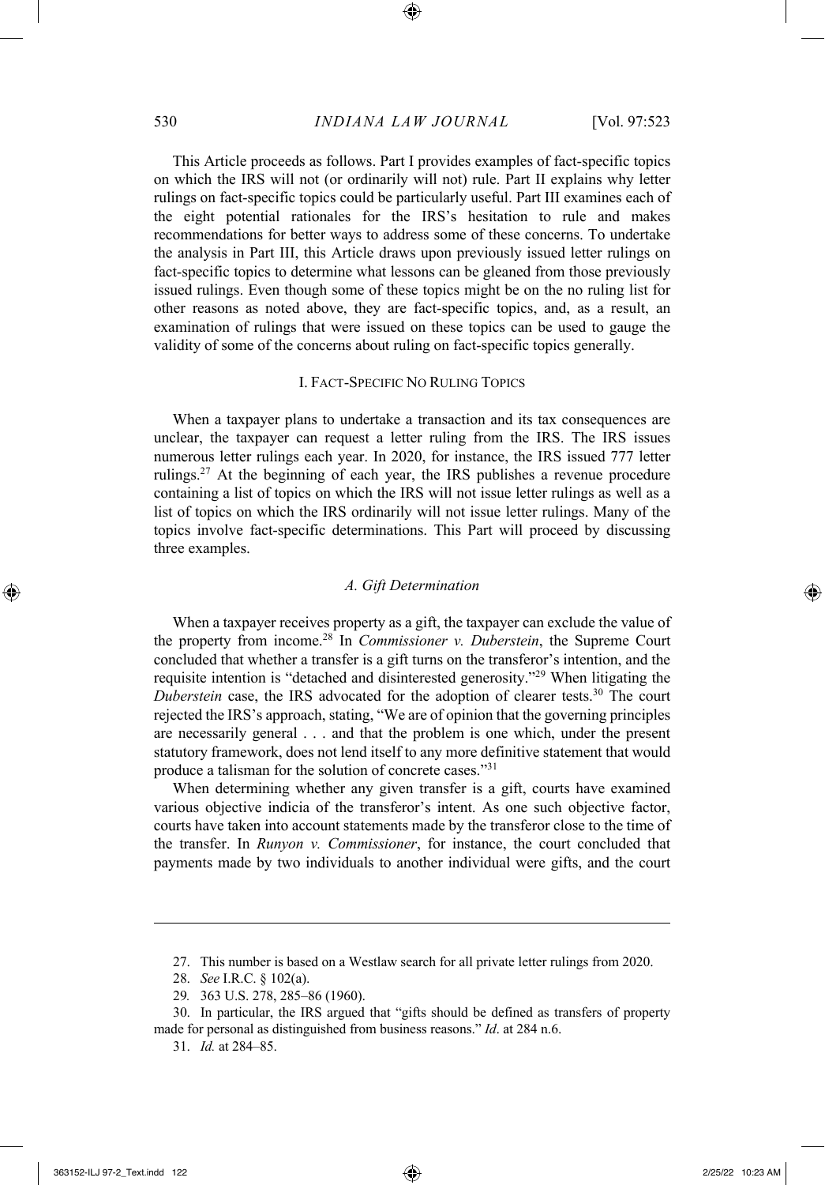This Article proceeds as follows. Part I provides examples of fact-specific topics on which the IRS will not (or ordinarily will not) rule. Part II explains why letter rulings on fact-specific topics could be particularly useful. Part III examines each of the eight potential rationales for the IRS's hesitation to rule and makes recommendations for better ways to address some of these concerns. To undertake the analysis in Part III, this Article draws upon previously issued letter rulings on fact-specific topics to determine what lessons can be gleaned from those previously issued rulings. Even though some of these topics might be on the no ruling list for other reasons as noted above, they are fact-specific topics, and, as a result, an examination of rulings that were issued on these topics can be used to gauge the validity of some of the concerns about ruling on fact-specific topics generally.

## I. Fact-Specific No Ruling Topics

When a taxpayer plans to undertake a transaction and its tax consequences are unclear, the taxpayer can request a letter ruling from the IRS. The IRS issues numerous letter rulings each year. In 2020, for instance, the IRS issued 777 letter rulings.[27] At the beginning of each year, the IRS publishes a revenue procedure containing a list of topics on which the IRS will not issue letter rulings as well as a list of topics on which the IRS ordinarily will not issue letter rulings. Many of the topics involve fact-specific determinations. This Part will proceed by discussing three examples.

### *A. Gift Determination*

When a taxpayer receives property as a gift, the taxpayer can exclude the value of the property from income.[28] In *Commissioner v. Duberstein*, the Supreme Court concluded that whether a transfer is a gift turns on the transferor's intention, and the requisite intention is "detached and disinterested generosity."[29] When litigating the *Duberstein* case, the IRS advocated for the adoption of clearer tests.[30] The court rejected the IRS's approach, stating, "We are of opinion that the governing principles are necessarily general . . . and that the problem is one which, under the present statutory framework, does not lend itself to any more definitive statement that would produce a talisman for the solution of concrete cases."[31]

When determining whether any given transfer is a gift, courts have examined various objective indicia of the transferor's intent. As one such objective factor, courts have taken into account statements made by the transferor close to the time of the transfer. In *Runyon v. Commissioner*, for instance, the court concluded that payments made by two individuals to another individual were gifts, and the court

---

27. This number is based on a Westlaw search for all private letter rulings from 2020.

28. *See* I.R.C. § 102(a).

29. 363 U.S. 278, 285–86 (1960).

30. In particular, the IRS argued that "gifts should be defined as transfers of property made for personal as distinguished from business reasons." *Id*. at 284 n.6.

31. *Id.* at 284–85.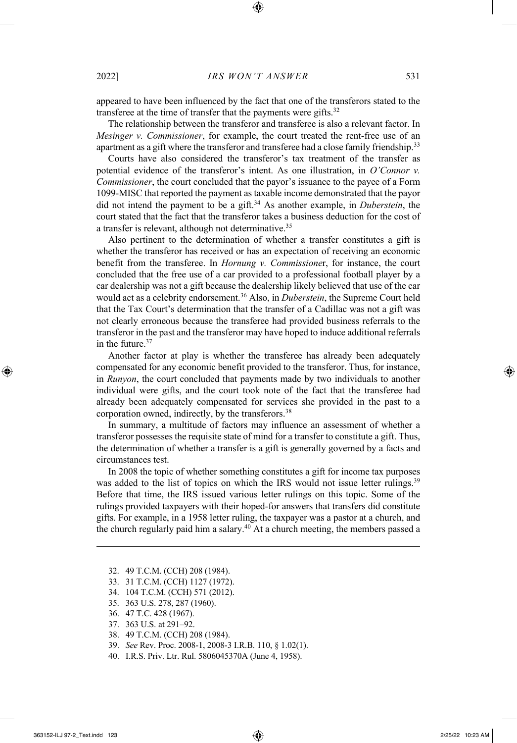appeared to have been influenced by the fact that one of the transferors stated to the transferee at the time of transfer that the payments were gifts.[32]

The relationship between the transferor and transferee is also a relevant factor. In *Mesinger v. Commissioner*, for example, the court treated the rent-free use of an apartment as a gift where the transferor and transferee had a close family friendship.[33]

Courts have also considered the transferor's tax treatment of the transfer as potential evidence of the transferor's intent. As one illustration, in *O'Connor v. Commissioner*, the court concluded that the payor's issuance to the payee of a Form 1099-MISC that reported the payment as taxable income demonstrated that the payor did not intend the payment to be a gift.[34] As another example, in *Duberstein*, the court stated that the fact that the transferor takes a business deduction for the cost of a transfer is relevant, although not determinative.[35]

Also pertinent to the determination of whether a transfer constitutes a gift is whether the transferor has received or has an expectation of receiving an economic benefit from the transferee. In *Hornung v. Commissioner*, for instance, the court concluded that the free use of a car provided to a professional football player by a car dealership was not a gift because the dealership likely believed that use of the car would act as a celebrity endorsement.[36] Also, in *Duberstein*, the Supreme Court held that the Tax Court's determination that the transfer of a Cadillac was not a gift was not clearly erroneous because the transferee had provided business referrals to the transferor in the past and the transferor may have hoped to induce additional referrals in the future.[37]

Another factor at play is whether the transferee has already been adequately compensated for any economic benefit provided to the transferor. Thus, for instance, in *Runyon*, the court concluded that payments made by two individuals to another individual were gifts, and the court took note of the fact that the transferee had already been adequately compensated for services she provided in the past to a corporation owned, indirectly, by the transferors.[38]

In summary, a multitude of factors may influence an assessment of whether a transferor possesses the requisite state of mind for a transfer to constitute a gift. Thus, the determination of whether a transfer is a gift is generally governed by a facts and circumstances test.

In 2008 the topic of whether something constitutes a gift for income tax purposes was added to the list of topics on which the IRS would not issue letter rulings.[39] Before that time, the IRS issued various letter rulings on this topic. Some of the rulings provided taxpayers with their hoped-for answers that transfers did constitute gifts. For example, in a 1958 letter ruling, the taxpayer was a pastor at a church, and the church regularly paid him a salary.[40] At a church meeting, the members passed a

32. 49 T.C.M. (CCH) 208 (1984).
33. 31 T.C.M. (CCH) 1127 (1972).
34. 104 T.C.M. (CCH) 571 (2012).
35. 363 U.S. 278, 287 (1960).
36. 47 T.C. 428 (1967).
37. 363 U.S. at 291–92.
38. 49 T.C.M. (CCH) 208 (1984).
39. *See* Rev. Proc. 2008-1, 2008-3 I.R.B. 110, § 1.02(1).
40. I.R.S. Priv. Ltr. Rul. 5806045370A (June 4, 1958).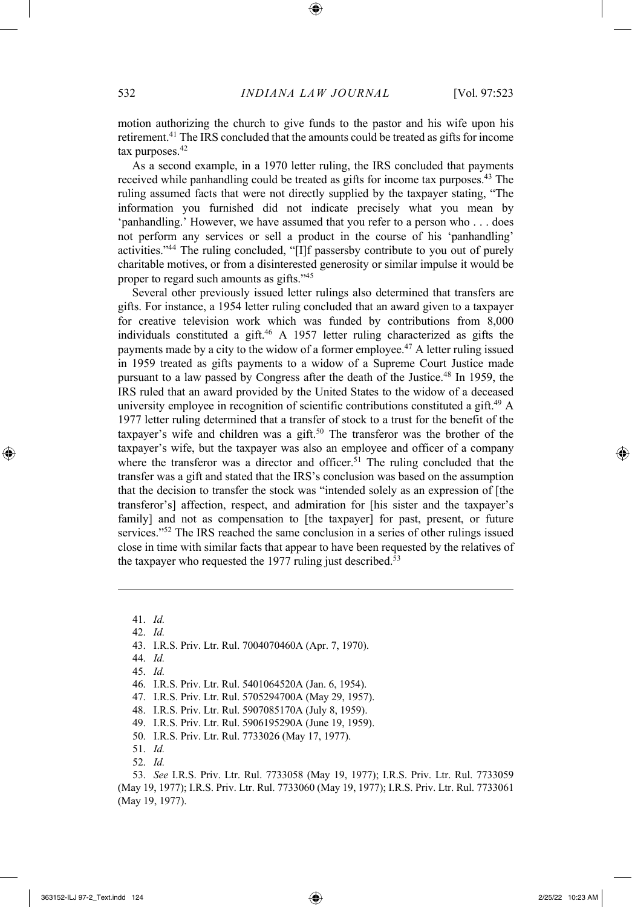motion authorizing the church to give funds to the pastor and his wife upon his retirement.[41] The IRS concluded that the amounts could be treated as gifts for income tax purposes.[42]

As a second example, in a 1970 letter ruling, the IRS concluded that payments received while panhandling could be treated as gifts for income tax purposes.[43] The ruling assumed facts that were not directly supplied by the taxpayer stating, "The information you furnished did not indicate precisely what you mean by 'panhandling.' However, we have assumed that you refer to a person who . . . does not perform any services or sell a product in the course of his 'panhandling' activities."[44] The ruling concluded, "[I]f passersby contribute to you out of purely charitable motives, or from a disinterested generosity or similar impulse it would be proper to regard such amounts as gifts."[45]

Several other previously issued letter rulings also determined that transfers are gifts. For instance, a 1954 letter ruling concluded that an award given to a taxpayer for creative television work which was funded by contributions from 8,000 individuals constituted a gift.[46] A 1957 letter ruling characterized as gifts the payments made by a city to the widow of a former employee.[47] A letter ruling issued in 1959 treated as gifts payments to a widow of a Supreme Court Justice made pursuant to a law passed by Congress after the death of the Justice.[48] In 1959, the IRS ruled that an award provided by the United States to the widow of a deceased university employee in recognition of scientific contributions constituted a gift.[49] A 1977 letter ruling determined that a transfer of stock to a trust for the benefit of the taxpayer's wife and children was a gift.[50] The transferor was the brother of the taxpayer's wife, but the taxpayer was also an employee and officer of a company where the transferor was a director and officer.[51] The ruling concluded that the transfer was a gift and stated that the IRS's conclusion was based on the assumption that the decision to transfer the stock was "intended solely as an expression of [the transferor's] affection, respect, and admiration for [his sister and the taxpayer's family] and not as compensation to [the taxpayer] for past, present, or future services."[52] The IRS reached the same conclusion in a series of other rulings issued close in time with similar facts that appear to have been requested by the relatives of the taxpayer who requested the 1977 ruling just described.[53]

---

41. *Id.*
42. *Id.*
43. I.R.S. Priv. Ltr. Rul. 7004070460A (Apr. 7, 1970).
44. *Id.*
45. *Id.*
46. I.R.S. Priv. Ltr. Rul. 5401064520A (Jan. 6, 1954).
47. I.R.S. Priv. Ltr. Rul. 5705294700A (May 29, 1957).
48. I.R.S. Priv. Ltr. Rul. 5907085170A (July 8, 1959).
49. I.R.S. Priv. Ltr. Rul. 5906195290A (June 19, 1959).
50. I.R.S. Priv. Ltr. Rul. 7733026 (May 17, 1977).
51. *Id.*
52. *Id.*
53. *See* I.R.S. Priv. Ltr. Rul. 7733058 (May 19, 1977); I.R.S. Priv. Ltr. Rul. 7733059 (May 19, 1977); I.R.S. Priv. Ltr. Rul. 7733060 (May 19, 1977); I.R.S. Priv. Ltr. Rul. 7733061 (May 19, 1977).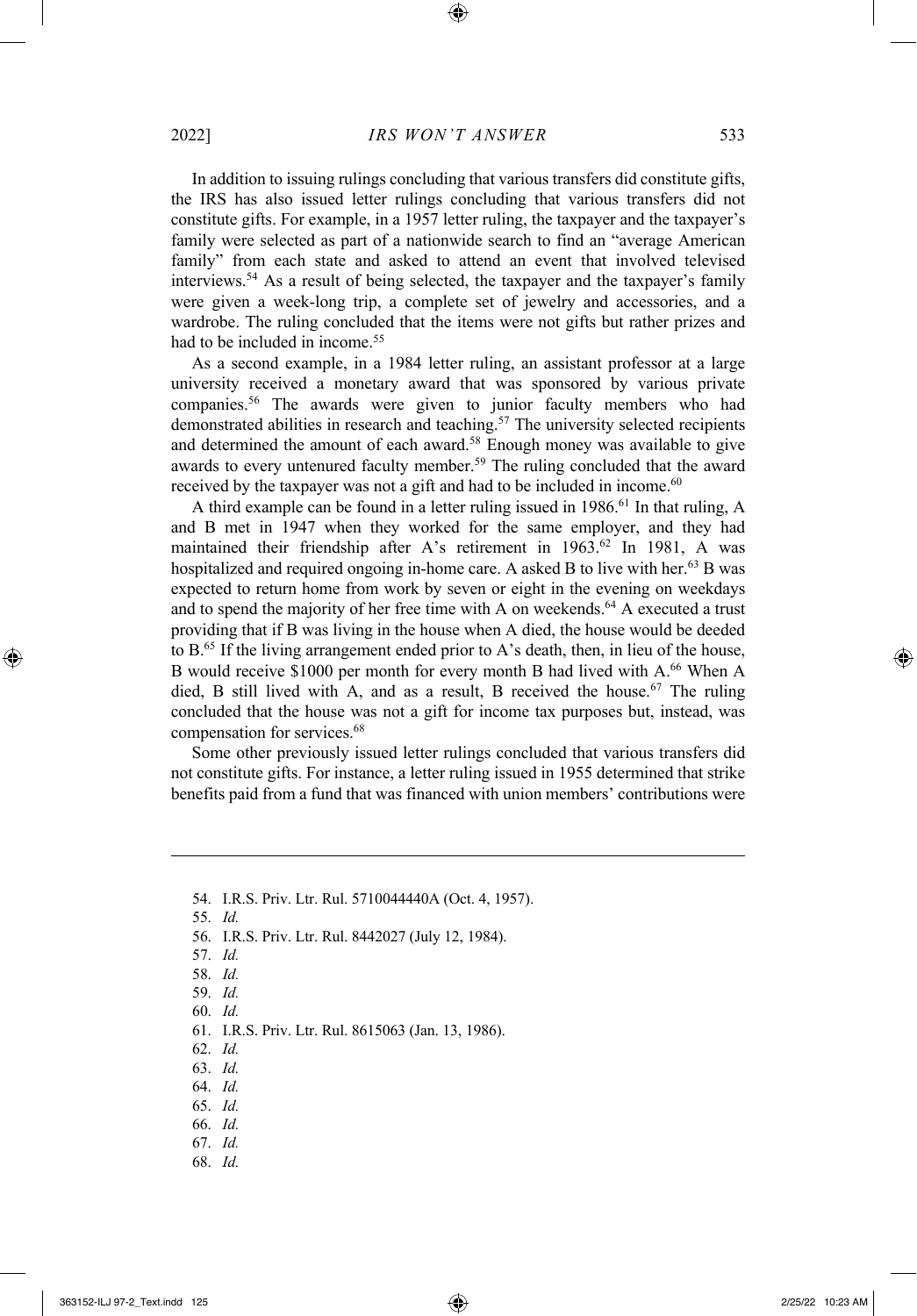In addition to issuing rulings concluding that various transfers did constitute gifts, the IRS has also issued letter rulings concluding that various transfers did not constitute gifts. For example, in a 1957 letter ruling, the taxpayer and the taxpayer's family were selected as part of a nationwide search to find an "average American family" from each state and asked to attend an event that involved televised interviews.[54] As a result of being selected, the taxpayer and the taxpayer's family were given a week-long trip, a complete set of jewelry and accessories, and a wardrobe. The ruling concluded that the items were not gifts but rather prizes and had to be included in income.[55]

As a second example, in a 1984 letter ruling, an assistant professor at a large university received a monetary award that was sponsored by various private companies.[56] The awards were given to junior faculty members who had demonstrated abilities in research and teaching.[57] The university selected recipients and determined the amount of each award.[58] Enough money was available to give awards to every untenured faculty member.[59] The ruling concluded that the award received by the taxpayer was not a gift and had to be included in income.[60]

A third example can be found in a letter ruling issued in 1986.[61] In that ruling, A and B met in 1947 when they worked for the same employer, and they had maintained their friendship after A's retirement in 1963.[62] In 1981, A was hospitalized and required ongoing in-home care. A asked B to live with her.[63] B was expected to return home from work by seven or eight in the evening on weekdays and to spend the majority of her free time with A on weekends.[64] A executed a trust providing that if B was living in the house when A died, the house would be deeded to B.[65] If the living arrangement ended prior to A's death, then, in lieu of the house, B would receive $1000 per month for every month B had lived with A.[66] When A died, B still lived with A, and as a result, B received the house.[67] The ruling concluded that the house was not a gift for income tax purposes but, instead, was compensation for services.[68]

Some other previously issued letter rulings concluded that various transfers did not constitute gifts. For instance, a letter ruling issued in 1955 determined that strike benefits paid from a fund that was financed with union members' contributions were

---

54. I.R.S. Priv. Ltr. Rul. 5710044440A (Oct. 4, 1957).
55. *Id.*
56. I.R.S. Priv. Ltr. Rul. 8442027 (July 12, 1984).
57. *Id.*
58. *Id.*
59. *Id.*
60. *Id.*
61. I.R.S. Priv. Ltr. Rul. 8615063 (Jan. 13, 1986).
62. *Id.*
63. *Id.*
64. *Id.*
65. *Id.*
66. *Id.*
67. *Id.*
68. *Id.*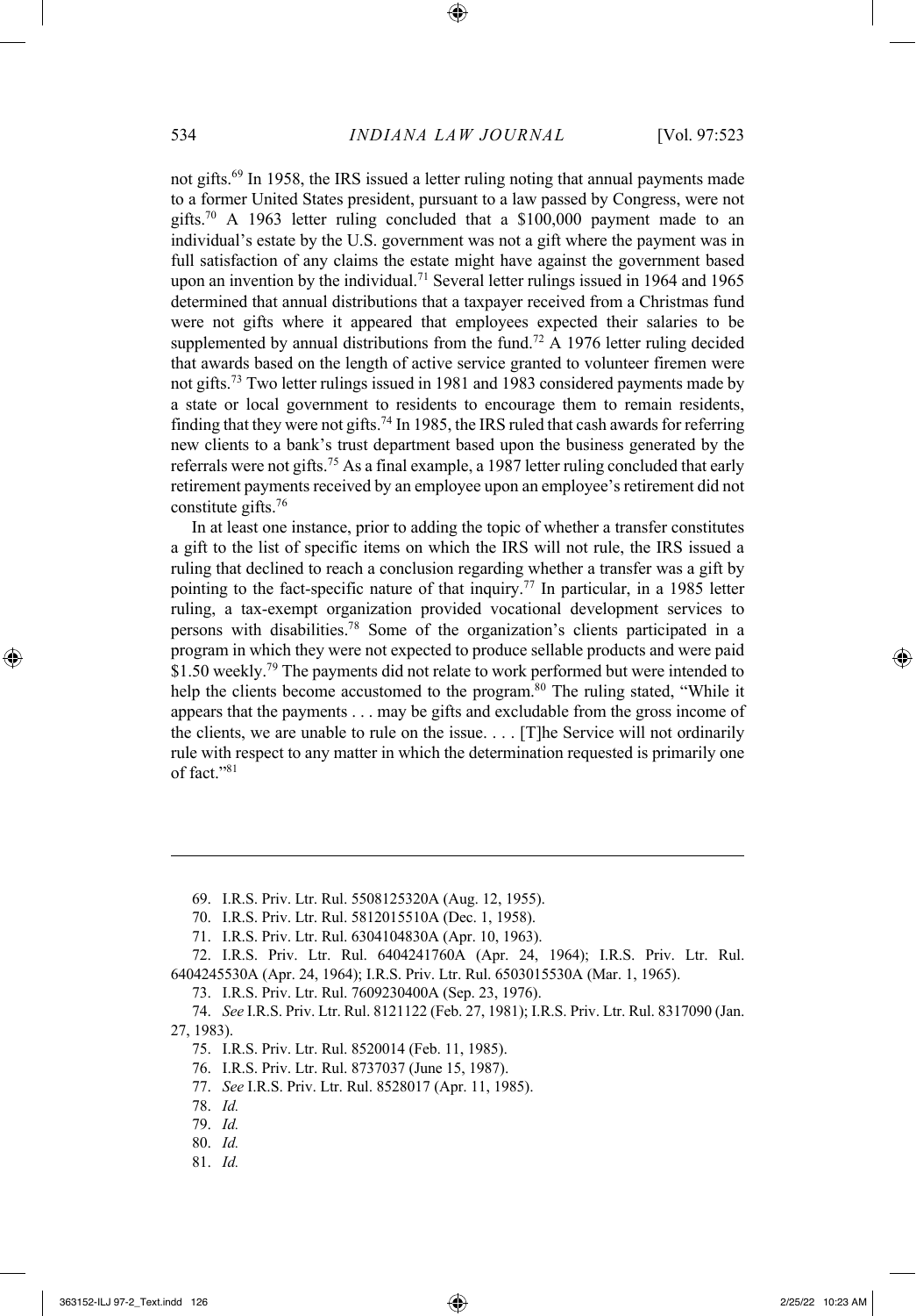not gifts.[69] In 1958, the IRS issued a letter ruling noting that annual payments made to a former United States president, pursuant to a law passed by Congress, were not gifts.[70] A 1963 letter ruling concluded that a $100,000 payment made to an individual's estate by the U.S. government was not a gift where the payment was in full satisfaction of any claims the estate might have against the government based upon an invention by the individual.[71] Several letter rulings issued in 1964 and 1965 determined that annual distributions that a taxpayer received from a Christmas fund were not gifts where it appeared that employees expected their salaries to be supplemented by annual distributions from the fund.[72] A 1976 letter ruling decided that awards based on the length of active service granted to volunteer firemen were not gifts.[73] Two letter rulings issued in 1981 and 1983 considered payments made by a state or local government to residents to encourage them to remain residents, finding that they were not gifts.[74] In 1985, the IRS ruled that cash awards for referring new clients to a bank's trust department based upon the business generated by the referrals were not gifts.[75] As a final example, a 1987 letter ruling concluded that early retirement payments received by an employee upon an employee's retirement did not constitute gifts.[76]

In at least one instance, prior to adding the topic of whether a transfer constitutes a gift to the list of specific items on which the IRS will not rule, the IRS issued a ruling that declined to reach a conclusion regarding whether a transfer was a gift by pointing to the fact-specific nature of that inquiry.[77] In particular, in a 1985 letter ruling, a tax-exempt organization provided vocational development services to persons with disabilities.[78] Some of the organization's clients participated in a program in which they were not expected to produce sellable products and were paid $1.50 weekly.[79] The payments did not relate to work performed but were intended to help the clients become accustomed to the program.[80] The ruling stated, "While it appears that the payments . . . may be gifts and excludable from the gross income of the clients, we are unable to rule on the issue. . . . [T]he Service will not ordinarily rule with respect to any matter in which the determination requested is primarily one of fact."[81]

---

69. I.R.S. Priv. Ltr. Rul. 5508125320A (Aug. 12, 1955).

70. I.R.S. Priv. Ltr. Rul. 5812015510A (Dec. 1, 1958).

71. I.R.S. Priv. Ltr. Rul. 6304104830A (Apr. 10, 1963).

72. I.R.S. Priv. Ltr. Rul. 6404241760A (Apr. 24, 1964); I.R.S. Priv. Ltr. Rul. 6404245530A (Apr. 24, 1964); I.R.S. Priv. Ltr. Rul. 6503015530A (Mar. 1, 1965).

73. I.R.S. Priv. Ltr. Rul. 7609230400A (Sep. 23, 1976).

74. *See* I.R.S. Priv. Ltr. Rul. 8121122 (Feb. 27, 1981); I.R.S. Priv. Ltr. Rul. 8317090 (Jan. 27, 1983).

75. I.R.S. Priv. Ltr. Rul. 8520014 (Feb. 11, 1985).

76. I.R.S. Priv. Ltr. Rul. 8737037 (June 15, 1987).

77. *See* I.R.S. Priv. Ltr. Rul. 8528017 (Apr. 11, 1985).

78. *Id.*

79. *Id.*

80. *Id.*

81. *Id.*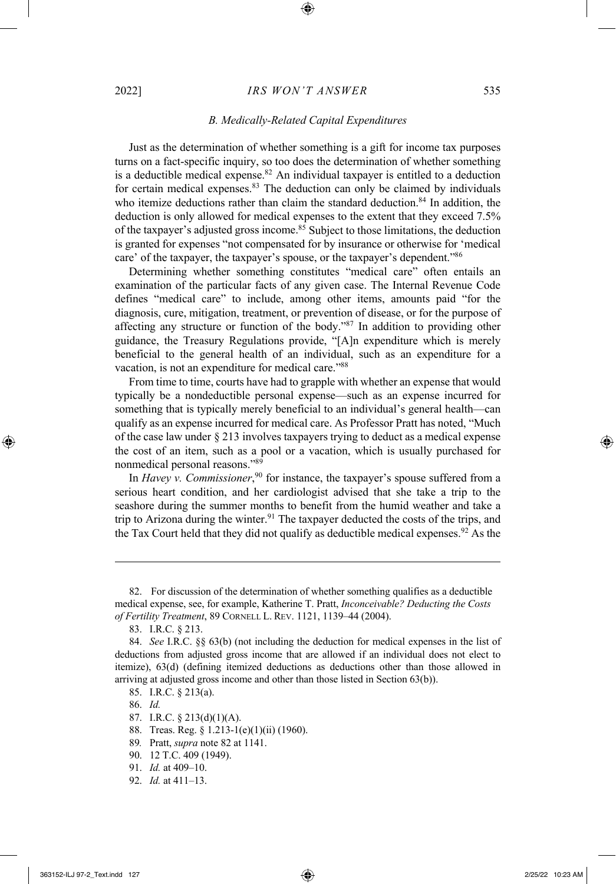### *B. Medically-Related Capital Expenditures*

Just as the determination of whether something is a gift for income tax purposes turns on a fact-specific inquiry, so too does the determination of whether something is a deductible medical expense.[82] An individual taxpayer is entitled to a deduction for certain medical expenses.[83] The deduction can only be claimed by individuals who itemize deductions rather than claim the standard deduction.[84] In addition, the deduction is only allowed for medical expenses to the extent that they exceed 7.5% of the taxpayer's adjusted gross income.[85] Subject to those limitations, the deduction is granted for expenses "not compensated for by insurance or otherwise for 'medical care' of the taxpayer, the taxpayer's spouse, or the taxpayer's dependent."[86]

Determining whether something constitutes "medical care" often entails an examination of the particular facts of any given case. The Internal Revenue Code defines "medical care" to include, among other items, amounts paid "for the diagnosis, cure, mitigation, treatment, or prevention of disease, or for the purpose of affecting any structure or function of the body."[87] In addition to providing other guidance, the Treasury Regulations provide, "[A]n expenditure which is merely beneficial to the general health of an individual, such as an expenditure for a vacation, is not an expenditure for medical care."[88]

From time to time, courts have had to grapple with whether an expense that would typically be a nondeductible personal expense—such as an expense incurred for something that is typically merely beneficial to an individual's general health—can qualify as an expense incurred for medical care. As Professor Pratt has noted, "Much of the case law under § 213 involves taxpayers trying to deduct as a medical expense the cost of an item, such as a pool or a vacation, which is usually purchased for nonmedical personal reasons."[89]

In *Havey v. Commissioner*,[90] for instance, the taxpayer's spouse suffered from a serious heart condition, and her cardiologist advised that she take a trip to the seashore during the summer months to benefit from the humid weather and take a trip to Arizona during the winter.[91] The taxpayer deducted the costs of the trips, and the Tax Court held that they did not qualify as deductible medical expenses.[92] As the

---

82. For discussion of the determination of whether something qualifies as a deductible medical expense, see, for example, Katherine T. Pratt, *Inconceivable? Deducting the Costs of Fertility Treatment*, 89 CORNELL L. REV. 1121, 1139–44 (2004).

83. I.R.C. § 213.

84. *See* I.R.C. §§ 63(b) (not including the deduction for medical expenses in the list of deductions from adjusted gross income that are allowed if an individual does not elect to itemize), 63(d) (defining itemized deductions as deductions other than those allowed in arriving at adjusted gross income and other than those listed in Section 63(b)).

85. I.R.C. § 213(a).

86. *Id.*

87. I.R.C. § 213(d)(1)(A).

88. Treas. Reg. § 1.213-1(e)(1)(ii) (1960).

89. Pratt, *supra* note 82 at 1141.

90. 12 T.C. 409 (1949).

91. *Id.* at 409–10.

92. *Id.* at 411–13.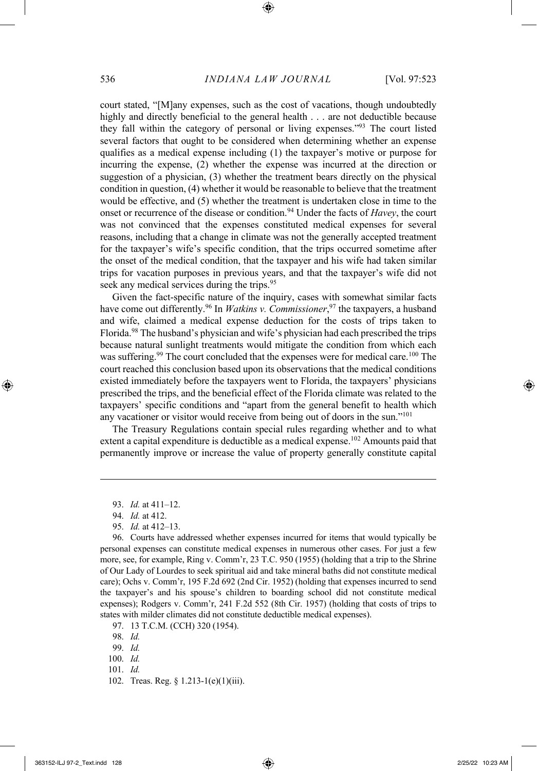court stated, "[M]any expenses, such as the cost of vacations, though undoubtedly highly and directly beneficial to the general health . . . are not deductible because they fall within the category of personal or living expenses."[93] The court listed several factors that ought to be considered when determining whether an expense qualifies as a medical expense including (1) the taxpayer's motive or purpose for incurring the expense, (2) whether the expense was incurred at the direction or suggestion of a physician, (3) whether the treatment bears directly on the physical condition in question, (4) whether it would be reasonable to believe that the treatment would be effective, and (5) whether the treatment is undertaken close in time to the onset or recurrence of the disease or condition.[94] Under the facts of *Havey*, the court was not convinced that the expenses constituted medical expenses for several reasons, including that a change in climate was not the generally accepted treatment for the taxpayer's wife's specific condition, that the trips occurred sometime after the onset of the medical condition, that the taxpayer and his wife had taken similar trips for vacation purposes in previous years, and that the taxpayer's wife did not seek any medical services during the trips.[95]

Given the fact-specific nature of the inquiry, cases with somewhat similar facts have come out differently.[96] In *Watkins v. Commissioner*,[97] the taxpayers, a husband and wife, claimed a medical expense deduction for the costs of trips taken to Florida.[98] The husband's physician and wife's physician had each prescribed the trips because natural sunlight treatments would mitigate the condition from which each was suffering.[99] The court concluded that the expenses were for medical care.[100] The court reached this conclusion based upon its observations that the medical conditions existed immediately before the taxpayers went to Florida, the taxpayers' physicians prescribed the trips, and the beneficial effect of the Florida climate was related to the taxpayers' specific conditions and "apart from the general benefit to health which any vacationer or visitor would receive from being out of doors in the sun."[101]

The Treasury Regulations contain special rules regarding whether and to what extent a capital expenditure is deductible as a medical expense.[102] Amounts paid that permanently improve or increase the value of property generally constitute capital

---

93. *Id.* at 411–12.

94. *Id.* at 412.

95. *Id.* at 412–13.

96. Courts have addressed whether expenses incurred for items that would typically be personal expenses can constitute medical expenses in numerous other cases. For just a few more, see, for example, Ring v. Comm'r, 23 T.C. 950 (1955) (holding that a trip to the Shrine of Our Lady of Lourdes to seek spiritual aid and take mineral baths did not constitute medical care); Ochs v. Comm'r, 195 F.2d 692 (2nd Cir. 1952) (holding that expenses incurred to send the taxpayer's and his spouse's children to boarding school did not constitute medical expenses); Rodgers v. Comm'r, 241 F.2d 552 (8th Cir. 1957) (holding that costs of trips to states with milder climates did not constitute deductible medical expenses).

97. 13 T.C.M. (CCH) 320 (1954).

98. *Id.*

99. *Id.*

100. *Id.*

101. *Id.*

102. Treas. Reg. § 1.213-1(e)(1)(iii).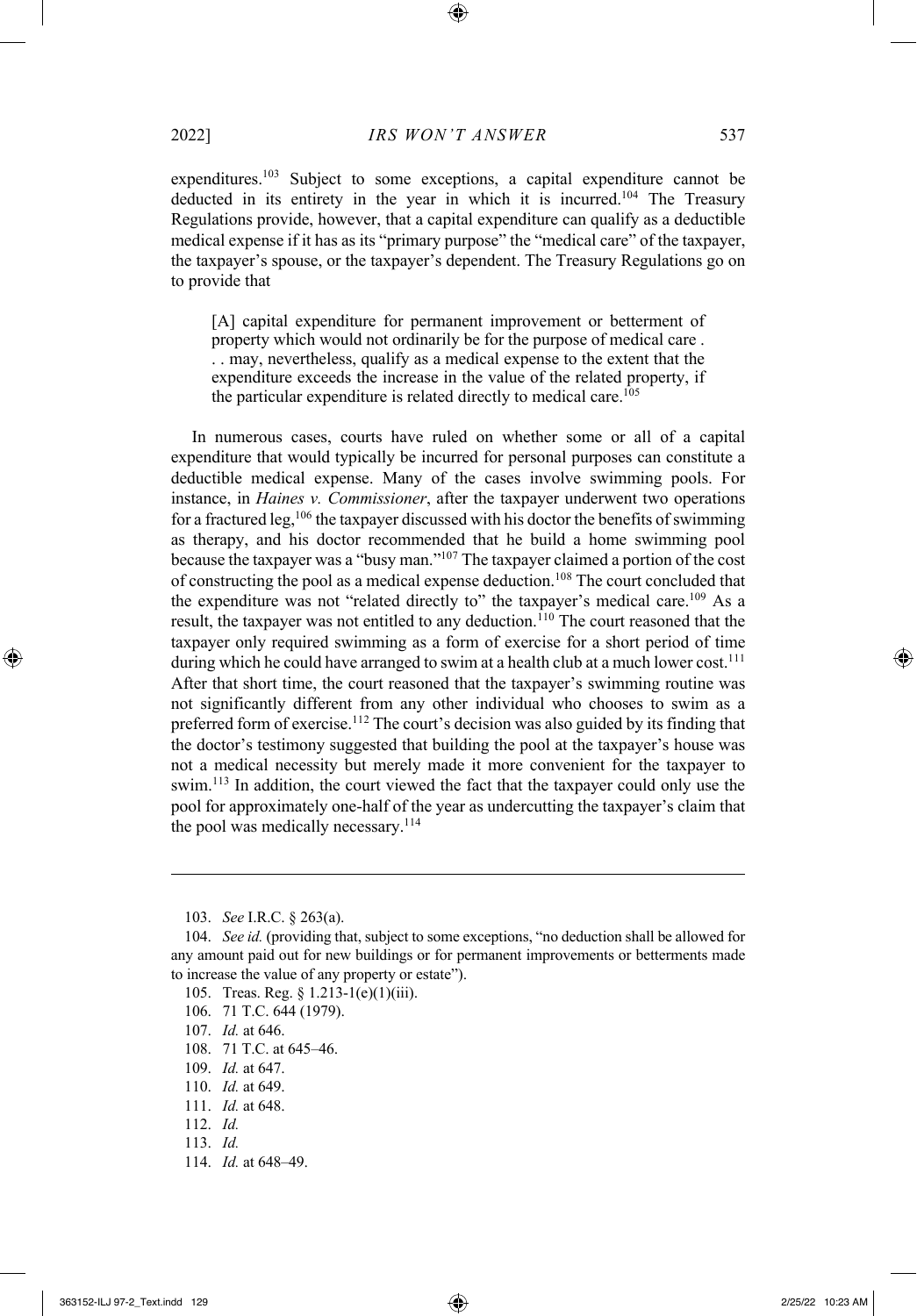expenditures.[103] Subject to some exceptions, a capital expenditure cannot be deducted in its entirety in the year in which it is incurred.[104] The Treasury Regulations provide, however, that a capital expenditure can qualify as a deductible medical expense if it has as its "primary purpose" the "medical care" of the taxpayer, the taxpayer's spouse, or the taxpayer's dependent. The Treasury Regulations go on to provide that

> [A] capital expenditure for permanent improvement or betterment of property which would not ordinarily be for the purpose of medical care . . . may, nevertheless, qualify as a medical expense to the extent that the expenditure exceeds the increase in the value of the related property, if the particular expenditure is related directly to medical care.[105]

In numerous cases, courts have ruled on whether some or all of a capital expenditure that would typically be incurred for personal purposes can constitute a deductible medical expense. Many of the cases involve swimming pools. For instance, in *Haines v. Commissioner*, after the taxpayer underwent two operations for a fractured leg,[106] the taxpayer discussed with his doctor the benefits of swimming as therapy, and his doctor recommended that he build a home swimming pool because the taxpayer was a "busy man."[107] The taxpayer claimed a portion of the cost of constructing the pool as a medical expense deduction.[108] The court concluded that the expenditure was not "related directly to" the taxpayer's medical care.[109] As a result, the taxpayer was not entitled to any deduction.[110] The court reasoned that the taxpayer only required swimming as a form of exercise for a short period of time during which he could have arranged to swim at a health club at a much lower cost.[111] After that short time, the court reasoned that the taxpayer's swimming routine was not significantly different from any other individual who chooses to swim as a preferred form of exercise.[112] The court's decision was also guided by its finding that the doctor's testimony suggested that building the pool at the taxpayer's house was not a medical necessity but merely made it more convenient for the taxpayer to swim.[113] In addition, the court viewed the fact that the taxpayer could only use the pool for approximately one-half of the year as undercutting the taxpayer's claim that the pool was medically necessary.[114]

---

103. *See* I.R.C. § 263(a).

104. *See id.* (providing that, subject to some exceptions, "no deduction shall be allowed for any amount paid out for new buildings or for permanent improvements or betterments made to increase the value of any property or estate").

105. Treas. Reg. § 1.213-1(e)(1)(iii).

106. 71 T.C. 644 (1979).

107. *Id.* at 646.

108. 71 T.C. at 645–46.

109. *Id.* at 647.

110. *Id.* at 649.

111. *Id.* at 648.

112. *Id.*

113. *Id.*

114. *Id.* at 648–49.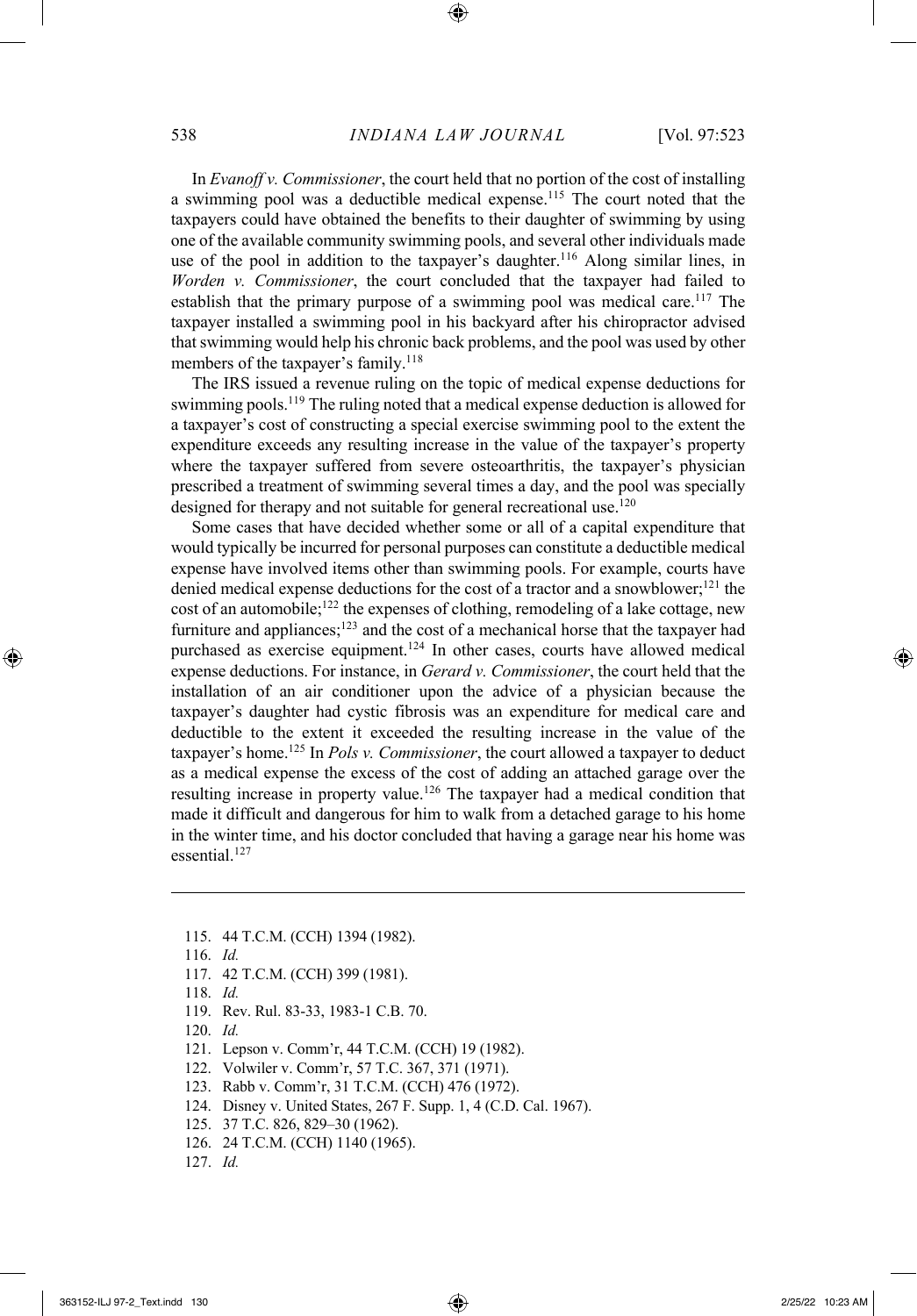In *Evanoff v. Commissioner*, the court held that no portion of the cost of installing a swimming pool was a deductible medical expense.[115] The court noted that the taxpayers could have obtained the benefits to their daughter of swimming by using one of the available community swimming pools, and several other individuals made use of the pool in addition to the taxpayer's daughter.[116] Along similar lines, in *Worden v. Commissioner*, the court concluded that the taxpayer had failed to establish that the primary purpose of a swimming pool was medical care.[117] The taxpayer installed a swimming pool in his backyard after his chiropractor advised that swimming would help his chronic back problems, and the pool was used by other members of the taxpayer's family.[118]

The IRS issued a revenue ruling on the topic of medical expense deductions for swimming pools.[119] The ruling noted that a medical expense deduction is allowed for a taxpayer's cost of constructing a special exercise swimming pool to the extent the expenditure exceeds any resulting increase in the value of the taxpayer's property where the taxpayer suffered from severe osteoarthritis, the taxpayer's physician prescribed a treatment of swimming several times a day, and the pool was specially designed for therapy and not suitable for general recreational use.[120]

Some cases that have decided whether some or all of a capital expenditure that would typically be incurred for personal purposes can constitute a deductible medical expense have involved items other than swimming pools. For example, courts have denied medical expense deductions for the cost of a tractor and a snowblower;[121] the cost of an automobile;[122] the expenses of clothing, remodeling of a lake cottage, new furniture and appliances;[123] and the cost of a mechanical horse that the taxpayer had purchased as exercise equipment.[124] In other cases, courts have allowed medical expense deductions. For instance, in *Gerard v. Commissioner*, the court held that the installation of an air conditioner upon the advice of a physician because the taxpayer's daughter had cystic fibrosis was an expenditure for medical care and deductible to the extent it exceeded the resulting increase in the value of the taxpayer's home.[125] In *Pols v. Commissioner*, the court allowed a taxpayer to deduct as a medical expense the excess of the cost of adding an attached garage over the resulting increase in property value.[126] The taxpayer had a medical condition that made it difficult and dangerous for him to walk from a detached garage to his home in the winter time, and his doctor concluded that having a garage near his home was essential.[127]

---

115. 44 T.C.M. (CCH) 1394 (1982).

116. *Id.*

117. 42 T.C.M. (CCH) 399 (1981).

118. *Id.*

119. Rev. Rul. 83-33, 1983-1 C.B. 70.

120. *Id.*

121. Lepson v. Comm'r, 44 T.C.M. (CCH) 19 (1982).

122. Volwiler v. Comm'r, 57 T.C. 367, 371 (1971).

123. Rabb v. Comm'r, 31 T.C.M. (CCH) 476 (1972).

124. Disney v. United States, 267 F. Supp. 1, 4 (C.D. Cal. 1967).

125. 37 T.C. 826, 829–30 (1962).

126. 24 T.C.M. (CCH) 1140 (1965).

127. *Id.*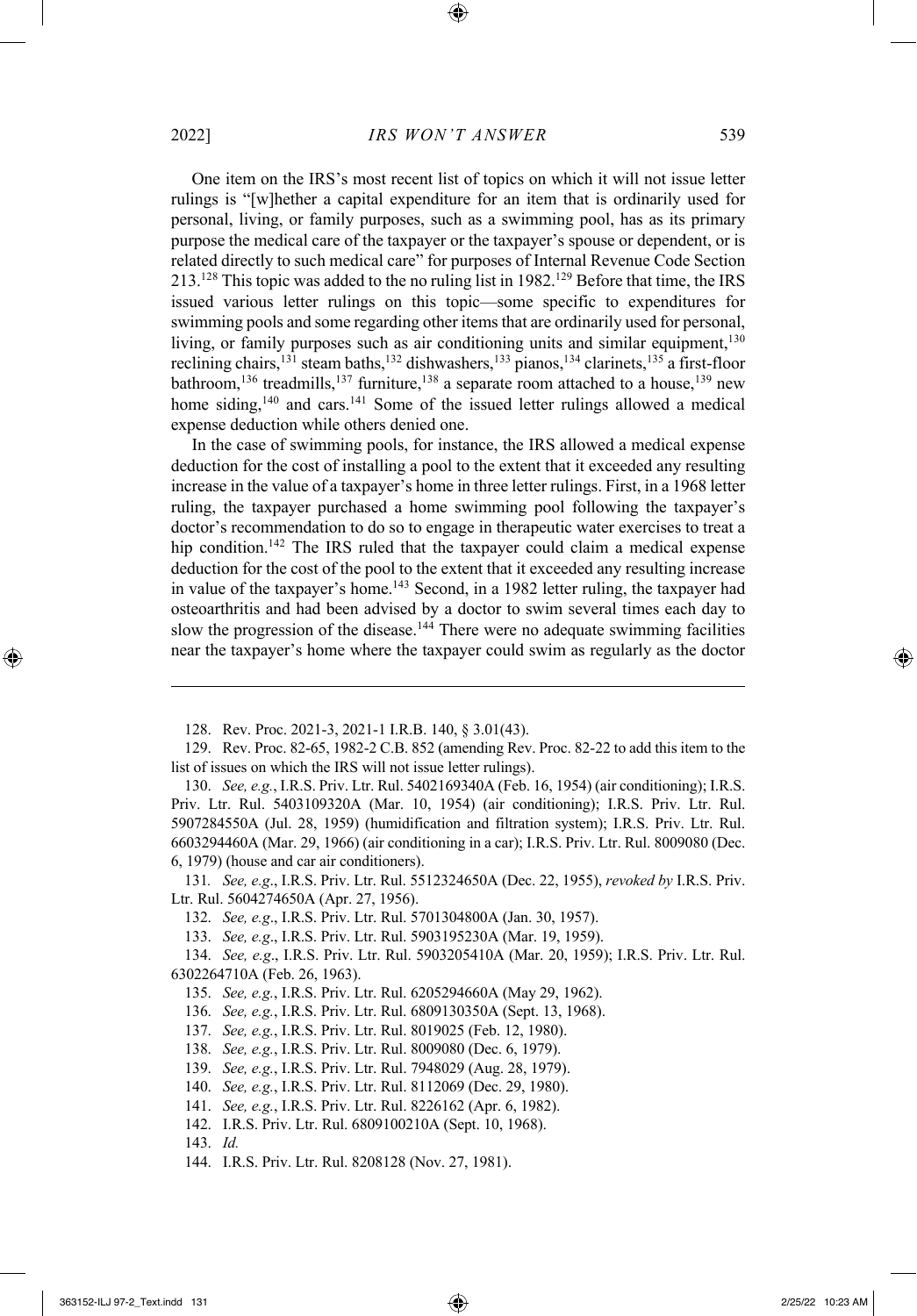One item on the IRS's most recent list of topics on which it will not issue letter rulings is "[w]hether a capital expenditure for an item that is ordinarily used for personal, living, or family purposes, such as a swimming pool, has as its primary purpose the medical care of the taxpayer or the taxpayer's spouse or dependent, or is related directly to such medical care" for purposes of Internal Revenue Code Section 213.[128] This topic was added to the no ruling list in 1982.[129] Before that time, the IRS issued various letter rulings on this topic—some specific to expenditures for swimming pools and some regarding other items that are ordinarily used for personal, living, or family purposes such as air conditioning units and similar equipment,[130] reclining chairs,[131] steam baths,[132] dishwashers,[133] pianos,[134] clarinets,[135] a first-floor bathroom,[136] treadmills,[137] furniture,[138] a separate room attached to a house,[139] new home siding,[140] and cars.[141] Some of the issued letter rulings allowed a medical expense deduction while others denied one.

In the case of swimming pools, for instance, the IRS allowed a medical expense deduction for the cost of installing a pool to the extent that it exceeded any resulting increase in the value of a taxpayer's home in three letter rulings. First, in a 1968 letter ruling, the taxpayer purchased a home swimming pool following the taxpayer's doctor's recommendation to do so to engage in therapeutic water exercises to treat a hip condition.[142] The IRS ruled that the taxpayer could claim a medical expense deduction for the cost of the pool to the extent that it exceeded any resulting increase in value of the taxpayer's home.[143] Second, in a 1982 letter ruling, the taxpayer had osteoarthritis and had been advised by a doctor to swim several times each day to slow the progression of the disease.[144] There were no adequate swimming facilities near the taxpayer's home where the taxpayer could swim as regularly as the doctor

---

128. Rev. Proc. 2021-3, 2021-1 I.R.B. 140, § 3.01(43).

129. Rev. Proc. 82-65, 1982-2 C.B. 852 (amending Rev. Proc. 82-22 to add this item to the list of issues on which the IRS will not issue letter rulings).

130. *See, e.g.*, I.R.S. Priv. Ltr. Rul. 5402169340A (Feb. 16, 1954) (air conditioning); I.R.S. Priv. Ltr. Rul. 5403109320A (Mar. 10, 1954) (air conditioning); I.R.S. Priv. Ltr. Rul. 5907284550A (Jul. 28, 1959) (humidification and filtration system); I.R.S. Priv. Ltr. Rul. 6603294460A (Mar. 29, 1966) (air conditioning in a car); I.R.S. Priv. Ltr. Rul. 8009080 (Dec. 6, 1979) (house and car air conditioners).

131. *See, e.g*., I.R.S. Priv. Ltr. Rul. 5512324650A (Dec. 22, 1955), *revoked by* I.R.S. Priv. Ltr. Rul. 5604274650A (Apr. 27, 1956).

132. *See, e.g*., I.R.S. Priv. Ltr. Rul. 5701304800A (Jan. 30, 1957).

133. *See, e.g*., I.R.S. Priv. Ltr. Rul. 5903195230A (Mar. 19, 1959).

134. *See, e.g*., I.R.S. Priv. Ltr. Rul. 5903205410A (Mar. 20, 1959); I.R.S. Priv. Ltr. Rul. 6302264710A (Feb. 26, 1963).

135. *See, e.g.*, I.R.S. Priv. Ltr. Rul. 6205294660A (May 29, 1962).

136. *See, e.g.*, I.R.S. Priv. Ltr. Rul. 6809130350A (Sept. 13, 1968).

137. *See, e.g.*, I.R.S. Priv. Ltr. Rul. 8019025 (Feb. 12, 1980).

138. *See, e.g.*, I.R.S. Priv. Ltr. Rul. 8009080 (Dec. 6, 1979).

139. *See, e.g.*, I.R.S. Priv. Ltr. Rul. 7948029 (Aug. 28, 1979).

140. *See, e.g.*, I.R.S. Priv. Ltr. Rul. 8112069 (Dec. 29, 1980).

141. *See, e.g.*, I.R.S. Priv. Ltr. Rul. 8226162 (Apr. 6, 1982).

142. I.R.S. Priv. Ltr. Rul. 6809100210A (Sept. 10, 1968).

143. *Id.*

144. I.R.S. Priv. Ltr. Rul. 8208128 (Nov. 27, 1981).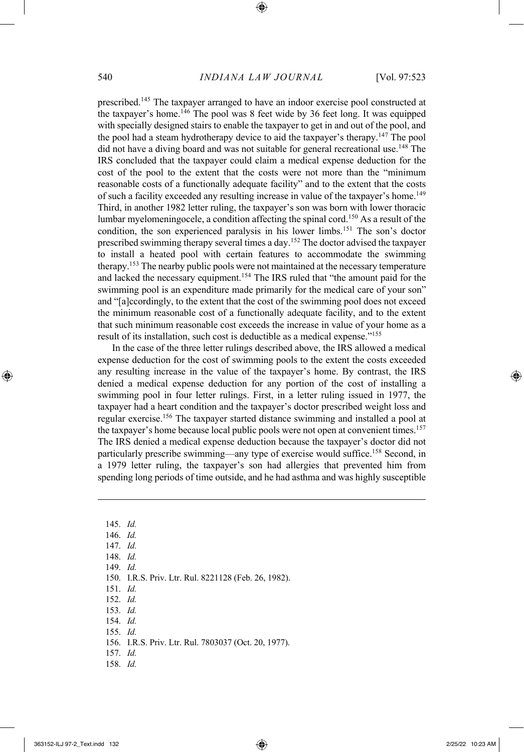prescribed.[145] The taxpayer arranged to have an indoor exercise pool constructed at the taxpayer's home.[146] The pool was 8 feet wide by 36 feet long. It was equipped with specially designed stairs to enable the taxpayer to get in and out of the pool, and the pool had a steam hydrotherapy device to aid the taxpayer's therapy.[147] The pool did not have a diving board and was not suitable for general recreational use.[148] The IRS concluded that the taxpayer could claim a medical expense deduction for the cost of the pool to the extent that the costs were not more than the "minimum reasonable costs of a functionally adequate facility" and to the extent that the costs of such a facility exceeded any resulting increase in value of the taxpayer's home.[149] Third, in another 1982 letter ruling, the taxpayer's son was born with lower thoracic lumbar myelomeningocele, a condition affecting the spinal cord.[150] As a result of the condition, the son experienced paralysis in his lower limbs.[151] The son's doctor prescribed swimming therapy several times a day.[152] The doctor advised the taxpayer to install a heated pool with certain features to accommodate the swimming therapy.[153] The nearby public pools were not maintained at the necessary temperature and lacked the necessary equipment.[154] The IRS ruled that "the amount paid for the swimming pool is an expenditure made primarily for the medical care of your son" and "[a]ccordingly, to the extent that the cost of the swimming pool does not exceed the minimum reasonable cost of a functionally adequate facility, and to the extent that such minimum reasonable cost exceeds the increase in value of your home as a result of its installation, such cost is deductible as a medical expense."[155]

In the case of the three letter rulings described above, the IRS allowed a medical expense deduction for the cost of swimming pools to the extent the costs exceeded any resulting increase in the value of the taxpayer's home. By contrast, the IRS denied a medical expense deduction for any portion of the cost of installing a swimming pool in four letter rulings. First, in a letter ruling issued in 1977, the taxpayer had a heart condition and the taxpayer's doctor prescribed weight loss and regular exercise.[156] The taxpayer started distance swimming and installed a pool at the taxpayer's home because local public pools were not open at convenient times.[157] The IRS denied a medical expense deduction because the taxpayer's doctor did not particularly prescribe swimming—any type of exercise would suffice.[158] Second, in a 1979 letter ruling, the taxpayer's son had allergies that prevented him from spending long periods of time outside, and he had asthma and was highly susceptible

---

145. *Id.*
146. *Id.*
147. *Id.*
148. *Id.*
149. *Id.*
150. I.R.S. Priv. Ltr. Rul. 8221128 (Feb. 26, 1982).
151. *Id.*
152. *Id.*
153. *Id.*
154. *Id.*
155. *Id.*
156. I.R.S. Priv. Ltr. Rul. 7803037 (Oct. 20, 1977).
157. *Id.*
158. *Id.*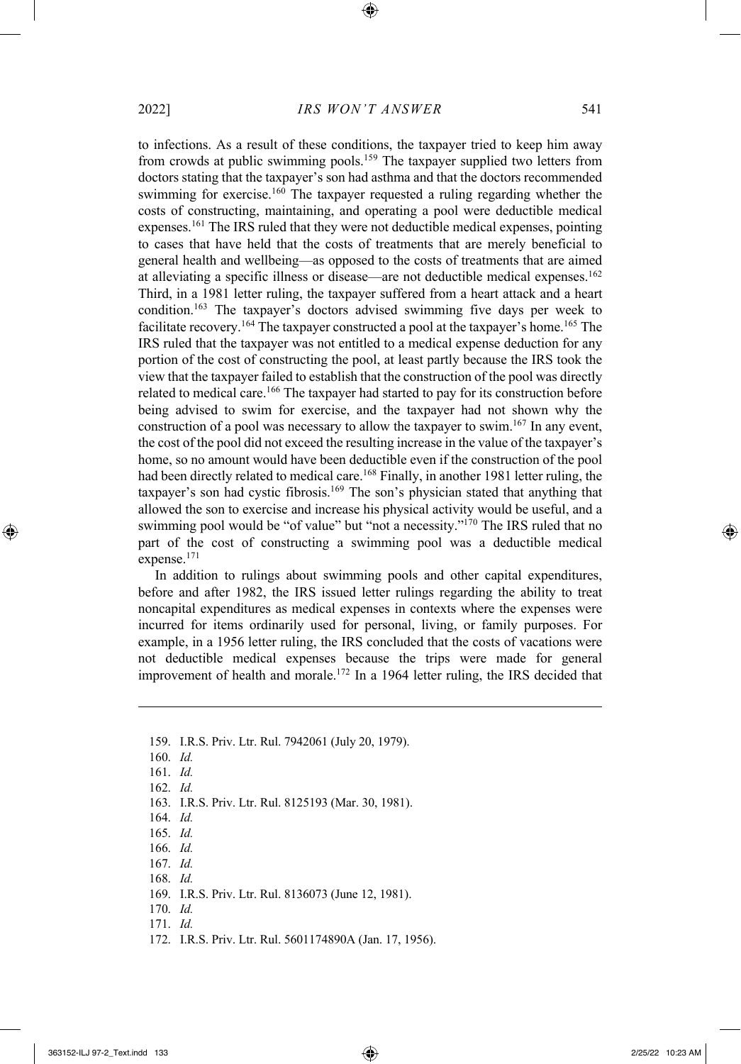to infections. As a result of these conditions, the taxpayer tried to keep him away from crowds at public swimming pools.[159] The taxpayer supplied two letters from doctors stating that the taxpayer's son had asthma and that the doctors recommended swimming for exercise.[160] The taxpayer requested a ruling regarding whether the costs of constructing, maintaining, and operating a pool were deductible medical expenses.[161] The IRS ruled that they were not deductible medical expenses, pointing to cases that have held that the costs of treatments that are merely beneficial to general health and wellbeing—as opposed to the costs of treatments that are aimed at alleviating a specific illness or disease—are not deductible medical expenses.[162] Third, in a 1981 letter ruling, the taxpayer suffered from a heart attack and a heart condition.[163] The taxpayer's doctors advised swimming five days per week to facilitate recovery.[164] The taxpayer constructed a pool at the taxpayer's home.[165] The IRS ruled that the taxpayer was not entitled to a medical expense deduction for any portion of the cost of constructing the pool, at least partly because the IRS took the view that the taxpayer failed to establish that the construction of the pool was directly related to medical care.[166] The taxpayer had started to pay for its construction before being advised to swim for exercise, and the taxpayer had not shown why the construction of a pool was necessary to allow the taxpayer to swim.[167] In any event, the cost of the pool did not exceed the resulting increase in the value of the taxpayer's home, so no amount would have been deductible even if the construction of the pool had been directly related to medical care.[168] Finally, in another 1981 letter ruling, the taxpayer's son had cystic fibrosis.[169] The son's physician stated that anything that allowed the son to exercise and increase his physical activity would be useful, and a swimming pool would be "of value" but "not a necessity."[170] The IRS ruled that no part of the cost of constructing a swimming pool was a deductible medical expense.[171]

In addition to rulings about swimming pools and other capital expenditures, before and after 1982, the IRS issued letter rulings regarding the ability to treat noncapital expenditures as medical expenses in contexts where the expenses were incurred for items ordinarily used for personal, living, or family purposes. For example, in a 1956 letter ruling, the IRS concluded that the costs of vacations were not deductible medical expenses because the trips were made for general improvement of health and morale.[172] In a 1964 letter ruling, the IRS decided that

---

159. I.R.S. Priv. Ltr. Rul. 7942061 (July 20, 1979).

160. *Id.*

161. *Id.*

162. *Id.*

163. I.R.S. Priv. Ltr. Rul. 8125193 (Mar. 30, 1981).

164. *Id.*

165. *Id.*

166. *Id.*

167. *Id.*

168. *Id.*

169. I.R.S. Priv. Ltr. Rul. 8136073 (June 12, 1981).

170. *Id.*

171. *Id.*

172. I.R.S. Priv. Ltr. Rul. 5601174890A (Jan. 17, 1956).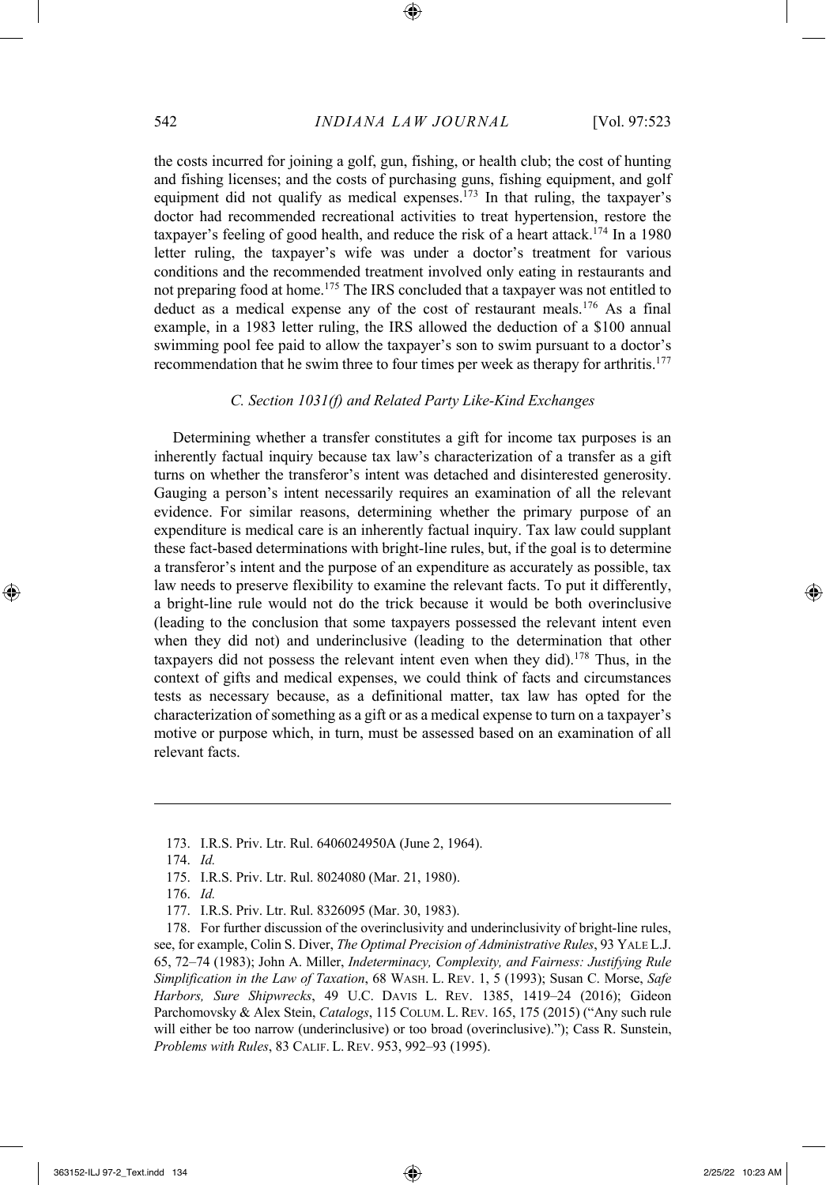the costs incurred for joining a golf, gun, fishing, or health club; the cost of hunting and fishing licenses; and the costs of purchasing guns, fishing equipment, and golf equipment did not qualify as medical expenses.[173] In that ruling, the taxpayer's doctor had recommended recreational activities to treat hypertension, restore the taxpayer's feeling of good health, and reduce the risk of a heart attack.[174] In a 1980 letter ruling, the taxpayer's wife was under a doctor's treatment for various conditions and the recommended treatment involved only eating in restaurants and not preparing food at home.[175] The IRS concluded that a taxpayer was not entitled to deduct as a medical expense any of the cost of restaurant meals.[176] As a final example, in a 1983 letter ruling, the IRS allowed the deduction of a $100 annual swimming pool fee paid to allow the taxpayer's son to swim pursuant to a doctor's recommendation that he swim three to four times per week as therapy for arthritis.[177]

### *C. Section 1031(f) and Related Party Like-Kind Exchanges*

Determining whether a transfer constitutes a gift for income tax purposes is an inherently factual inquiry because tax law's characterization of a transfer as a gift turns on whether the transferor's intent was detached and disinterested generosity. Gauging a person's intent necessarily requires an examination of all the relevant evidence. For similar reasons, determining whether the primary purpose of an expenditure is medical care is an inherently factual inquiry. Tax law could supplant these fact-based determinations with bright-line rules, but, if the goal is to determine a transferor's intent and the purpose of an expenditure as accurately as possible, tax law needs to preserve flexibility to examine the relevant facts. To put it differently, a bright-line rule would not do the trick because it would be both overinclusive (leading to the conclusion that some taxpayers possessed the relevant intent even when they did not) and underinclusive (leading to the determination that other taxpayers did not possess the relevant intent even when they did).[178] Thus, in the context of gifts and medical expenses, we could think of facts and circumstances tests as necessary because, as a definitional matter, tax law has opted for the characterization of something as a gift or as a medical expense to turn on a taxpayer's motive or purpose which, in turn, must be assessed based on an examination of all relevant facts.

---

173. I.R.S. Priv. Ltr. Rul. 6406024950A (June 2, 1964).

174. *Id.*

175. I.R.S. Priv. Ltr. Rul. 8024080 (Mar. 21, 1980).

176. *Id.*

177. I.R.S. Priv. Ltr. Rul. 8326095 (Mar. 30, 1983).

178. For further discussion of the overinclusivity and underinclusivity of bright-line rules, see, for example, Colin S. Diver, *The Optimal Precision of Administrative Rules*, 93 YALE L.J. 65, 72–74 (1983); John A. Miller, *Indeterminacy, Complexity, and Fairness: Justifying Rule Simplification in the Law of Taxation*, 68 WASH. L. REV. 1, 5 (1993); Susan C. Morse, *Safe Harbors, Sure Shipwrecks*, 49 U.C. DAVIS L. REV. 1385, 1419–24 (2016); Gideon Parchomovsky & Alex Stein, *Catalogs*, 115 COLUM. L. REV. 165, 175 (2015) ("Any such rule will either be too narrow (underinclusive) or too broad (overinclusive)."); Cass R. Sunstein, *Problems with Rules*, 83 CALIF. L. REV. 953, 992–93 (1995).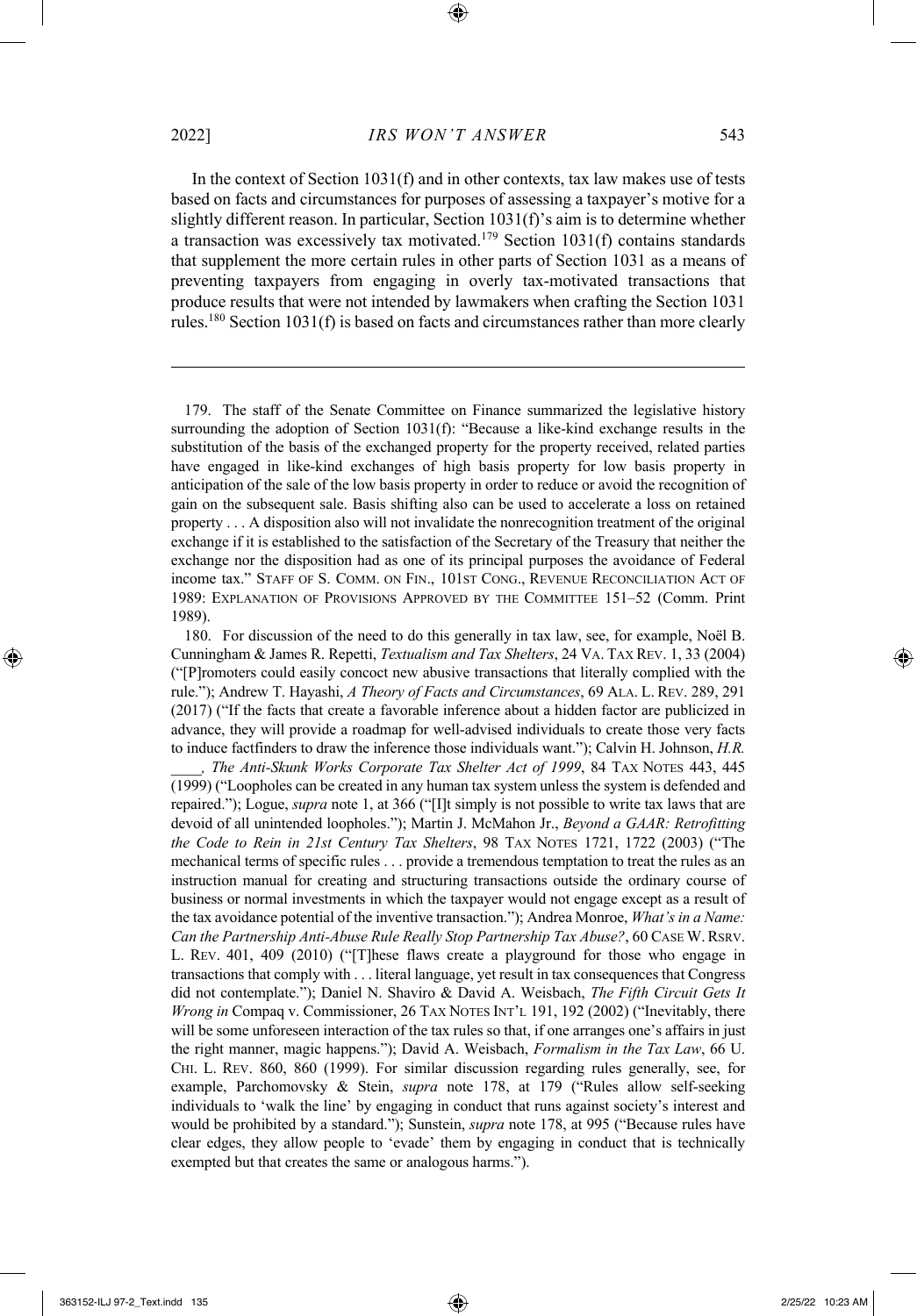In the context of Section 1031(f) and in other contexts, tax law makes use of tests based on facts and circumstances for purposes of assessing a taxpayer's motive for a slightly different reason. In particular, Section 1031(f)'s aim is to determine whether a transaction was excessively tax motivated.[179] Section 1031(f) contains standards that supplement the more certain rules in other parts of Section 1031 as a means of preventing taxpayers from engaging in overly tax-motivated transactions that produce results that were not intended by lawmakers when crafting the Section 1031 rules.[180] Section 1031(f) is based on facts and circumstances rather than more clearly

---

179. The staff of the Senate Committee on Finance summarized the legislative history surrounding the adoption of Section 1031(f): "Because a like-kind exchange results in the substitution of the basis of the exchanged property for the property received, related parties have engaged in like-kind exchanges of high basis property for low basis property in anticipation of the sale of the low basis property in order to reduce or avoid the recognition of gain on the subsequent sale. Basis shifting also can be used to accelerate a loss on retained property . . . A disposition also will not invalidate the nonrecognition treatment of the original exchange if it is established to the satisfaction of the Secretary of the Treasury that neither the exchange nor the disposition had as one of its principal purposes the avoidance of Federal income tax." STAFF OF S. COMM. ON FIN., 101ST CONG., REVENUE RECONCILIATION ACT OF 1989: EXPLANATION OF PROVISIONS APPROVED BY THE COMMITTEE 151–52 (Comm. Print 1989).

180. For discussion of the need to do this generally in tax law, see, for example, Noël B. Cunningham & James R. Repetti, *Textualism and Tax Shelters*, 24 VA. TAX REV. 1, 33 (2004) ("[P]romoters could easily concoct new abusive transactions that literally complied with the rule."); Andrew T. Hayashi, *A Theory of Facts and Circumstances*, 69 ALA. L. REV. 289, 291 (2017) ("If the facts that create a favorable inference about a hidden factor are publicized in advance, they will provide a roadmap for well-advised individuals to create those very facts to induce factfinders to draw the inference those individuals want."); Calvin H. Johnson, *H.R. ____, The Anti-Skunk Works Corporate Tax Shelter Act of 1999*, 84 TAX NOTES 443, 445 (1999) ("Loopholes can be created in any human tax system unless the system is defended and repaired."); Logue, *supra* note 1, at 366 ("[I]t simply is not possible to write tax laws that are devoid of all unintended loopholes."); Martin J. McMahon Jr., *Beyond a GAAR: Retrofitting the Code to Rein in 21st Century Tax Shelters*, 98 TAX NOTES 1721, 1722 (2003) ("The mechanical terms of specific rules . . . provide a tremendous temptation to treat the rules as an instruction manual for creating and structuring transactions outside the ordinary course of business or normal investments in which the taxpayer would not engage except as a result of the tax avoidance potential of the inventive transaction."); Andrea Monroe, *What's in a Name: Can the Partnership Anti-Abuse Rule Really Stop Partnership Tax Abuse?*, 60 CASE W. RSRV. L. REV. 401, 409 (2010) ("[T]hese flaws create a playground for those who engage in transactions that comply with . . . literal language, yet result in tax consequences that Congress did not contemplate."); Daniel N. Shaviro & David A. Weisbach, *The Fifth Circuit Gets It Wrong in* Compaq v. Commissioner, 26 TAX NOTES INT'L 191, 192 (2002) ("Inevitably, there will be some unforeseen interaction of the tax rules so that, if one arranges one's affairs in just the right manner, magic happens."); David A. Weisbach, *Formalism in the Tax Law*, 66 U. CHI. L. REV. 860, 860 (1999). For similar discussion regarding rules generally, see, for example, Parchomovsky & Stein, *supra* note 178, at 179 ("Rules allow self-seeking individuals to 'walk the line' by engaging in conduct that runs against society's interest and would be prohibited by a standard."); Sunstein, *supra* note 178, at 995 ("Because rules have clear edges, they allow people to 'evade' them by engaging in conduct that is technically exempted but that creates the same or analogous harms.").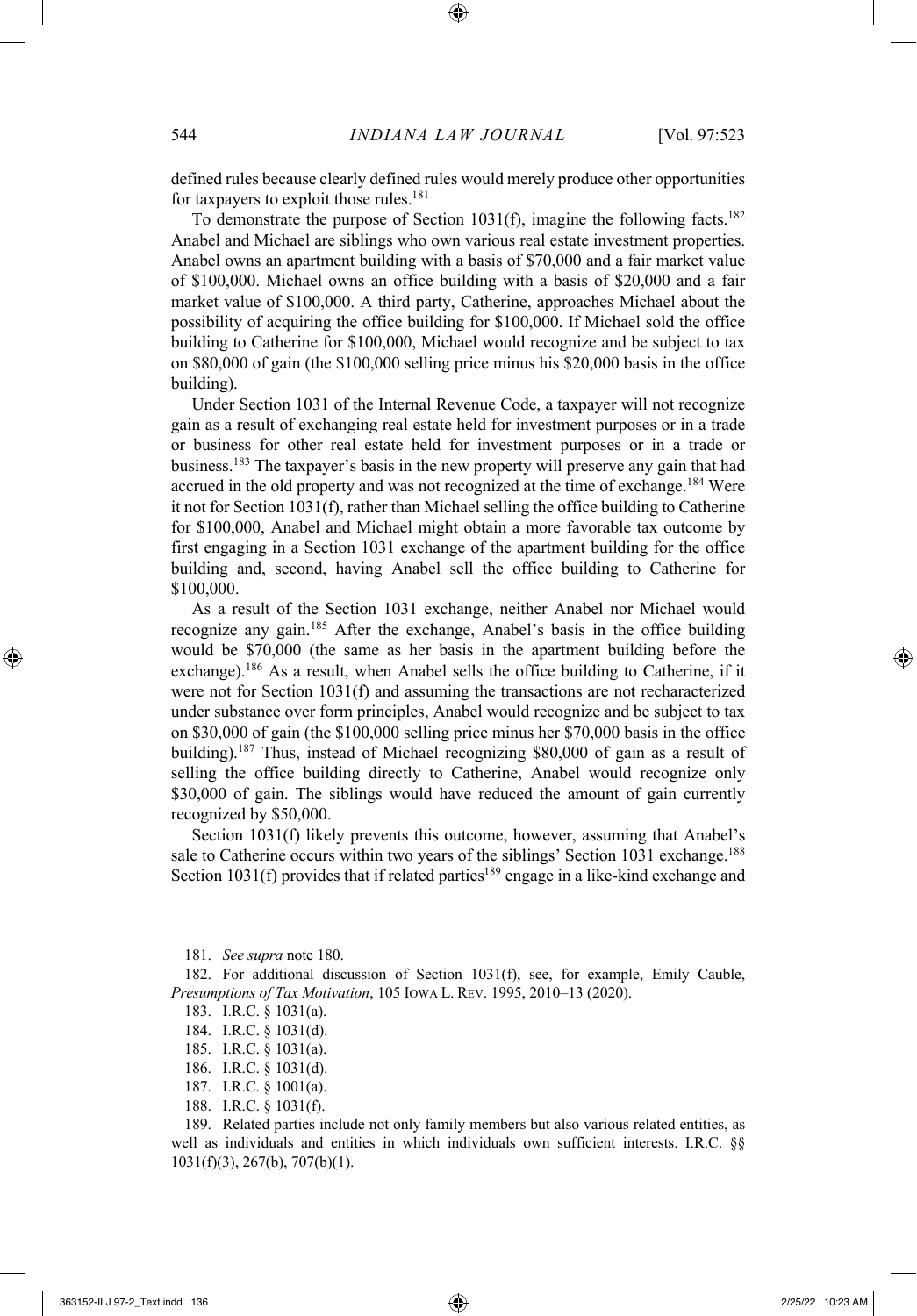defined rules because clearly defined rules would merely produce other opportunities for taxpayers to exploit those rules.[181]

To demonstrate the purpose of Section 1031(f), imagine the following facts.[182] Anabel and Michael are siblings who own various real estate investment properties. Anabel owns an apartment building with a basis of $70,000 and a fair market value of $100,000. Michael owns an office building with a basis of $20,000 and a fair market value of $100,000. A third party, Catherine, approaches Michael about the possibility of acquiring the office building for $100,000. If Michael sold the office building to Catherine for $100,000, Michael would recognize and be subject to tax on $80,000 of gain (the $100,000 selling price minus his $20,000 basis in the office building).

Under Section 1031 of the Internal Revenue Code, a taxpayer will not recognize gain as a result of exchanging real estate held for investment purposes or in a trade or business for other real estate held for investment purposes or in a trade or business.[183] The taxpayer's basis in the new property will preserve any gain that had accrued in the old property and was not recognized at the time of exchange.[184] Were it not for Section 1031(f), rather than Michael selling the office building to Catherine for $100,000, Anabel and Michael might obtain a more favorable tax outcome by first engaging in a Section 1031 exchange of the apartment building for the office building and, second, having Anabel sell the office building to Catherine for $100,000.

As a result of the Section 1031 exchange, neither Anabel nor Michael would recognize any gain.[185] After the exchange, Anabel's basis in the office building would be $70,000 (the same as her basis in the apartment building before the exchange).[186] As a result, when Anabel sells the office building to Catherine, if it were not for Section 1031(f) and assuming the transactions are not recharacterized under substance over form principles, Anabel would recognize and be subject to tax on $30,000 of gain (the $100,000 selling price minus her $70,000 basis in the office building).[187] Thus, instead of Michael recognizing $80,000 of gain as a result of selling the office building directly to Catherine, Anabel would recognize only $30,000 of gain. The siblings would have reduced the amount of gain currently recognized by $50,000.

Section 1031(f) likely prevents this outcome, however, assuming that Anabel's sale to Catherine occurs within two years of the siblings' Section 1031 exchange.[188] Section 1031(f) provides that if related parties[189] engage in a like-kind exchange and

---

181. *See supra* note 180.

182. For additional discussion of Section 1031(f), see, for example, Emily Cauble, *Presumptions of Tax Motivation*, 105 IOWA L. REV. 1995, 2010–13 (2020).

183. I.R.C. § 1031(a).

184. I.R.C. § 1031(d).

185. I.R.C. § 1031(a).

186. I.R.C. § 1031(d).

187. I.R.C. § 1001(a).

188. I.R.C. § 1031(f).

189. Related parties include not only family members but also various related entities, as well as individuals and entities in which individuals own sufficient interests. I.R.C. §§ 1031(f)(3), 267(b), 707(b)(1).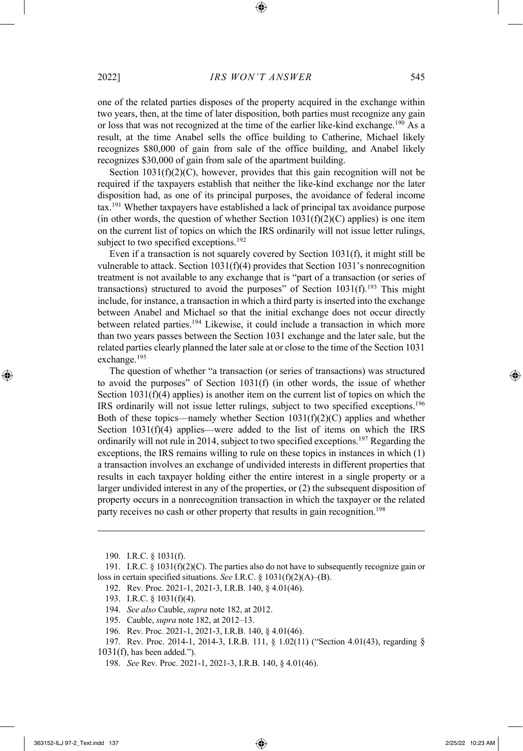one of the related parties disposes of the property acquired in the exchange within two years, then, at the time of later disposition, both parties must recognize any gain or loss that was not recognized at the time of the earlier like-kind exchange.[190] As a result, at the time Anabel sells the office building to Catherine, Michael likely recognizes $80,000 of gain from sale of the office building, and Anabel likely recognizes $30,000 of gain from sale of the apartment building.

Section 1031(f)(2)(C), however, provides that this gain recognition will not be required if the taxpayers establish that neither the like-kind exchange nor the later disposition had, as one of its principal purposes, the avoidance of federal income tax.[191] Whether taxpayers have established a lack of principal tax avoidance purpose (in other words, the question of whether Section 1031(f)(2)(C) applies) is one item on the current list of topics on which the IRS ordinarily will not issue letter rulings, subject to two specified exceptions.[192]

Even if a transaction is not squarely covered by Section 1031(f), it might still be vulnerable to attack. Section 1031(f)(4) provides that Section 1031's nonrecognition treatment is not available to any exchange that is "part of a transaction (or series of transactions) structured to avoid the purposes" of Section 1031(f).[193] This might include, for instance, a transaction in which a third party is inserted into the exchange between Anabel and Michael so that the initial exchange does not occur directly between related parties.[194] Likewise, it could include a transaction in which more than two years passes between the Section 1031 exchange and the later sale, but the related parties clearly planned the later sale at or close to the time of the Section 1031 exchange.[195]

The question of whether "a transaction (or series of transactions) was structured to avoid the purposes" of Section 1031(f) (in other words, the issue of whether Section 1031(f)(4) applies) is another item on the current list of topics on which the IRS ordinarily will not issue letter rulings, subject to two specified exceptions.[196] Both of these topics—namely whether Section 1031(f)(2)(C) applies and whether Section 1031(f)(4) applies—were added to the list of items on which the IRS ordinarily will not rule in 2014, subject to two specified exceptions.[197] Regarding the exceptions, the IRS remains willing to rule on these topics in instances in which (1) a transaction involves an exchange of undivided interests in different properties that results in each taxpayer holding either the entire interest in a single property or a larger undivided interest in any of the properties, or (2) the subsequent disposition of property occurs in a nonrecognition transaction in which the taxpayer or the related party receives no cash or other property that results in gain recognition.[198]

---

190. I.R.C. § 1031(f).

191. I.R.C. § 1031(f)(2)(C). The parties also do not have to subsequently recognize gain or loss in certain specified situations. *See* I.R.C. § 1031(f)(2)(A)–(B).

192. Rev. Proc. 2021-1, 2021-3, I.R.B. 140, § 4.01(46).

193. I.R.C. § 1031(f)(4).

194. *See also* Cauble, *supra* note 182, at 2012.

195. Cauble, *supra* note 182, at 2012–13.

196. Rev. Proc. 2021-1, 2021-3, I.R.B. 140, § 4.01(46).

197. Rev. Proc. 2014-1, 2014-3, I.R.B. 111, § 1.02(11) ("Section 4.01(43), regarding § 1031(f), has been added.").

198. *See* Rev. Proc. 2021-1, 2021-3, I.R.B. 140, § 4.01(46).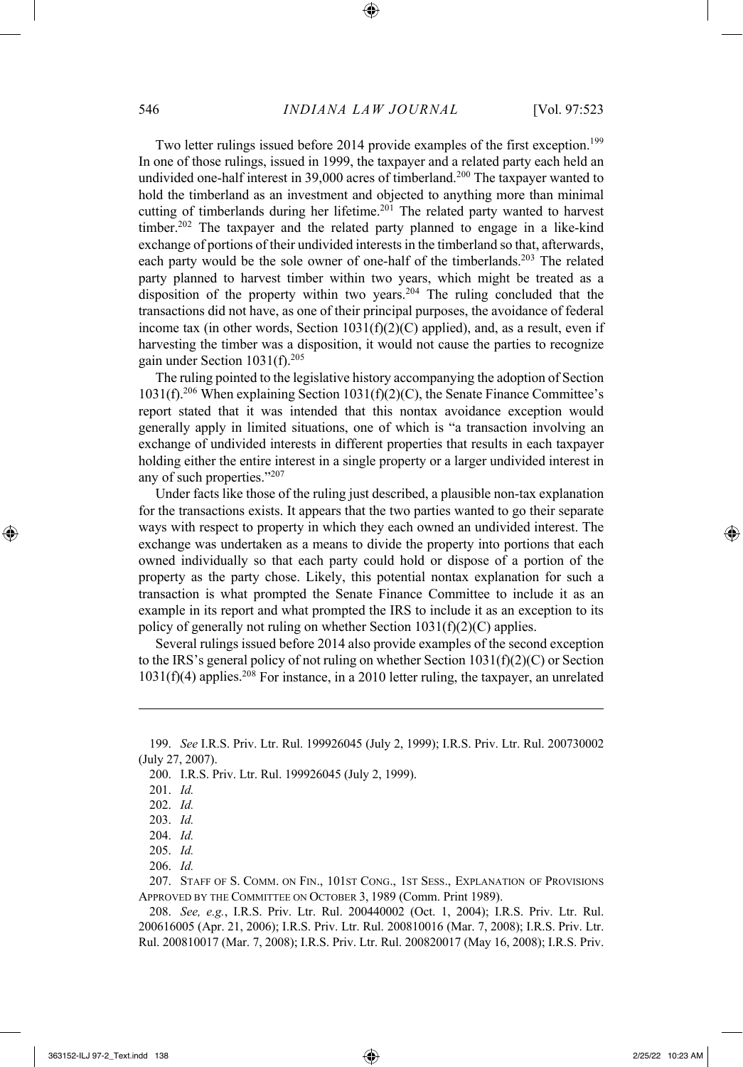Two letter rulings issued before 2014 provide examples of the first exception.[199] In one of those rulings, issued in 1999, the taxpayer and a related party each held an undivided one-half interest in 39,000 acres of timberland.[200] The taxpayer wanted to hold the timberland as an investment and objected to anything more than minimal cutting of timberlands during her lifetime.[201] The related party wanted to harvest timber.[202] The taxpayer and the related party planned to engage in a like-kind exchange of portions of their undivided interests in the timberland so that, afterwards, each party would be the sole owner of one-half of the timberlands.[203] The related party planned to harvest timber within two years, which might be treated as a disposition of the property within two years.[204] The ruling concluded that the transactions did not have, as one of their principal purposes, the avoidance of federal income tax (in other words, Section 1031(f)(2)(C) applied), and, as a result, even if harvesting the timber was a disposition, it would not cause the parties to recognize gain under Section 1031(f).[205]

The ruling pointed to the legislative history accompanying the adoption of Section 1031(f).[206] When explaining Section 1031(f)(2)(C), the Senate Finance Committee's report stated that it was intended that this nontax avoidance exception would generally apply in limited situations, one of which is "a transaction involving an exchange of undivided interests in different properties that results in each taxpayer holding either the entire interest in a single property or a larger undivided interest in any of such properties."[207]

Under facts like those of the ruling just described, a plausible non-tax explanation for the transactions exists. It appears that the two parties wanted to go their separate ways with respect to property in which they each owned an undivided interest. The exchange was undertaken as a means to divide the property into portions that each owned individually so that each party could hold or dispose of a portion of the property as the party chose. Likely, this potential nontax explanation for such a transaction is what prompted the Senate Finance Committee to include it as an example in its report and what prompted the IRS to include it as an exception to its policy of generally not ruling on whether Section 1031(f)(2)(C) applies.

Several rulings issued before 2014 also provide examples of the second exception to the IRS's general policy of not ruling on whether Section 1031(f)(2)(C) or Section 1031(f)(4) applies.[208] For instance, in a 2010 letter ruling, the taxpayer, an unrelated

---

199. *See* I.R.S. Priv. Ltr. Rul. 199926045 (July 2, 1999); I.R.S. Priv. Ltr. Rul. 200730002 (July 27, 2007).

200. I.R.S. Priv. Ltr. Rul. 199926045 (July 2, 1999).

201. *Id.*

202. *Id.*

203. *Id.*

204. *Id.*

205. *Id.*

206. *Id.*

207. Staff of S. Comm. on Fin., 101st Cong., 1st Sess., Explanation of Provisions Approved by the Committee on October 3, 1989 (Comm. Print 1989).

208. *See, e.g.*, I.R.S. Priv. Ltr. Rul. 200440002 (Oct. 1, 2004); I.R.S. Priv. Ltr. Rul. 200616005 (Apr. 21, 2006); I.R.S. Priv. Ltr. Rul. 200810016 (Mar. 7, 2008); I.R.S. Priv. Ltr. Rul. 200810017 (Mar. 7, 2008); I.R.S. Priv. Ltr. Rul. 200820017 (May 16, 2008); I.R.S. Priv.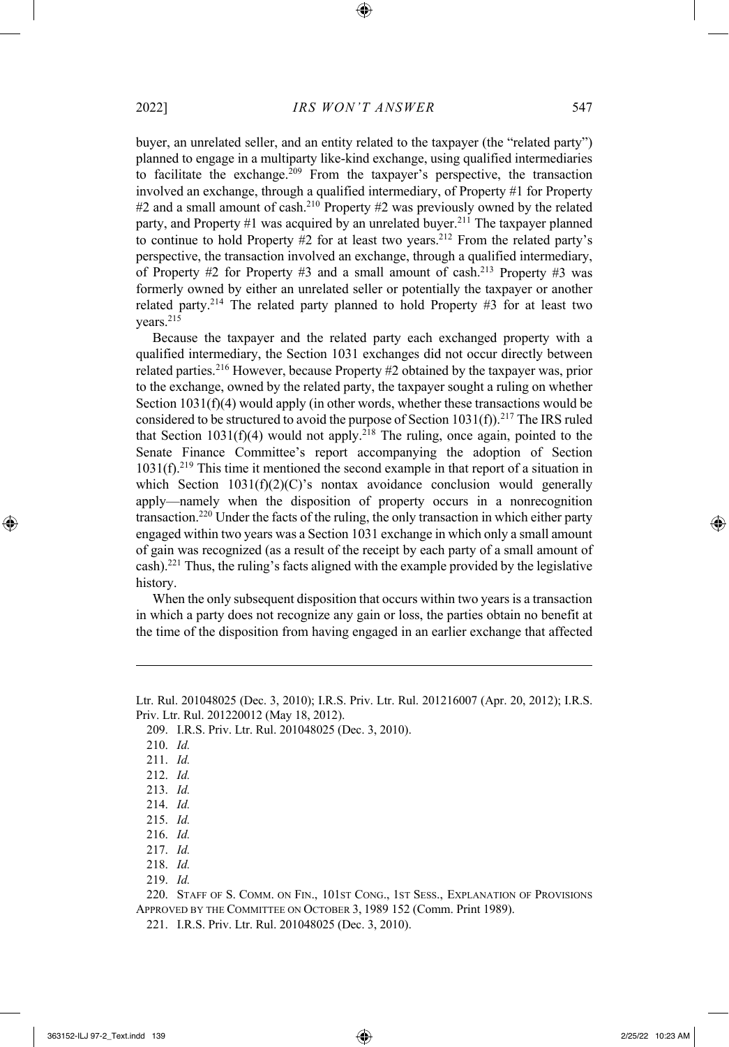buyer, an unrelated seller, and an entity related to the taxpayer (the "related party") planned to engage in a multiparty like-kind exchange, using qualified intermediaries to facilitate the exchange.[209] From the taxpayer's perspective, the transaction involved an exchange, through a qualified intermediary, of Property #1 for Property #2 and a small amount of cash.[210] Property #2 was previously owned by the related party, and Property #1 was acquired by an unrelated buyer.[211] The taxpayer planned to continue to hold Property #2 for at least two years.[212] From the related party's perspective, the transaction involved an exchange, through a qualified intermediary, of Property #2 for Property #3 and a small amount of cash.[213] Property #3 was formerly owned by either an unrelated seller or potentially the taxpayer or another related party.[214] The related party planned to hold Property #3 for at least two years.[215]

Because the taxpayer and the related party each exchanged property with a qualified intermediary, the Section 1031 exchanges did not occur directly between related parties.[216] However, because Property #2 obtained by the taxpayer was, prior to the exchange, owned by the related party, the taxpayer sought a ruling on whether Section 1031(f)(4) would apply (in other words, whether these transactions would be considered to be structured to avoid the purpose of Section 1031(f)).[217] The IRS ruled that Section 1031(f)(4) would not apply.[218] The ruling, once again, pointed to the Senate Finance Committee's report accompanying the adoption of Section 1031(f).[219] This time it mentioned the second example in that report of a situation in which Section 1031(f)(2)(C)'s nontax avoidance conclusion would generally apply—namely when the disposition of property occurs in a nonrecognition transaction.[220] Under the facts of the ruling, the only transaction in which either party engaged within two years was a Section 1031 exchange in which only a small amount of gain was recognized (as a result of the receipt by each party of a small amount of cash).[221] Thus, the ruling's facts aligned with the example provided by the legislative history.

When the only subsequent disposition that occurs within two years is a transaction in which a party does not recognize any gain or loss, the parties obtain no benefit at the time of the disposition from having engaged in an earlier exchange that affected

---

Ltr. Rul. 201048025 (Dec. 3, 2010); I.R.S. Priv. Ltr. Rul. 201216007 (Apr. 20, 2012); I.R.S. Priv. Ltr. Rul. 201220012 (May 18, 2012).

209. I.R.S. Priv. Ltr. Rul. 201048025 (Dec. 3, 2010).

210. *Id.*

211. *Id.*

212. *Id.*

213. *Id.*

214. *Id.*

215. *Id.*

216. *Id.*

217. *Id.*

218. *Id.*

219. *Id.*

220. STAFF OF S. COMM. ON FIN., 101ST CONG., 1ST SESS., EXPLANATION OF PROVISIONS APPROVED BY THE COMMITTEE ON OCTOBER 3, 1989 152 (Comm. Print 1989).

221. I.R.S. Priv. Ltr. Rul. 201048025 (Dec. 3, 2010).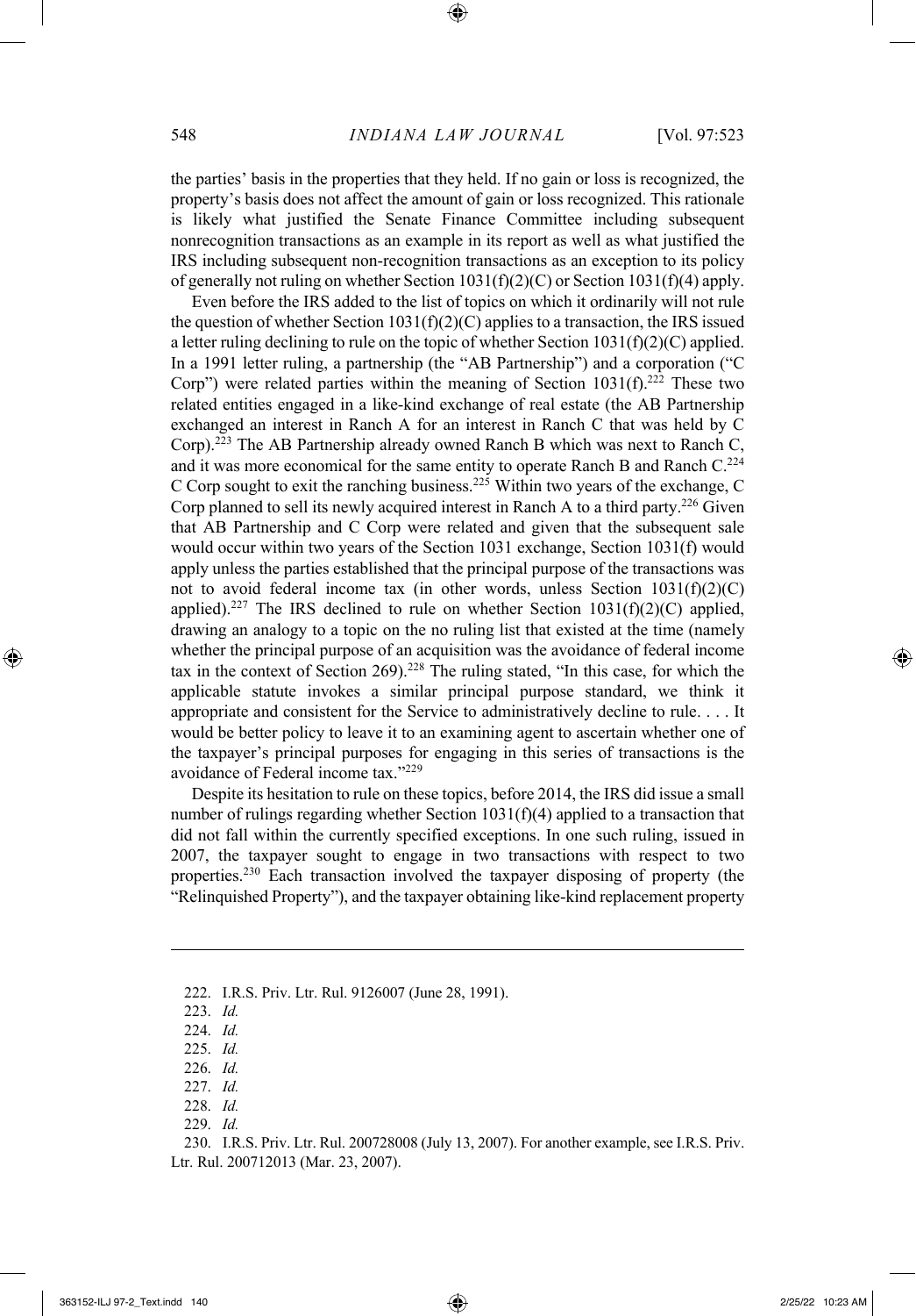the parties' basis in the properties that they held. If no gain or loss is recognized, the property's basis does not affect the amount of gain or loss recognized. This rationale is likely what justified the Senate Finance Committee including subsequent nonrecognition transactions as an example in its report as well as what justified the IRS including subsequent non-recognition transactions as an exception to its policy of generally not ruling on whether Section 1031(f)(2)(C) or Section 1031(f)(4) apply.

Even before the IRS added to the list of topics on which it ordinarily will not rule the question of whether Section 1031(f)(2)(C) applies to a transaction, the IRS issued a letter ruling declining to rule on the topic of whether Section 1031(f)(2)(C) applied. In a 1991 letter ruling, a partnership (the "AB Partnership") and a corporation ("C Corp") were related parties within the meaning of Section 1031(f).[222] These two related entities engaged in a like-kind exchange of real estate (the AB Partnership exchanged an interest in Ranch A for an interest in Ranch C that was held by C Corp).[223] The AB Partnership already owned Ranch B which was next to Ranch C, and it was more economical for the same entity to operate Ranch B and Ranch C.[224] C Corp sought to exit the ranching business.[225] Within two years of the exchange, C Corp planned to sell its newly acquired interest in Ranch A to a third party.[226] Given that AB Partnership and C Corp were related and given that the subsequent sale would occur within two years of the Section 1031 exchange, Section 1031(f) would apply unless the parties established that the principal purpose of the transactions was not to avoid federal income tax (in other words, unless Section 1031(f)(2)(C) applied).[227] The IRS declined to rule on whether Section 1031(f)(2)(C) applied, drawing an analogy to a topic on the no ruling list that existed at the time (namely whether the principal purpose of an acquisition was the avoidance of federal income tax in the context of Section 269).[228] The ruling stated, "In this case, for which the applicable statute invokes a similar principal purpose standard, we think it appropriate and consistent for the Service to administratively decline to rule. . . . It would be better policy to leave it to an examining agent to ascertain whether one of the taxpayer's principal purposes for engaging in this series of transactions is the avoidance of Federal income tax."[229]

Despite its hesitation to rule on these topics, before 2014, the IRS did issue a small number of rulings regarding whether Section 1031(f)(4) applied to a transaction that did not fall within the currently specified exceptions. In one such ruling, issued in 2007, the taxpayer sought to engage in two transactions with respect to two properties.[230] Each transaction involved the taxpayer disposing of property (the "Relinquished Property"), and the taxpayer obtaining like-kind replacement property

---

222. I.R.S. Priv. Ltr. Rul. 9126007 (June 28, 1991).

223. *Id.*

224. *Id.*

225. *Id.*

226. *Id.*

227. *Id.*

228. *Id.*

229. *Id.*

230. I.R.S. Priv. Ltr. Rul. 200728008 (July 13, 2007). For another example, see I.R.S. Priv. Ltr. Rul. 200712013 (Mar. 23, 2007).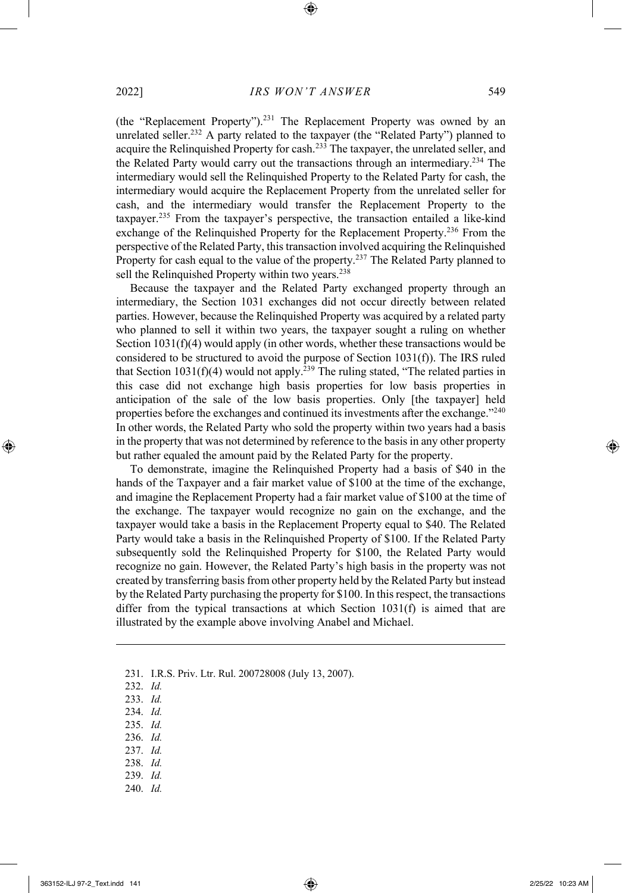(the "Replacement Property").[231] The Replacement Property was owned by an unrelated seller.[232] A party related to the taxpayer (the "Related Party") planned to acquire the Relinquished Property for cash.[233] The taxpayer, the unrelated seller, and the Related Party would carry out the transactions through an intermediary.[234] The intermediary would sell the Relinquished Property to the Related Party for cash, the intermediary would acquire the Replacement Property from the unrelated seller for cash, and the intermediary would transfer the Replacement Property to the taxpayer.[235] From the taxpayer's perspective, the transaction entailed a like-kind exchange of the Relinquished Property for the Replacement Property.[236] From the perspective of the Related Party, this transaction involved acquiring the Relinquished Property for cash equal to the value of the property.[237] The Related Party planned to sell the Relinquished Property within two years.[238]

Because the taxpayer and the Related Party exchanged property through an intermediary, the Section 1031 exchanges did not occur directly between related parties. However, because the Relinquished Property was acquired by a related party who planned to sell it within two years, the taxpayer sought a ruling on whether Section 1031(f)(4) would apply (in other words, whether these transactions would be considered to be structured to avoid the purpose of Section 1031(f)). The IRS ruled that Section 1031(f)(4) would not apply.[239] The ruling stated, "The related parties in this case did not exchange high basis properties for low basis properties in anticipation of the sale of the low basis properties. Only [the taxpayer] held properties before the exchanges and continued its investments after the exchange."[240] In other words, the Related Party who sold the property within two years had a basis in the property that was not determined by reference to the basis in any other property but rather equaled the amount paid by the Related Party for the property.

To demonstrate, imagine the Relinquished Property had a basis of $40 in the hands of the Taxpayer and a fair market value of $100 at the time of the exchange, and imagine the Replacement Property had a fair market value of $100 at the time of the exchange. The taxpayer would recognize no gain on the exchange, and the taxpayer would take a basis in the Replacement Property equal to $40. The Related Party would take a basis in the Relinquished Property of $100. If the Related Party subsequently sold the Relinquished Property for $100, the Related Party would recognize no gain. However, the Related Party's high basis in the property was not created by transferring basis from other property held by the Related Party but instead by the Related Party purchasing the property for $100. In this respect, the transactions differ from the typical transactions at which Section 1031(f) is aimed that are illustrated by the example above involving Anabel and Michael.

---

231. I.R.S. Priv. Ltr. Rul. 200728008 (July 13, 2007).
232. *Id.*
233. *Id.*
234. *Id.*
235. *Id.*
236. *Id.*
237. *Id.*
238. *Id.*
239. *Id.*
240. *Id.*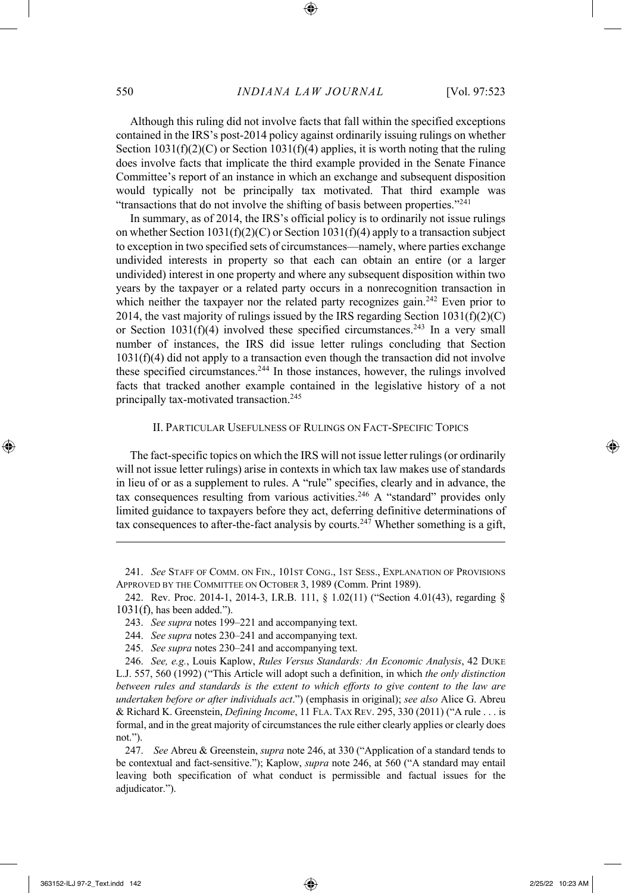Although this ruling did not involve facts that fall within the specified exceptions contained in the IRS's post-2014 policy against ordinarily issuing rulings on whether Section 1031(f)(2)(C) or Section 1031(f)(4) applies, it is worth noting that the ruling does involve facts that implicate the third example provided in the Senate Finance Committee's report of an instance in which an exchange and subsequent disposition would typically not be principally tax motivated. That third example was "transactions that do not involve the shifting of basis between properties."[241]

In summary, as of 2014, the IRS's official policy is to ordinarily not issue rulings on whether Section 1031(f)(2)(C) or Section 1031(f)(4) apply to a transaction subject to exception in two specified sets of circumstances—namely, where parties exchange undivided interests in property so that each can obtain an entire (or a larger undivided) interest in one property and where any subsequent disposition within two years by the taxpayer or a related party occurs in a nonrecognition transaction in which neither the taxpayer nor the related party recognizes gain.[242] Even prior to 2014, the vast majority of rulings issued by the IRS regarding Section 1031(f)(2)(C) or Section 1031(f)(4) involved these specified circumstances.[243] In a very small number of instances, the IRS did issue letter rulings concluding that Section 1031(f)(4) did not apply to a transaction even though the transaction did not involve these specified circumstances.[244] In those instances, however, the rulings involved facts that tracked another example contained in the legislative history of a not principally tax-motivated transaction.[245]

## II. Particular Usefulness of Rulings on Fact-Specific Topics

The fact-specific topics on which the IRS will not issue letter rulings (or ordinarily will not issue letter rulings) arise in contexts in which tax law makes use of standards in lieu of or as a supplement to rules. A "rule" specifies, clearly and in advance, the tax consequences resulting from various activities.[246] A "standard" provides only limited guidance to taxpayers before they act, deferring definitive determinations of tax consequences to after-the-fact analysis by courts.[247] Whether something is a gift,

---

241. *See* Staff of Comm. on Fin., 101st Cong., 1st Sess., Explanation of Provisions Approved by the Committee on October 3, 1989 (Comm. Print 1989).

242. Rev. Proc. 2014-1, 2014-3, I.R.B. 111, § 1.02(11) ("Section 4.01(43), regarding § 1031(f), has been added.").

243. *See supra* notes 199–221 and accompanying text.

244. *See supra* notes 230–241 and accompanying text.

245. *See supra* notes 230–241 and accompanying text.

246. *See, e.g.*, Louis Kaplow, *Rules Versus Standards: An Economic Analysis*, 42 Duke L.J. 557, 560 (1992) ("This Article will adopt such a definition, in which *the only distinction between rules and standards is the extent to which efforts to give content to the law are undertaken before or after individuals act*.") (emphasis in original); *see also* Alice G. Abreu & Richard K. Greenstein, *Defining Income*, 11 Fla. Tax Rev. 295, 330 (2011) ("A rule . . . is formal, and in the great majority of circumstances the rule either clearly applies or clearly does not.").

247. *See* Abreu & Greenstein, *supra* note 246, at 330 ("Application of a standard tends to be contextual and fact-sensitive."); Kaplow, *supra* note 246, at 560 ("A standard may entail leaving both specification of what conduct is permissible and factual issues for the adjudicator.").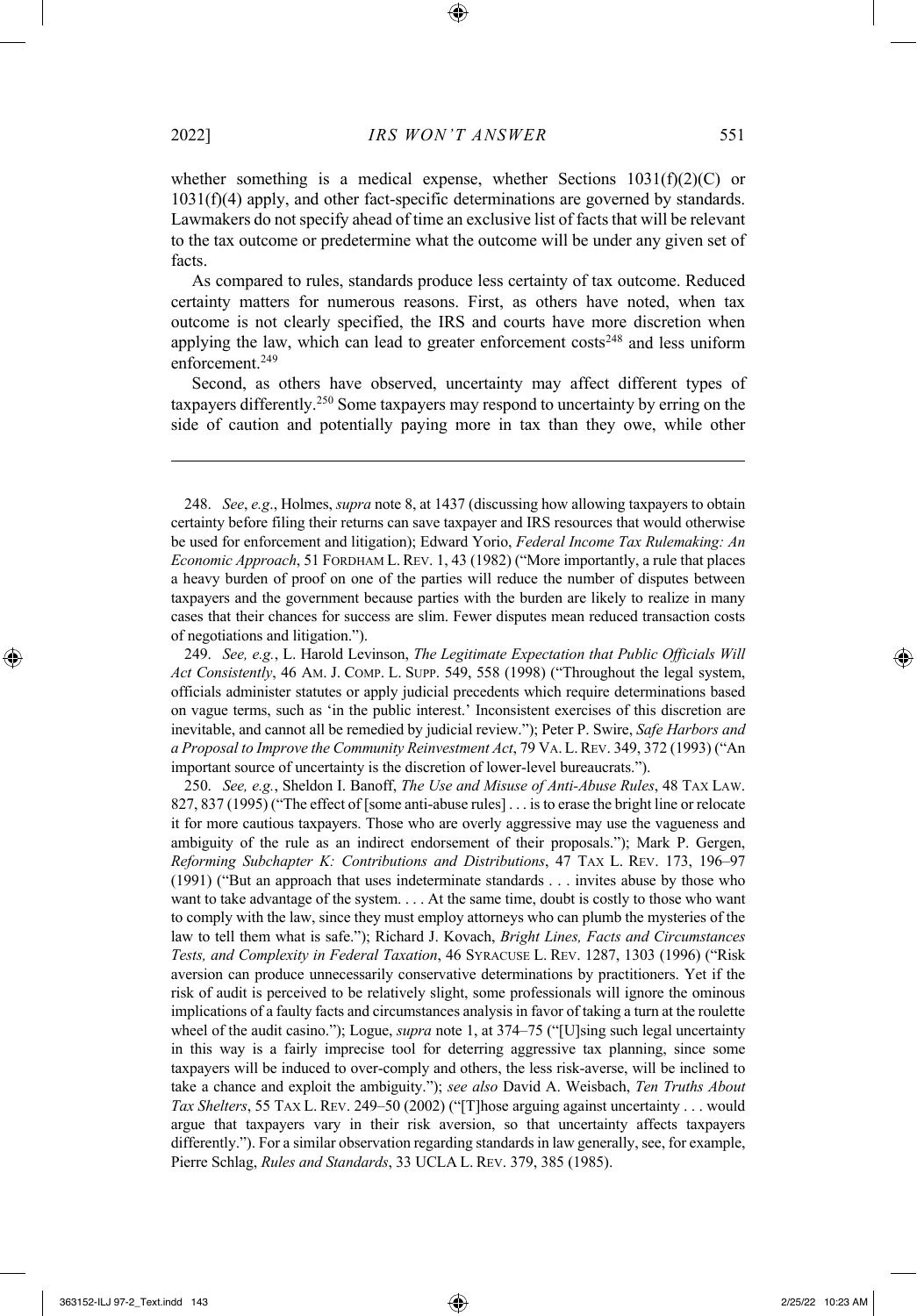whether something is a medical expense, whether Sections 1031(f)(2)(C) or 1031(f)(4) apply, and other fact-specific determinations are governed by standards. Lawmakers do not specify ahead of time an exclusive list of facts that will be relevant to the tax outcome or predetermine what the outcome will be under any given set of facts.

As compared to rules, standards produce less certainty of tax outcome. Reduced certainty matters for numerous reasons. First, as others have noted, when tax outcome is not clearly specified, the IRS and courts have more discretion when applying the law, which can lead to greater enforcement costs[248] and less uniform enforcement.[249]

Second, as others have observed, uncertainty may affect different types of taxpayers differently.[250] Some taxpayers may respond to uncertainty by erring on the side of caution and potentially paying more in tax than they owe, while other

---

248. *See*, *e.g*., Holmes, *supra* note 8, at 1437 (discussing how allowing taxpayers to obtain certainty before filing their returns can save taxpayer and IRS resources that would otherwise be used for enforcement and litigation); Edward Yorio, *Federal Income Tax Rulemaking: An Economic Approach*, 51 FORDHAM L. REV. 1, 43 (1982) ("More importantly, a rule that places a heavy burden of proof on one of the parties will reduce the number of disputes between taxpayers and the government because parties with the burden are likely to realize in many cases that their chances for success are slim. Fewer disputes mean reduced transaction costs of negotiations and litigation.").

249. *See, e.g.*, L. Harold Levinson, *The Legitimate Expectation that Public Officials Will Act Consistently*, 46 AM. J. COMP. L. SUPP. 549, 558 (1998) ("Throughout the legal system, officials administer statutes or apply judicial precedents which require determinations based on vague terms, such as 'in the public interest.' Inconsistent exercises of this discretion are inevitable, and cannot all be remedied by judicial review."); Peter P. Swire, *Safe Harbors and a Proposal to Improve the Community Reinvestment Act*, 79 VA. L. REV. 349, 372 (1993) ("An important source of uncertainty is the discretion of lower-level bureaucrats.").

250. *See, e.g.*, Sheldon I. Banoff, *The Use and Misuse of Anti-Abuse Rules*, 48 TAX LAW. 827, 837 (1995) ("The effect of [some anti-abuse rules] . . . is to erase the bright line or relocate it for more cautious taxpayers. Those who are overly aggressive may use the vagueness and ambiguity of the rule as an indirect endorsement of their proposals."); Mark P. Gergen, *Reforming Subchapter K: Contributions and Distributions*, 47 TAX L. REV. 173, 196–97 (1991) ("But an approach that uses indeterminate standards . . . invites abuse by those who want to take advantage of the system. . . . At the same time, doubt is costly to those who want to comply with the law, since they must employ attorneys who can plumb the mysteries of the law to tell them what is safe."); Richard J. Kovach, *Bright Lines, Facts and Circumstances Tests, and Complexity in Federal Taxation*, 46 SYRACUSE L. REV. 1287, 1303 (1996) ("Risk aversion can produce unnecessarily conservative determinations by practitioners. Yet if the risk of audit is perceived to be relatively slight, some professionals will ignore the ominous implications of a faulty facts and circumstances analysis in favor of taking a turn at the roulette wheel of the audit casino."); Logue, *supra* note 1, at 374–75 ("[U]sing such legal uncertainty in this way is a fairly imprecise tool for deterring aggressive tax planning, since some taxpayers will be induced to over-comply and others, the less risk-averse, will be inclined to take a chance and exploit the ambiguity."); *see also* David A. Weisbach, *Ten Truths About Tax Shelters*, 55 TAX L. REV. 249–50 (2002) ("[T]hose arguing against uncertainty . . . would argue that taxpayers vary in their risk aversion, so that uncertainty affects taxpayers differently."). For a similar observation regarding standards in law generally, see, for example, Pierre Schlag, *Rules and Standards*, 33 UCLA L. REV. 379, 385 (1985).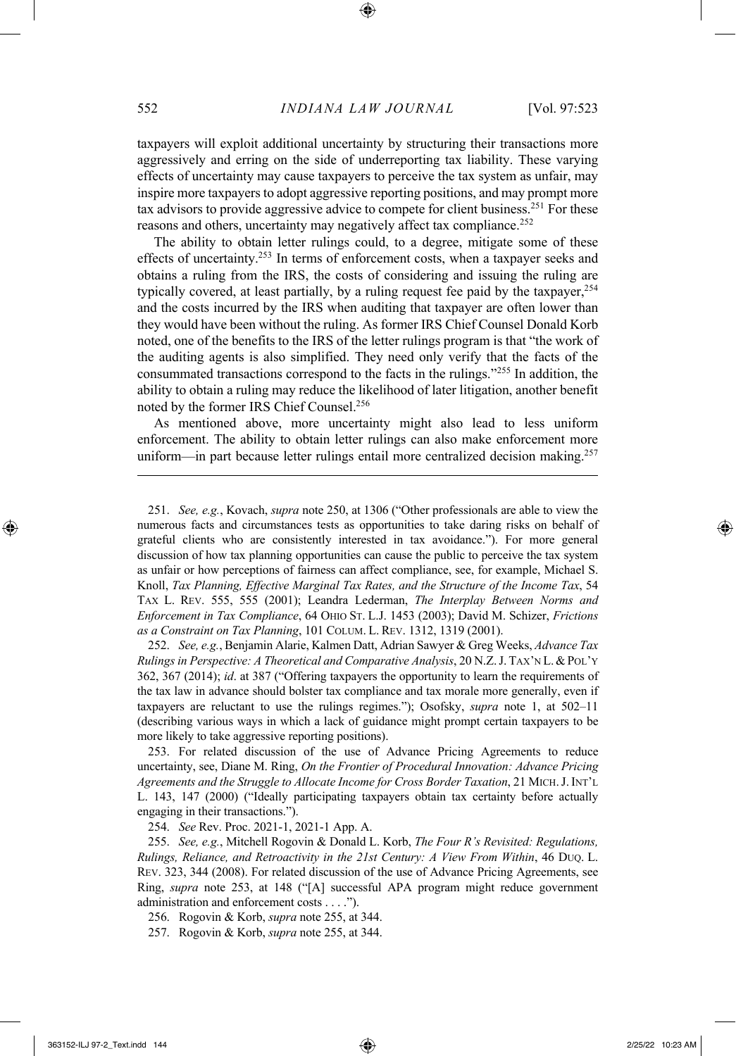taxpayers will exploit additional uncertainty by structuring their transactions more aggressively and erring on the side of underreporting tax liability. These varying effects of uncertainty may cause taxpayers to perceive the tax system as unfair, may inspire more taxpayers to adopt aggressive reporting positions, and may prompt more tax advisors to provide aggressive advice to compete for client business.[251] For these reasons and others, uncertainty may negatively affect tax compliance.[252]

The ability to obtain letter rulings could, to a degree, mitigate some of these effects of uncertainty.[253] In terms of enforcement costs, when a taxpayer seeks and obtains a ruling from the IRS, the costs of considering and issuing the ruling are typically covered, at least partially, by a ruling request fee paid by the taxpayer,[254] and the costs incurred by the IRS when auditing that taxpayer are often lower than they would have been without the ruling. As former IRS Chief Counsel Donald Korb noted, one of the benefits to the IRS of the letter rulings program is that "the work of the auditing agents is also simplified. They need only verify that the facts of the consummated transactions correspond to the facts in the rulings."[255] In addition, the ability to obtain a ruling may reduce the likelihood of later litigation, another benefit noted by the former IRS Chief Counsel.[256]

As mentioned above, more uncertainty might also lead to less uniform enforcement. The ability to obtain letter rulings can also make enforcement more uniform—in part because letter rulings entail more centralized decision making.[257]

---

251. *See, e.g.*, Kovach, *supra* note 250, at 1306 ("Other professionals are able to view the numerous facts and circumstances tests as opportunities to take daring risks on behalf of grateful clients who are consistently interested in tax avoidance."). For more general discussion of how tax planning opportunities can cause the public to perceive the tax system as unfair or how perceptions of fairness can affect compliance, see, for example, Michael S. Knoll, *Tax Planning, Effective Marginal Tax Rates, and the Structure of the Income Tax*, 54 TAX L. REV. 555, 555 (2001); Leandra Lederman, *The Interplay Between Norms and Enforcement in Tax Compliance*, 64 OHIO ST. L.J. 1453 (2003); David M. Schizer, *Frictions as a Constraint on Tax Planning*, 101 COLUM. L. REV. 1312, 1319 (2001).

252. *See, e.g.*, Benjamin Alarie, Kalmen Datt, Adrian Sawyer & Greg Weeks, *Advance Tax Rulings in Perspective: A Theoretical and Comparative Analysis*, 20 N.Z. J. TAX'N L. & POL'Y 362, 367 (2014); *id*. at 387 ("Offering taxpayers the opportunity to learn the requirements of the tax law in advance should bolster tax compliance and tax morale more generally, even if taxpayers are reluctant to use the rulings regimes."); Osofsky, *supra* note 1, at 502–11 (describing various ways in which a lack of guidance might prompt certain taxpayers to be more likely to take aggressive reporting positions).

253. For related discussion of the use of Advance Pricing Agreements to reduce uncertainty, see, Diane M. Ring, *On the Frontier of Procedural Innovation: Advance Pricing Agreements and the Struggle to Allocate Income for Cross Border Taxation*, 21 MICH. J. INT'L L. 143, 147 (2000) ("Ideally participating taxpayers obtain tax certainty before actually engaging in their transactions.").

254. *See* Rev. Proc. 2021-1, 2021-1 App. A.

255. *See, e.g.*, Mitchell Rogovin & Donald L. Korb, *The Four R's Revisited: Regulations, Rulings, Reliance, and Retroactivity in the 21st Century: A View From Within*, 46 DUQ. L. REV. 323, 344 (2008). For related discussion of the use of Advance Pricing Agreements, see Ring, *supra* note 253, at 148 ("[A] successful APA program might reduce government administration and enforcement costs . . . .").

256. Rogovin & Korb, *supra* note 255, at 344.

257. Rogovin & Korb, *supra* note 255, at 344.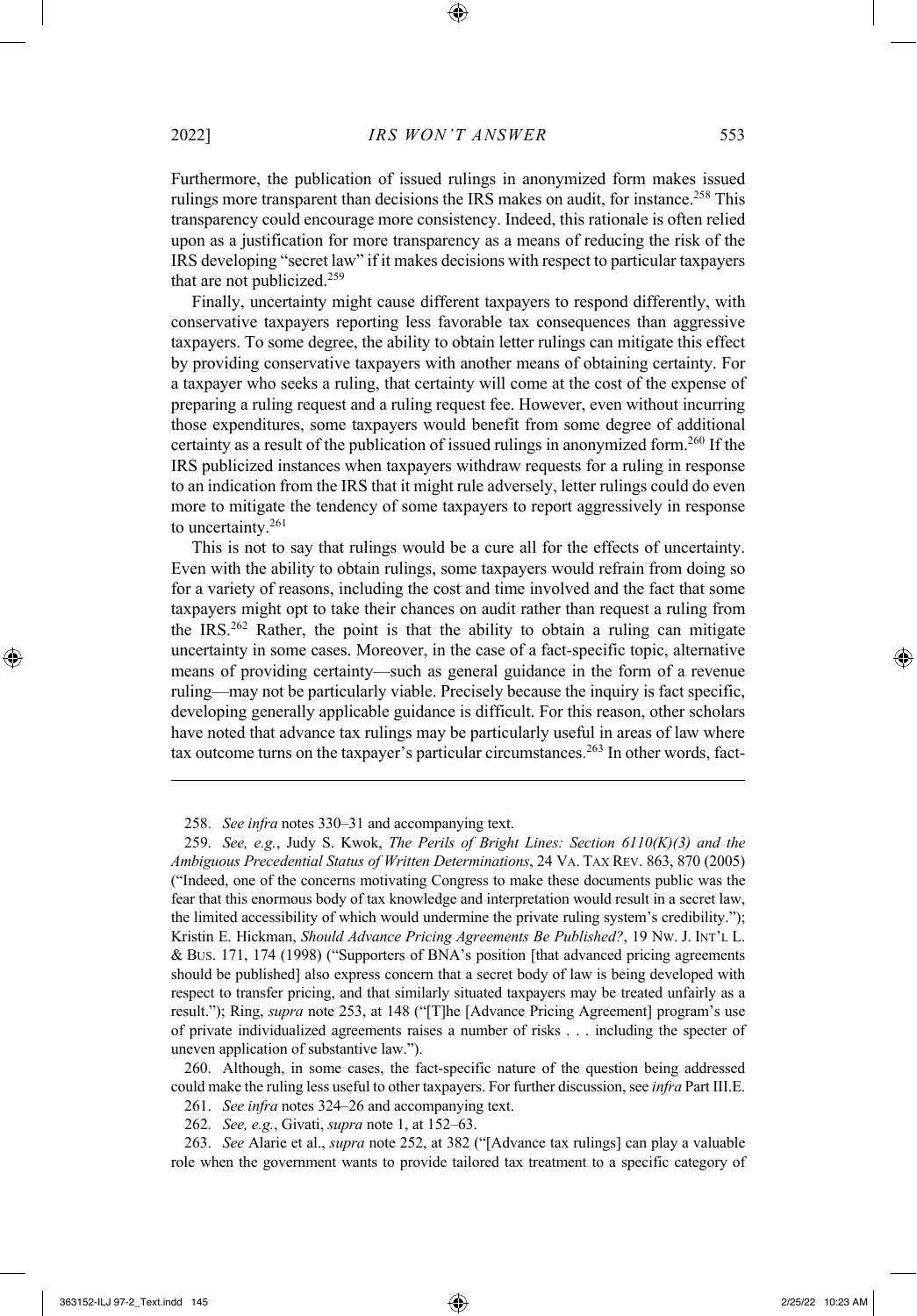Furthermore, the publication of issued rulings in anonymized form makes issued rulings more transparent than decisions the IRS makes on audit, for instance.[258] This transparency could encourage more consistency. Indeed, this rationale is often relied upon as a justification for more transparency as a means of reducing the risk of the IRS developing "secret law" if it makes decisions with respect to particular taxpayers that are not publicized.[259]

Finally, uncertainty might cause different taxpayers to respond differently, with conservative taxpayers reporting less favorable tax consequences than aggressive taxpayers. To some degree, the ability to obtain letter rulings can mitigate this effect by providing conservative taxpayers with another means of obtaining certainty. For a taxpayer who seeks a ruling, that certainty will come at the cost of the expense of preparing a ruling request and a ruling request fee. However, even without incurring those expenditures, some taxpayers would benefit from some degree of additional certainty as a result of the publication of issued rulings in anonymized form.[260] If the IRS publicized instances when taxpayers withdraw requests for a ruling in response to an indication from the IRS that it might rule adversely, letter rulings could do even more to mitigate the tendency of some taxpayers to report aggressively in response to uncertainty.[261]

This is not to say that rulings would be a cure all for the effects of uncertainty. Even with the ability to obtain rulings, some taxpayers would refrain from doing so for a variety of reasons, including the cost and time involved and the fact that some taxpayers might opt to take their chances on audit rather than request a ruling from the IRS.[262] Rather, the point is that the ability to obtain a ruling can mitigate uncertainty in some cases. Moreover, in the case of a fact-specific topic, alternative means of providing certainty—such as general guidance in the form of a revenue ruling—may not be particularly viable. Precisely because the inquiry is fact specific, developing generally applicable guidance is difficult. For this reason, other scholars have noted that advance tax rulings may be particularly useful in areas of law where tax outcome turns on the taxpayer's particular circumstances.[263] In other words, fact-

---

258. *See infra* notes 330–31 and accompanying text.

259. *See, e.g.*, Judy S. Kwok, *The Perils of Bright Lines: Section 6110(K)(3) and the Ambiguous Precedential Status of Written Determinations*, 24 VA. TAX REV. 863, 870 (2005) ("Indeed, one of the concerns motivating Congress to make these documents public was the fear that this enormous body of tax knowledge and interpretation would result in a secret law, the limited accessibility of which would undermine the private ruling system's credibility."); Kristin E. Hickman, *Should Advance Pricing Agreements Be Published?*, 19 NW. J. INT'L L. & BUS. 171, 174 (1998) ("Supporters of BNA's position [that advanced pricing agreements should be published] also express concern that a secret body of law is being developed with respect to transfer pricing, and that similarly situated taxpayers may be treated unfairly as a result."); Ring, *supra* note 253, at 148 ("[T]he [Advance Pricing Agreement] program's use of private individualized agreements raises a number of risks . . . including the specter of uneven application of substantive law.").

260. Although, in some cases, the fact-specific nature of the question being addressed could make the ruling less useful to other taxpayers. For further discussion, see *infra* Part III.E.

261. *See infra* notes 324–26 and accompanying text.

262. *See, e.g.*, Givati, *supra* note 1, at 152–63.

263. *See* Alarie et al., *supra* note 252, at 382 ("[Advance tax rulings] can play a valuable role when the government wants to provide tailored tax treatment to a specific category of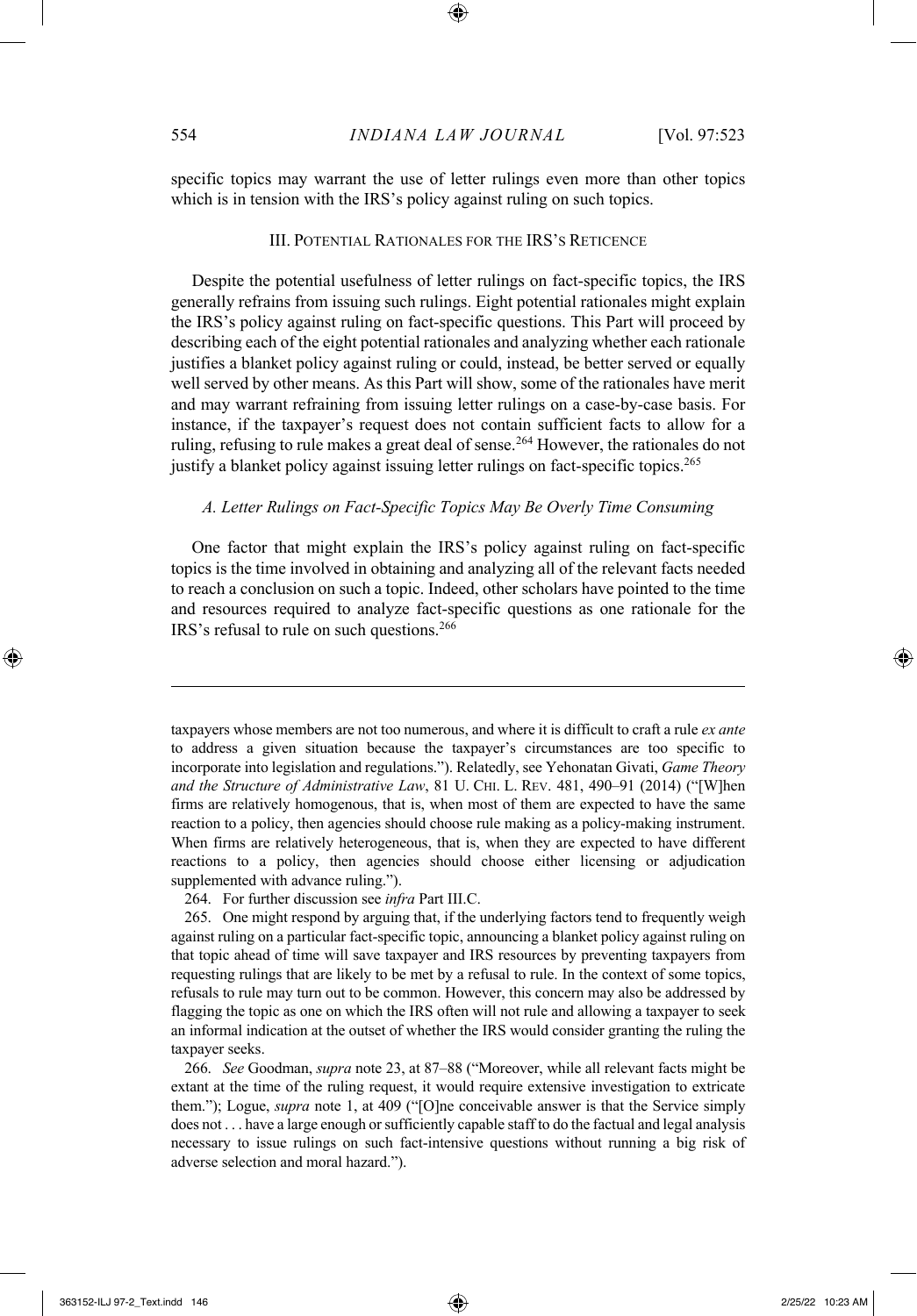specific topics may warrant the use of letter rulings even more than other topics which is in tension with the IRS's policy against ruling on such topics.

## III. Potential Rationales for the IRS's Reticence

Despite the potential usefulness of letter rulings on fact-specific topics, the IRS generally refrains from issuing such rulings. Eight potential rationales might explain the IRS's policy against ruling on fact-specific questions. This Part will proceed by describing each of the eight potential rationales and analyzing whether each rationale justifies a blanket policy against ruling or could, instead, be better served or equally well served by other means. As this Part will show, some of the rationales have merit and may warrant refraining from issuing letter rulings on a case-by-case basis. For instance, if the taxpayer's request does not contain sufficient facts to allow for a ruling, refusing to rule makes a great deal of sense.[264] However, the rationales do not justify a blanket policy against issuing letter rulings on fact-specific topics.[265]

### *A. Letter Rulings on Fact-Specific Topics May Be Overly Time Consuming*

One factor that might explain the IRS's policy against ruling on fact-specific topics is the time involved in obtaining and analyzing all of the relevant facts needed to reach a conclusion on such a topic. Indeed, other scholars have pointed to the time and resources required to analyze fact-specific questions as one rationale for the IRS's refusal to rule on such questions.[266]

---

taxpayers whose members are not too numerous, and where it is difficult to craft a rule *ex ante* to address a given situation because the taxpayer's circumstances are too specific to incorporate into legislation and regulations."). Relatedly, see Yehonatan Givati, *Game Theory and the Structure of Administrative Law*, 81 U. Chi. L. Rev. 481, 490–91 (2014) ("[W]hen firms are relatively homogenous, that is, when most of them are expected to have the same reaction to a policy, then agencies should choose rule making as a policy-making instrument. When firms are relatively heterogeneous, that is, when they are expected to have different reactions to a policy, then agencies should choose either licensing or adjudication supplemented with advance ruling.").

264. For further discussion see *infra* Part III.C.

265. One might respond by arguing that, if the underlying factors tend to frequently weigh against ruling on a particular fact-specific topic, announcing a blanket policy against ruling on that topic ahead of time will save taxpayer and IRS resources by preventing taxpayers from requesting rulings that are likely to be met by a refusal to rule. In the context of some topics, refusals to rule may turn out to be common. However, this concern may also be addressed by flagging the topic as one on which the IRS often will not rule and allowing a taxpayer to seek an informal indication at the outset of whether the IRS would consider granting the ruling the taxpayer seeks.

266. *See* Goodman, *supra* note 23, at 87–88 ("Moreover, while all relevant facts might be extant at the time of the ruling request, it would require extensive investigation to extricate them."); Logue, *supra* note 1, at 409 ("[O]ne conceivable answer is that the Service simply does not . . . have a large enough or sufficiently capable staff to do the factual and legal analysis necessary to issue rulings on such fact-intensive questions without running a big risk of adverse selection and moral hazard.").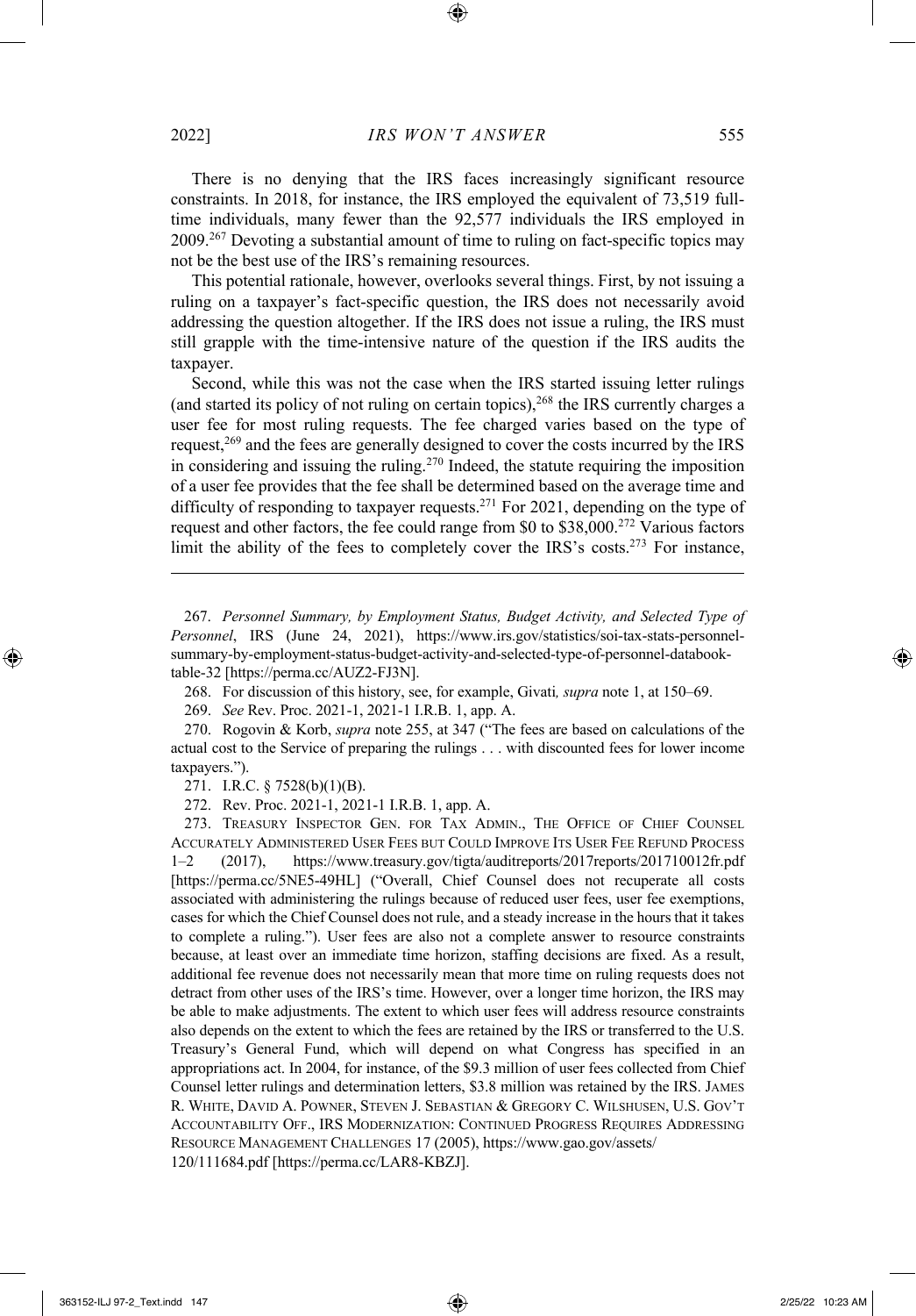There is no denying that the IRS faces increasingly significant resource constraints. In 2018, for instance, the IRS employed the equivalent of 73,519 full-time individuals, many fewer than the 92,577 individuals the IRS employed in 2009.[267] Devoting a substantial amount of time to ruling on fact-specific topics may not be the best use of the IRS's remaining resources.

This potential rationale, however, overlooks several things. First, by not issuing a ruling on a taxpayer's fact-specific question, the IRS does not necessarily avoid addressing the question altogether. If the IRS does not issue a ruling, the IRS must still grapple with the time-intensive nature of the question if the IRS audits the taxpayer.

Second, while this was not the case when the IRS started issuing letter rulings (and started its policy of not ruling on certain topics),[268] the IRS currently charges a user fee for most ruling requests. The fee charged varies based on the type of request,[269] and the fees are generally designed to cover the costs incurred by the IRS in considering and issuing the ruling.[270] Indeed, the statute requiring the imposition of a user fee provides that the fee shall be determined based on the average time and difficulty of responding to taxpayer requests.[271] For 2021, depending on the type of request and other factors, the fee could range from $0 to $38,000.[272] Various factors limit the ability of the fees to completely cover the IRS's costs.[273] For instance,

---

267. *Personnel Summary, by Employment Status, Budget Activity, and Selected Type of Personnel*, IRS (June 24, 2021), https://www.irs.gov/statistics/soi-tax-stats-personnel-summary-by-employment-status-budget-activity-and-selected-type-of-personnel-databook-table-32 [https://perma.cc/AUZ2-FJ3N].

268. For discussion of this history, see, for example, Givati*, supra* note 1, at 150–69.

269. *See* Rev. Proc. 2021-1, 2021-1 I.R.B. 1, app. A.

270. Rogovin & Korb, *supra* note 255, at 347 ("The fees are based on calculations of the actual cost to the Service of preparing the rulings . . . with discounted fees for lower income taxpayers.").

271. I.R.C. § 7528(b)(1)(B).

272. Rev. Proc. 2021-1, 2021-1 I.R.B. 1, app. A.

273. TREASURY INSPECTOR GEN. FOR TAX ADMIN., THE OFFICE OF CHIEF COUNSEL ACCURATELY ADMINISTERED USER FEES BUT COULD IMPROVE ITS USER FEE REFUND PROCESS 1–2 (2017), https://www.treasury.gov/tigta/auditreports/2017reports/201710012fr.pdf [https://perma.cc/5NE5-49HL] ("Overall, Chief Counsel does not recuperate all costs associated with administering the rulings because of reduced user fees, user fee exemptions, cases for which the Chief Counsel does not rule, and a steady increase in the hours that it takes to complete a ruling."). User fees are also not a complete answer to resource constraints because, at least over an immediate time horizon, staffing decisions are fixed. As a result, additional fee revenue does not necessarily mean that more time on ruling requests does not detract from other uses of the IRS's time. However, over a longer time horizon, the IRS may be able to make adjustments. The extent to which user fees will address resource constraints also depends on the extent to which the fees are retained by the IRS or transferred to the U.S. Treasury's General Fund, which will depend on what Congress has specified in an appropriations act. In 2004, for instance, of the $9.3 million of user fees collected from Chief Counsel letter rulings and determination letters, $3.8 million was retained by the IRS. JAMES R. WHITE, DAVID A. POWNER, STEVEN J. SEBASTIAN & GREGORY C. WILSHUSEN, U.S. GOV'T ACCOUNTABILITY OFF., IRS MODERNIZATION: CONTINUED PROGRESS REQUIRES ADDRESSING RESOURCE MANAGEMENT CHALLENGES 17 (2005), https://www.gao.gov/assets/120/111684.pdf [https://perma.cc/LAR8-KBZJ].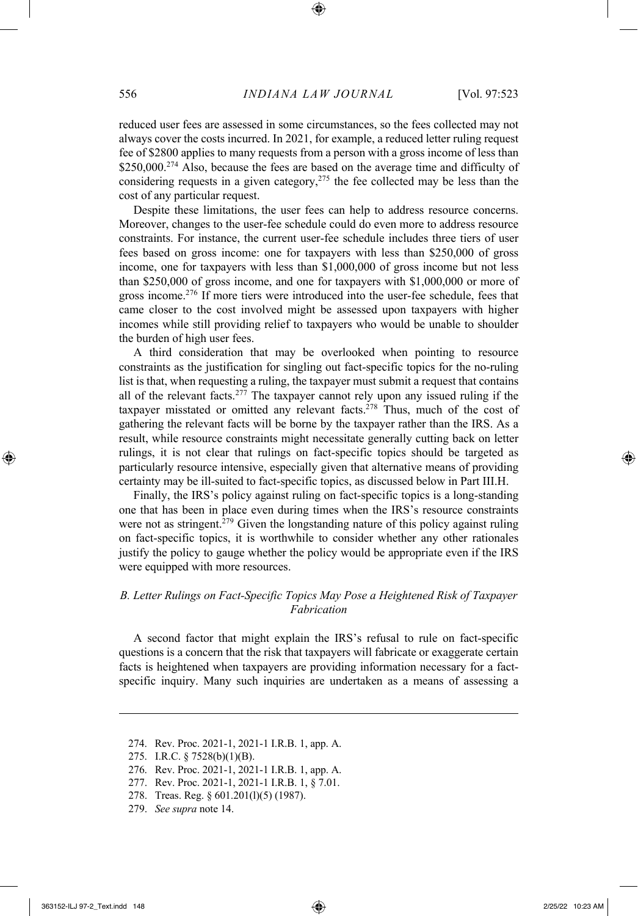reduced user fees are assessed in some circumstances, so the fees collected may not always cover the costs incurred. In 2021, for example, a reduced letter ruling request fee of $2800 applies to many requests from a person with a gross income of less than $250,000.[274] Also, because the fees are based on the average time and difficulty of considering requests in a given category,[275] the fee collected may be less than the cost of any particular request.

Despite these limitations, the user fees can help to address resource concerns. Moreover, changes to the user-fee schedule could do even more to address resource constraints. For instance, the current user-fee schedule includes three tiers of user fees based on gross income: one for taxpayers with less than $250,000 of gross income, one for taxpayers with less than $1,000,000 of gross income but not less than $250,000 of gross income, and one for taxpayers with $1,000,000 or more of gross income.[276] If more tiers were introduced into the user-fee schedule, fees that came closer to the cost involved might be assessed upon taxpayers with higher incomes while still providing relief to taxpayers who would be unable to shoulder the burden of high user fees.

A third consideration that may be overlooked when pointing to resource constraints as the justification for singling out fact-specific topics for the no-ruling list is that, when requesting a ruling, the taxpayer must submit a request that contains all of the relevant facts.[277] The taxpayer cannot rely upon any issued ruling if the taxpayer misstated or omitted any relevant facts.[278] Thus, much of the cost of gathering the relevant facts will be borne by the taxpayer rather than the IRS. As a result, while resource constraints might necessitate generally cutting back on letter rulings, it is not clear that rulings on fact-specific topics should be targeted as particularly resource intensive, especially given that alternative means of providing certainty may be ill-suited to fact-specific topics, as discussed below in Part III.H.

Finally, the IRS's policy against ruling on fact-specific topics is a long-standing one that has been in place even during times when the IRS's resource constraints were not as stringent.[279] Given the longstanding nature of this policy against ruling on fact-specific topics, it is worthwhile to consider whether any other rationales justify the policy to gauge whether the policy would be appropriate even if the IRS were equipped with more resources.

### *B. Letter Rulings on Fact-Specific Topics May Pose a Heightened Risk of Taxpayer Fabrication*

A second factor that might explain the IRS's refusal to rule on fact-specific questions is a concern that the risk that taxpayers will fabricate or exaggerate certain facts is heightened when taxpayers are providing information necessary for a fact-specific inquiry. Many such inquiries are undertaken as a means of assessing a

---

274. Rev. Proc. 2021-1, 2021-1 I.R.B. 1, app. A.

275. I.R.C. § 7528(b)(1)(B).

276. Rev. Proc. 2021-1, 2021-1 I.R.B. 1, app. A.

277. Rev. Proc. 2021-1, 2021-1 I.R.B. 1, § 7.01.

278. Treas. Reg. § 601.201(l)(5) (1987).

279. *See supra* note 14.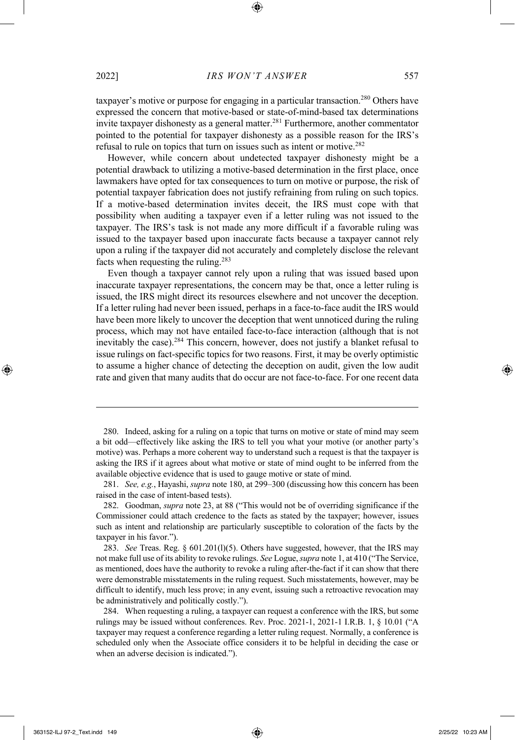taxpayer's motive or purpose for engaging in a particular transaction.[280] Others have expressed the concern that motive-based or state-of-mind-based tax determinations invite taxpayer dishonesty as a general matter.[281] Furthermore, another commentator pointed to the potential for taxpayer dishonesty as a possible reason for the IRS's refusal to rule on topics that turn on issues such as intent or motive.[282]

However, while concern about undetected taxpayer dishonesty might be a potential drawback to utilizing a motive-based determination in the first place, once lawmakers have opted for tax consequences to turn on motive or purpose, the risk of potential taxpayer fabrication does not justify refraining from ruling on such topics. If a motive-based determination invites deceit, the IRS must cope with that possibility when auditing a taxpayer even if a letter ruling was not issued to the taxpayer. The IRS's task is not made any more difficult if a favorable ruling was issued to the taxpayer based upon inaccurate facts because a taxpayer cannot rely upon a ruling if the taxpayer did not accurately and completely disclose the relevant facts when requesting the ruling.[283]

Even though a taxpayer cannot rely upon a ruling that was issued based upon inaccurate taxpayer representations, the concern may be that, once a letter ruling is issued, the IRS might direct its resources elsewhere and not uncover the deception. If a letter ruling had never been issued, perhaps in a face-to-face audit the IRS would have been more likely to uncover the deception that went unnoticed during the ruling process, which may not have entailed face-to-face interaction (although that is not inevitably the case).[284] This concern, however, does not justify a blanket refusal to issue rulings on fact-specific topics for two reasons. First, it may be overly optimistic to assume a higher chance of detecting the deception on audit, given the low audit rate and given that many audits that do occur are not face-to-face. For one recent data

---

280. Indeed, asking for a ruling on a topic that turns on motive or state of mind may seem a bit odd—effectively like asking the IRS to tell you what your motive (or another party's motive) was. Perhaps a more coherent way to understand such a request is that the taxpayer is asking the IRS if it agrees about what motive or state of mind ought to be inferred from the available objective evidence that is used to gauge motive or state of mind.

281. *See, e.g.*, Hayashi, *supra* note 180, at 299–300 (discussing how this concern has been raised in the case of intent-based tests).

282. Goodman, *supra* note 23, at 88 ("This would not be of overriding significance if the Commissioner could attach credence to the facts as stated by the taxpayer; however, issues such as intent and relationship are particularly susceptible to coloration of the facts by the taxpayer in his favor.").

283. *See* Treas. Reg. § 601.201(l)(5). Others have suggested, however, that the IRS may not make full use of its ability to revoke rulings. *See* Logue, *supra* note 1, at 410 ("The Service, as mentioned, does have the authority to revoke a ruling after-the-fact if it can show that there were demonstrable misstatements in the ruling request. Such misstatements, however, may be difficult to identify, much less prove; in any event, issuing such a retroactive revocation may be administratively and politically costly.").

284. When requesting a ruling, a taxpayer can request a conference with the IRS, but some rulings may be issued without conferences. Rev. Proc. 2021-1, 2021-1 I.R.B. 1, § 10.01 ("A taxpayer may request a conference regarding a letter ruling request. Normally, a conference is scheduled only when the Associate office considers it to be helpful in deciding the case or when an adverse decision is indicated.").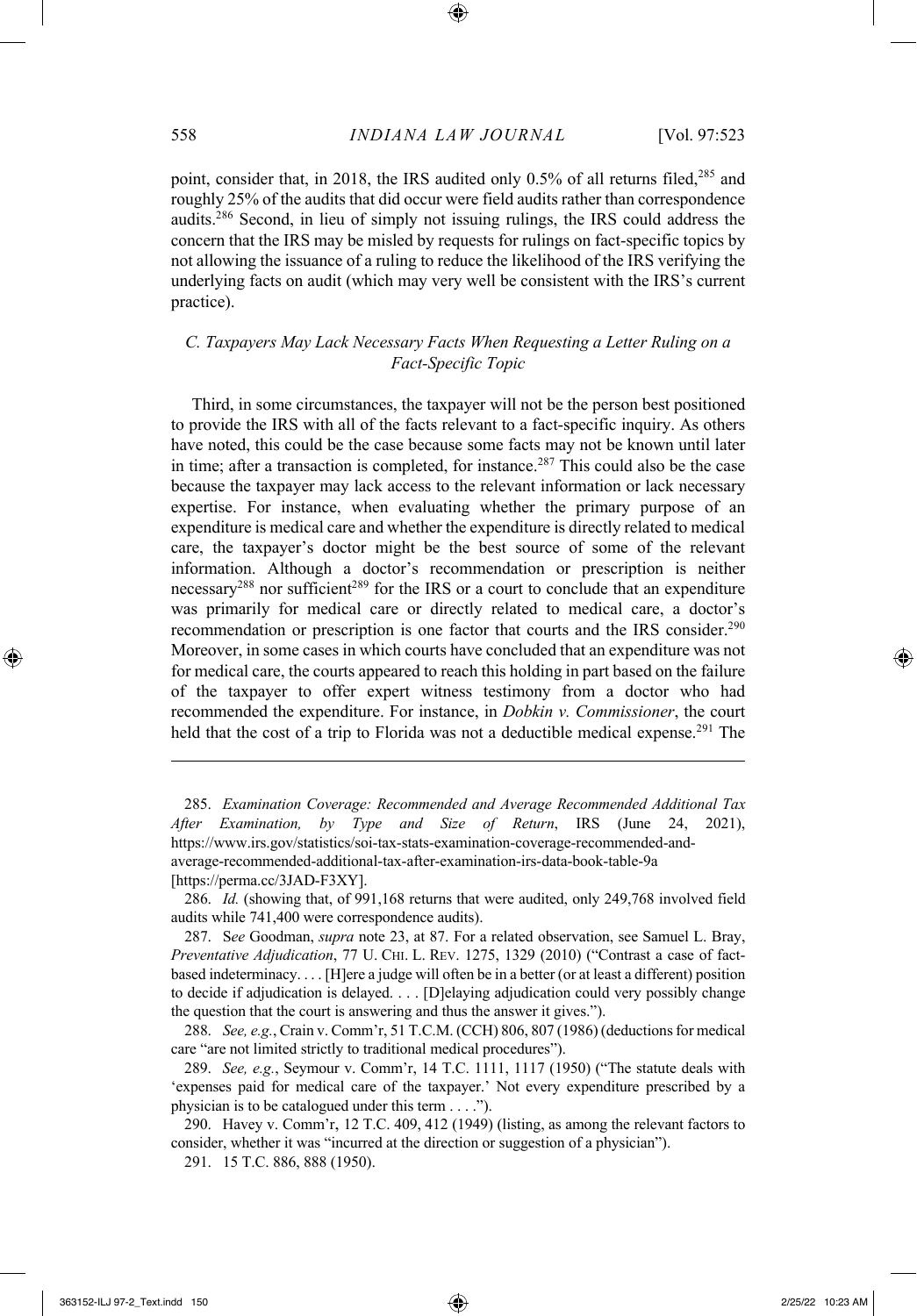point, consider that, in 2018, the IRS audited only 0.5% of all returns filed,[285] and roughly 25% of the audits that did occur were field audits rather than correspondence audits.[286] Second, in lieu of simply not issuing rulings, the IRS could address the concern that the IRS may be misled by requests for rulings on fact-specific topics by not allowing the issuance of a ruling to reduce the likelihood of the IRS verifying the underlying facts on audit (which may very well be consistent with the IRS's current practice).

### *C. Taxpayers May Lack Necessary Facts When Requesting a Letter Ruling on a Fact-Specific Topic*

Third, in some circumstances, the taxpayer will not be the person best positioned to provide the IRS with all of the facts relevant to a fact-specific inquiry. As others have noted, this could be the case because some facts may not be known until later in time; after a transaction is completed, for instance.[287] This could also be the case because the taxpayer may lack access to the relevant information or lack necessary expertise. For instance, when evaluating whether the primary purpose of an expenditure is medical care and whether the expenditure is directly related to medical care, the taxpayer's doctor might be the best source of some of the relevant information. Although a doctor's recommendation or prescription is neither necessary[288] nor sufficient[289] for the IRS or a court to conclude that an expenditure was primarily for medical care or directly related to medical care, a doctor's recommendation or prescription is one factor that courts and the IRS consider.[290] Moreover, in some cases in which courts have concluded that an expenditure was not for medical care, the courts appeared to reach this holding in part based on the failure of the taxpayer to offer expert witness testimony from a doctor who had recommended the expenditure. For instance, in *Dobkin v. Commissioner*, the court held that the cost of a trip to Florida was not a deductible medical expense.[291] The

---

285. *Examination Coverage: Recommended and Average Recommended Additional Tax After Examination, by Type and Size of Return*, IRS (June 24, 2021), https://www.irs.gov/statistics/soi-tax-stats-examination-coverage-recommended-and-average-recommended-additional-tax-after-examination-irs-data-book-table-9a [https://perma.cc/3JAD-F3XY].

286. *Id.* (showing that, of 991,168 returns that were audited, only 249,768 involved field audits while 741,400 were correspondence audits).

287. *See* Goodman, *supra* note 23, at 87. For a related observation, see Samuel L. Bray, *Preventative Adjudication*, 77 U. CHI. L. REV. 1275, 1329 (2010) ("Contrast a case of fact-based indeterminacy. . . . [H]ere a judge will often be in a better (or at least a different) position to decide if adjudication is delayed. . . . [D]elaying adjudication could very possibly change the question that the court is answering and thus the answer it gives.").

288. *See, e.g.*, Crain v. Comm'r, 51 T.C.M. (CCH) 806, 807 (1986) (deductions for medical care "are not limited strictly to traditional medical procedures").

289. *See, e.g.*, Seymour v. Comm'r, 14 T.C. 1111, 1117 (1950) ("The statute deals with 'expenses paid for medical care of the taxpayer.' Not every expenditure prescribed by a physician is to be catalogued under this term . . . .").

290. Havey v. Comm'r, 12 T.C. 409, 412 (1949) (listing, as among the relevant factors to consider, whether it was "incurred at the direction or suggestion of a physician").

291. 15 T.C. 886, 888 (1950).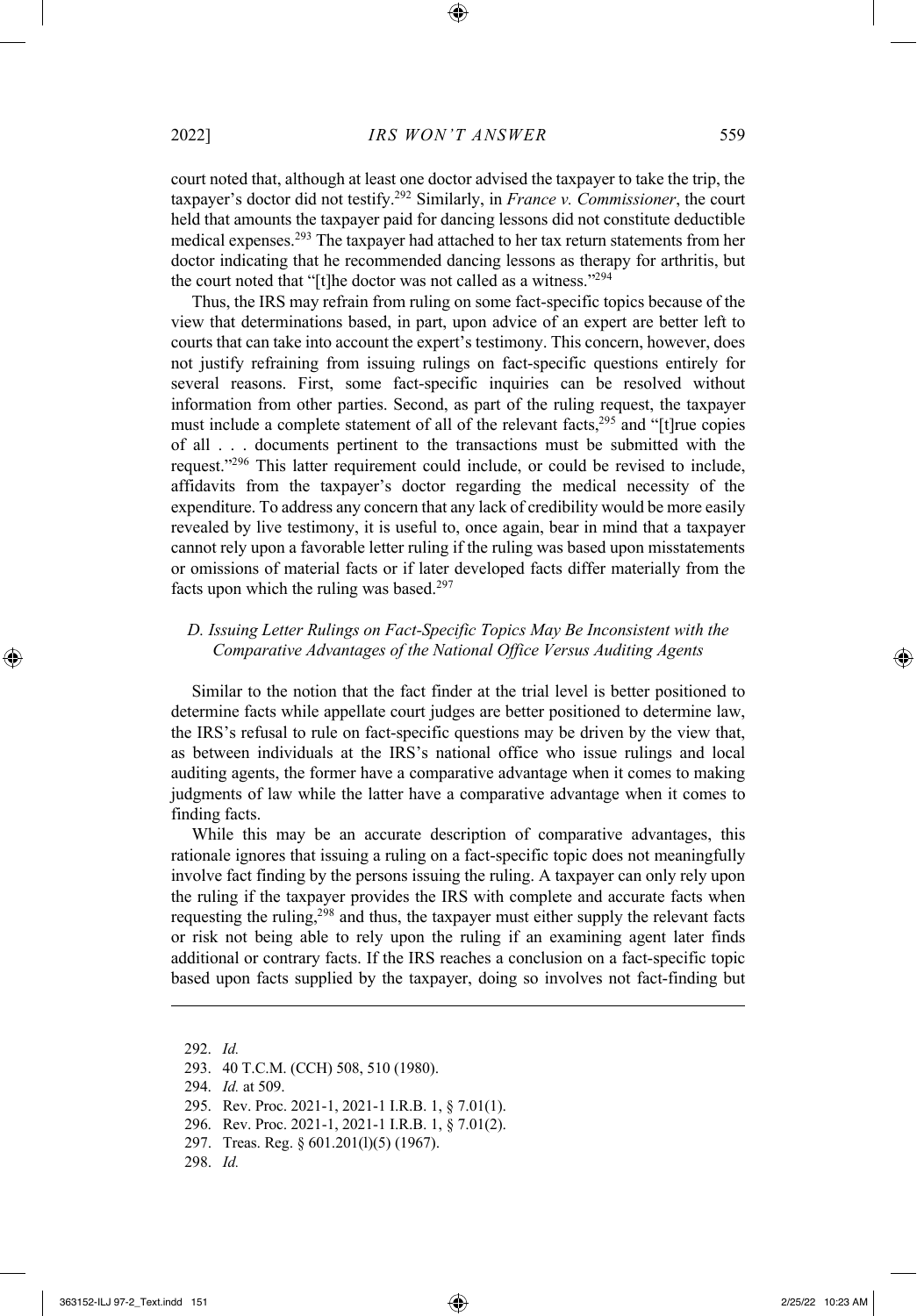court noted that, although at least one doctor advised the taxpayer to take the trip, the taxpayer's doctor did not testify.[292] Similarly, in *France v. Commissioner*, the court held that amounts the taxpayer paid for dancing lessons did not constitute deductible medical expenses.[293] The taxpayer had attached to her tax return statements from her doctor indicating that he recommended dancing lessons as therapy for arthritis, but the court noted that "[t]he doctor was not called as a witness."[294]

Thus, the IRS may refrain from ruling on some fact-specific topics because of the view that determinations based, in part, upon advice of an expert are better left to courts that can take into account the expert's testimony. This concern, however, does not justify refraining from issuing rulings on fact-specific questions entirely for several reasons. First, some fact-specific inquiries can be resolved without information from other parties. Second, as part of the ruling request, the taxpayer must include a complete statement of all of the relevant facts,[295] and "[t]rue copies of all . . . documents pertinent to the transactions must be submitted with the request."[296] This latter requirement could include, or could be revised to include, affidavits from the taxpayer's doctor regarding the medical necessity of the expenditure. To address any concern that any lack of credibility would be more easily revealed by live testimony, it is useful to, once again, bear in mind that a taxpayer cannot rely upon a favorable letter ruling if the ruling was based upon misstatements or omissions of material facts or if later developed facts differ materially from the facts upon which the ruling was based.[297]

### *D. Issuing Letter Rulings on Fact-Specific Topics May Be Inconsistent with the Comparative Advantages of the National Office Versus Auditing Agents*

Similar to the notion that the fact finder at the trial level is better positioned to determine facts while appellate court judges are better positioned to determine law, the IRS's refusal to rule on fact-specific questions may be driven by the view that, as between individuals at the IRS's national office who issue rulings and local auditing agents, the former have a comparative advantage when it comes to making judgments of law while the latter have a comparative advantage when it comes to finding facts.

While this may be an accurate description of comparative advantages, this rationale ignores that issuing a ruling on a fact-specific topic does not meaningfully involve fact finding by the persons issuing the ruling. A taxpayer can only rely upon the ruling if the taxpayer provides the IRS with complete and accurate facts when requesting the ruling,[298] and thus, the taxpayer must either supply the relevant facts or risk not being able to rely upon the ruling if an examining agent later finds additional or contrary facts. If the IRS reaches a conclusion on a fact-specific topic based upon facts supplied by the taxpayer, doing so involves not fact-finding but

---

292. *Id.*

293. 40 T.C.M. (CCH) 508, 510 (1980).

294. *Id.* at 509.

295. Rev. Proc. 2021-1, 2021-1 I.R.B. 1, § 7.01(1).

296. Rev. Proc. 2021-1, 2021-1 I.R.B. 1, § 7.01(2).

297. Treas. Reg. § 601.201(l)(5) (1967).

298. *Id.*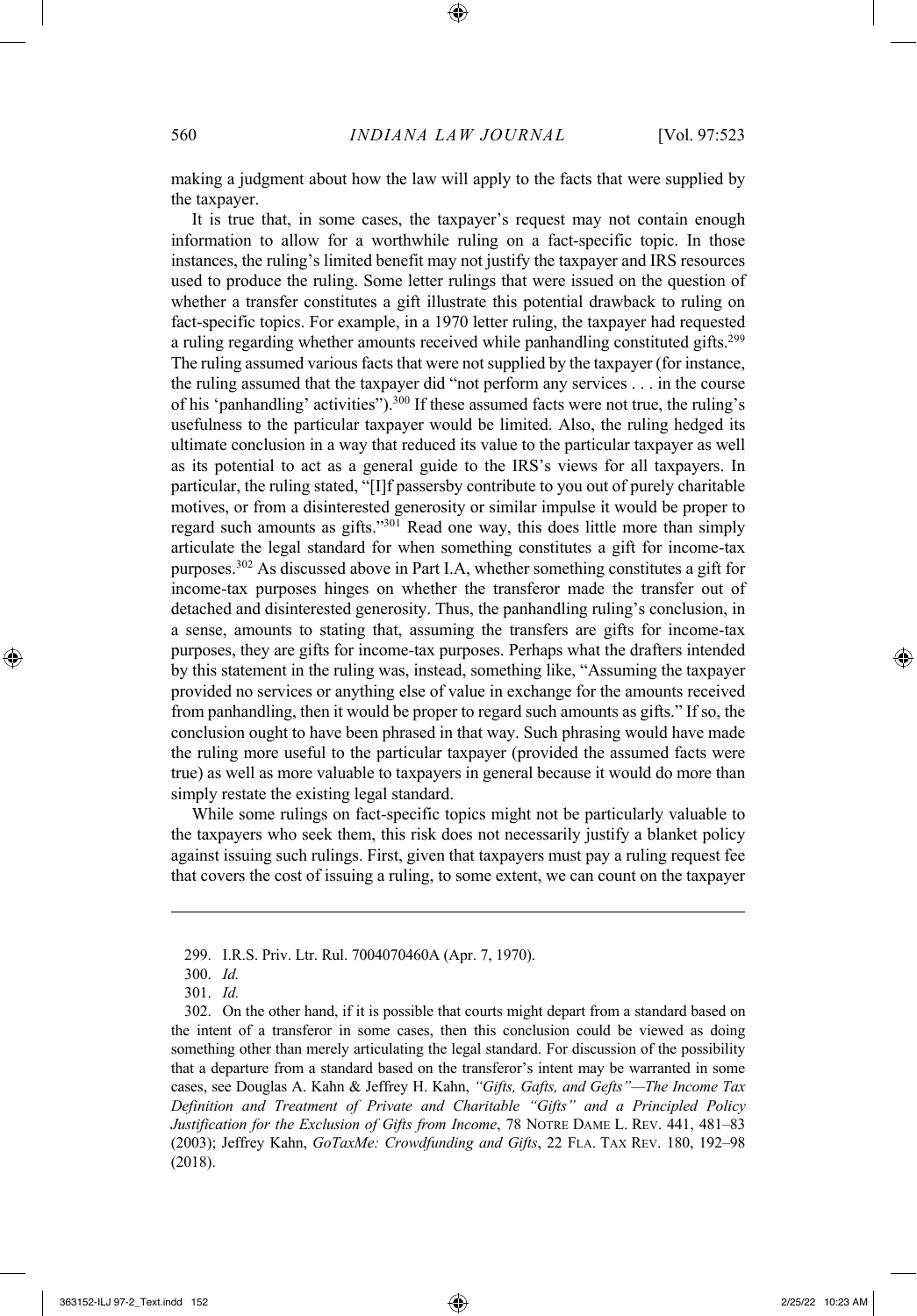making a judgment about how the law will apply to the facts that were supplied by the taxpayer.

It is true that, in some cases, the taxpayer's request may not contain enough information to allow for a worthwhile ruling on a fact-specific topic. In those instances, the ruling's limited benefit may not justify the taxpayer and IRS resources used to produce the ruling. Some letter rulings that were issued on the question of whether a transfer constitutes a gift illustrate this potential drawback to ruling on fact-specific topics. For example, in a 1970 letter ruling, the taxpayer had requested a ruling regarding whether amounts received while panhandling constituted gifts.[299] The ruling assumed various facts that were not supplied by the taxpayer (for instance, the ruling assumed that the taxpayer did "not perform any services . . . in the course of his 'panhandling' activities").[300] If these assumed facts were not true, the ruling's usefulness to the particular taxpayer would be limited. Also, the ruling hedged its ultimate conclusion in a way that reduced its value to the particular taxpayer as well as its potential to act as a general guide to the IRS's views for all taxpayers. In particular, the ruling stated, "[I]f passersby contribute to you out of purely charitable motives, or from a disinterested generosity or similar impulse it would be proper to regard such amounts as gifts."[301] Read one way, this does little more than simply articulate the legal standard for when something constitutes a gift for income-tax purposes.[302] As discussed above in Part I.A, whether something constitutes a gift for income-tax purposes hinges on whether the transferor made the transfer out of detached and disinterested generosity. Thus, the panhandling ruling's conclusion, in a sense, amounts to stating that, assuming the transfers are gifts for income-tax purposes, they are gifts for income-tax purposes. Perhaps what the drafters intended by this statement in the ruling was, instead, something like, "Assuming the taxpayer provided no services or anything else of value in exchange for the amounts received from panhandling, then it would be proper to regard such amounts as gifts." If so, the conclusion ought to have been phrased in that way. Such phrasing would have made the ruling more useful to the particular taxpayer (provided the assumed facts were true) as well as more valuable to taxpayers in general because it would do more than simply restate the existing legal standard.

While some rulings on fact-specific topics might not be particularly valuable to the taxpayers who seek them, this risk does not necessarily justify a blanket policy against issuing such rulings. First, given that taxpayers must pay a ruling request fee that covers the cost of issuing a ruling, to some extent, we can count on the taxpayer

---

299. I.R.S. Priv. Ltr. Rul. 7004070460A (Apr. 7, 1970).

300. *Id.*

301. *Id.*

302. On the other hand, if it is possible that courts might depart from a standard based on the intent of a transferor in some cases, then this conclusion could be viewed as doing something other than merely articulating the legal standard. For discussion of the possibility that a departure from a standard based on the transferor's intent may be warranted in some cases, see Douglas A. Kahn & Jeffrey H. Kahn, *"Gifts, Gafts, and Gefts"—The Income Tax Definition and Treatment of Private and Charitable "Gifts" and a Principled Policy Justification for the Exclusion of Gifts from Income*, 78 NOTRE DAME L. REV. 441, 481–83 (2003); Jeffrey Kahn, *GoTaxMe: Crowdfunding and Gifts*, 22 FLA. TAX REV. 180, 192–98 (2018).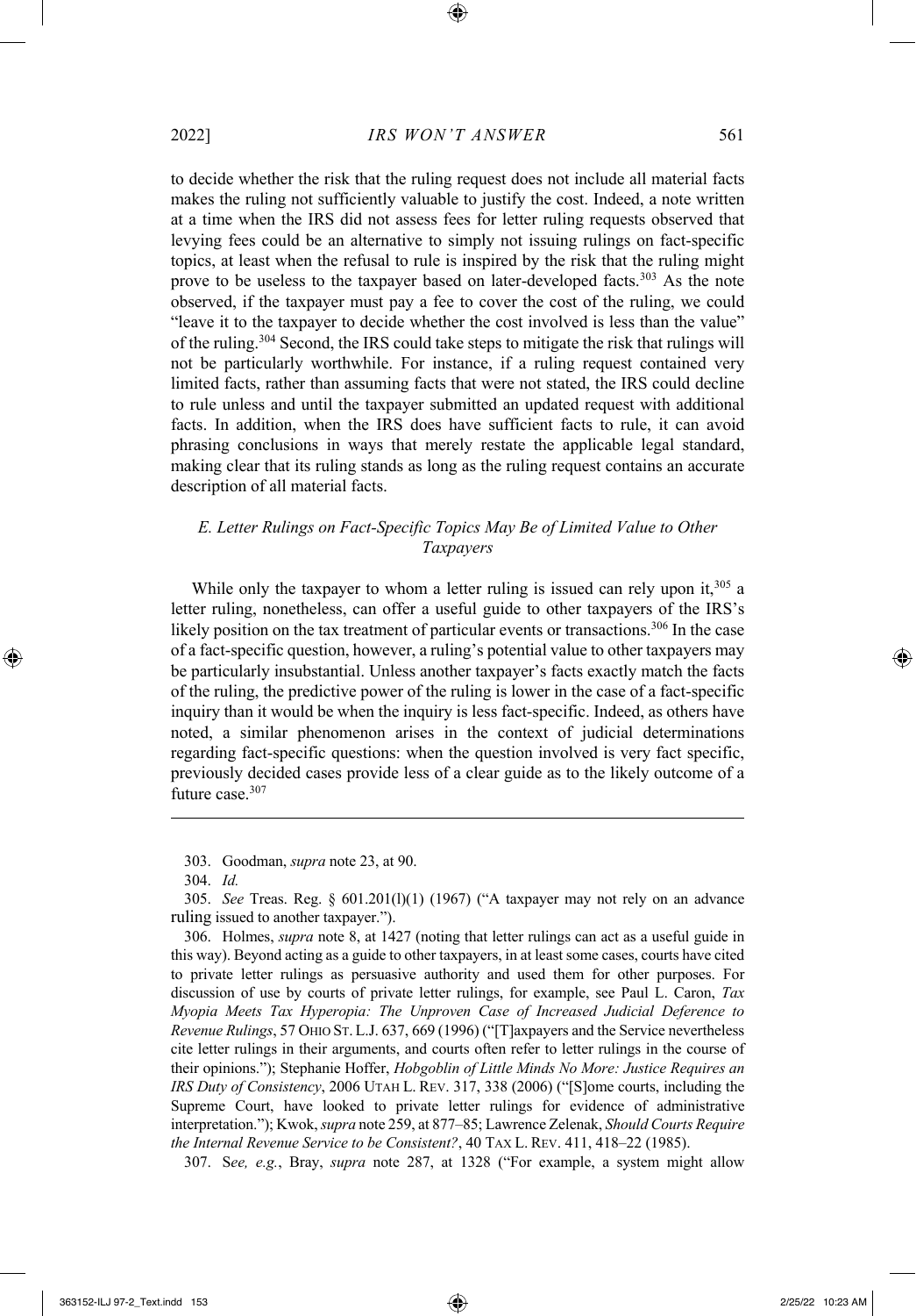to decide whether the risk that the ruling request does not include all material facts makes the ruling not sufficiently valuable to justify the cost. Indeed, a note written at a time when the IRS did not assess fees for letter ruling requests observed that levying fees could be an alternative to simply not issuing rulings on fact-specific topics, at least when the refusal to rule is inspired by the risk that the ruling might prove to be useless to the taxpayer based on later-developed facts.[303] As the note observed, if the taxpayer must pay a fee to cover the cost of the ruling, we could "leave it to the taxpayer to decide whether the cost involved is less than the value" of the ruling.[304] Second, the IRS could take steps to mitigate the risk that rulings will not be particularly worthwhile. For instance, if a ruling request contained very limited facts, rather than assuming facts that were not stated, the IRS could decline to rule unless and until the taxpayer submitted an updated request with additional facts. In addition, when the IRS does have sufficient facts to rule, it can avoid phrasing conclusions in ways that merely restate the applicable legal standard, making clear that its ruling stands as long as the ruling request contains an accurate description of all material facts.

### *E. Letter Rulings on Fact-Specific Topics May Be of Limited Value to Other Taxpayers*

While only the taxpayer to whom a letter ruling is issued can rely upon it,[305] a letter ruling, nonetheless, can offer a useful guide to other taxpayers of the IRS's likely position on the tax treatment of particular events or transactions.[306] In the case of a fact-specific question, however, a ruling's potential value to other taxpayers may be particularly insubstantial. Unless another taxpayer's facts exactly match the facts of the ruling, the predictive power of the ruling is lower in the case of a fact-specific inquiry than it would be when the inquiry is less fact-specific. Indeed, as others have noted, a similar phenomenon arises in the context of judicial determinations regarding fact-specific questions: when the question involved is very fact specific, previously decided cases provide less of a clear guide as to the likely outcome of a future case.[307]

---

303. Goodman, *supra* note 23, at 90.

304. *Id.*

305. *See* Treas. Reg. § 601.201(l)(1) (1967) ("A taxpayer may not rely on an advance ruling issued to another taxpayer.").

306. Holmes, *supra* note 8, at 1427 (noting that letter rulings can act as a useful guide in this way). Beyond acting as a guide to other taxpayers, in at least some cases, courts have cited to private letter rulings as persuasive authority and used them for other purposes. For discussion of use by courts of private letter rulings, for example, see Paul L. Caron, *Tax Myopia Meets Tax Hyperopia: The Unproven Case of Increased Judicial Deference to Revenue Rulings*, 57 OHIO ST. L.J. 637, 669 (1996) ("[T]axpayers and the Service nevertheless cite letter rulings in their arguments, and courts often refer to letter rulings in the course of their opinions."); Stephanie Hoffer, *Hobgoblin of Little Minds No More: Justice Requires an IRS Duty of Consistency*, 2006 UTAH L. REV. 317, 338 (2006) ("[S]ome courts, including the Supreme Court, have looked to private letter rulings for evidence of administrative interpretation."); Kwok, *supra* note 259, at 877–85; Lawrence Zelenak, *Should Courts Require the Internal Revenue Service to be Consistent?*, 40 TAX L. REV. 411, 418–22 (1985).

307. S*ee, e.g.*, Bray, *supra* note 287, at 1328 ("For example, a system might allow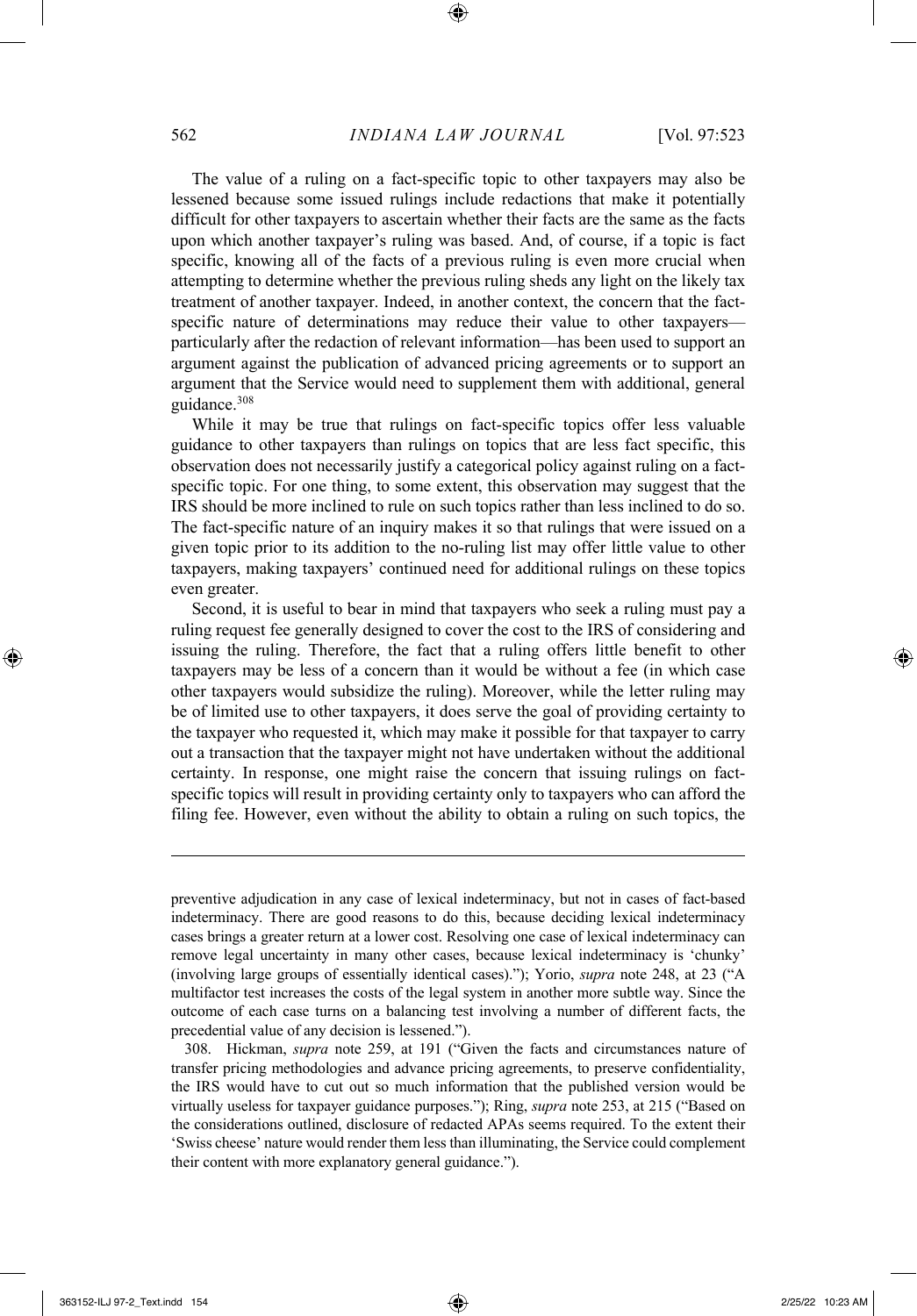The value of a ruling on a fact-specific topic to other taxpayers may also be lessened because some issued rulings include redactions that make it potentially difficult for other taxpayers to ascertain whether their facts are the same as the facts upon which another taxpayer's ruling was based. And, of course, if a topic is fact specific, knowing all of the facts of a previous ruling is even more crucial when attempting to determine whether the previous ruling sheds any light on the likely tax treatment of another taxpayer. Indeed, in another context, the concern that the fact-specific nature of determinations may reduce their value to other taxpayers—particularly after the redaction of relevant information—has been used to support an argument against the publication of advanced pricing agreements or to support an argument that the Service would need to supplement them with additional, general guidance.[308]

While it may be true that rulings on fact-specific topics offer less valuable guidance to other taxpayers than rulings on topics that are less fact specific, this observation does not necessarily justify a categorical policy against ruling on a fact-specific topic. For one thing, to some extent, this observation may suggest that the IRS should be more inclined to rule on such topics rather than less inclined to do so. The fact-specific nature of an inquiry makes it so that rulings that were issued on a given topic prior to its addition to the no-ruling list may offer little value to other taxpayers, making taxpayers' continued need for additional rulings on these topics even greater.

Second, it is useful to bear in mind that taxpayers who seek a ruling must pay a ruling request fee generally designed to cover the cost to the IRS of considering and issuing the ruling. Therefore, the fact that a ruling offers little benefit to other taxpayers may be less of a concern than it would be without a fee (in which case other taxpayers would subsidize the ruling). Moreover, while the letter ruling may be of limited use to other taxpayers, it does serve the goal of providing certainty to the taxpayer who requested it, which may make it possible for that taxpayer to carry out a transaction that the taxpayer might not have undertaken without the additional certainty. In response, one might raise the concern that issuing rulings on fact-specific topics will result in providing certainty only to taxpayers who can afford the filing fee. However, even without the ability to obtain a ruling on such topics, the

---

preventive adjudication in any case of lexical indeterminacy, but not in cases of fact-based indeterminacy. There are good reasons to do this, because deciding lexical indeterminacy cases brings a greater return at a lower cost. Resolving one case of lexical indeterminacy can remove legal uncertainty in many other cases, because lexical indeterminacy is 'chunky' (involving large groups of essentially identical cases)."); Yorio, *supra* note 248, at 23 ("A multifactor test increases the costs of the legal system in another more subtle way. Since the outcome of each case turns on a balancing test involving a number of different facts, the precedential value of any decision is lessened.").

308. Hickman, *supra* note 259, at 191 ("Given the facts and circumstances nature of transfer pricing methodologies and advance pricing agreements, to preserve confidentiality, the IRS would have to cut out so much information that the published version would be virtually useless for taxpayer guidance purposes."); Ring, *supra* note 253, at 215 ("Based on the considerations outlined, disclosure of redacted APAs seems required. To the extent their 'Swiss cheese' nature would render them less than illuminating, the Service could complement their content with more explanatory general guidance.").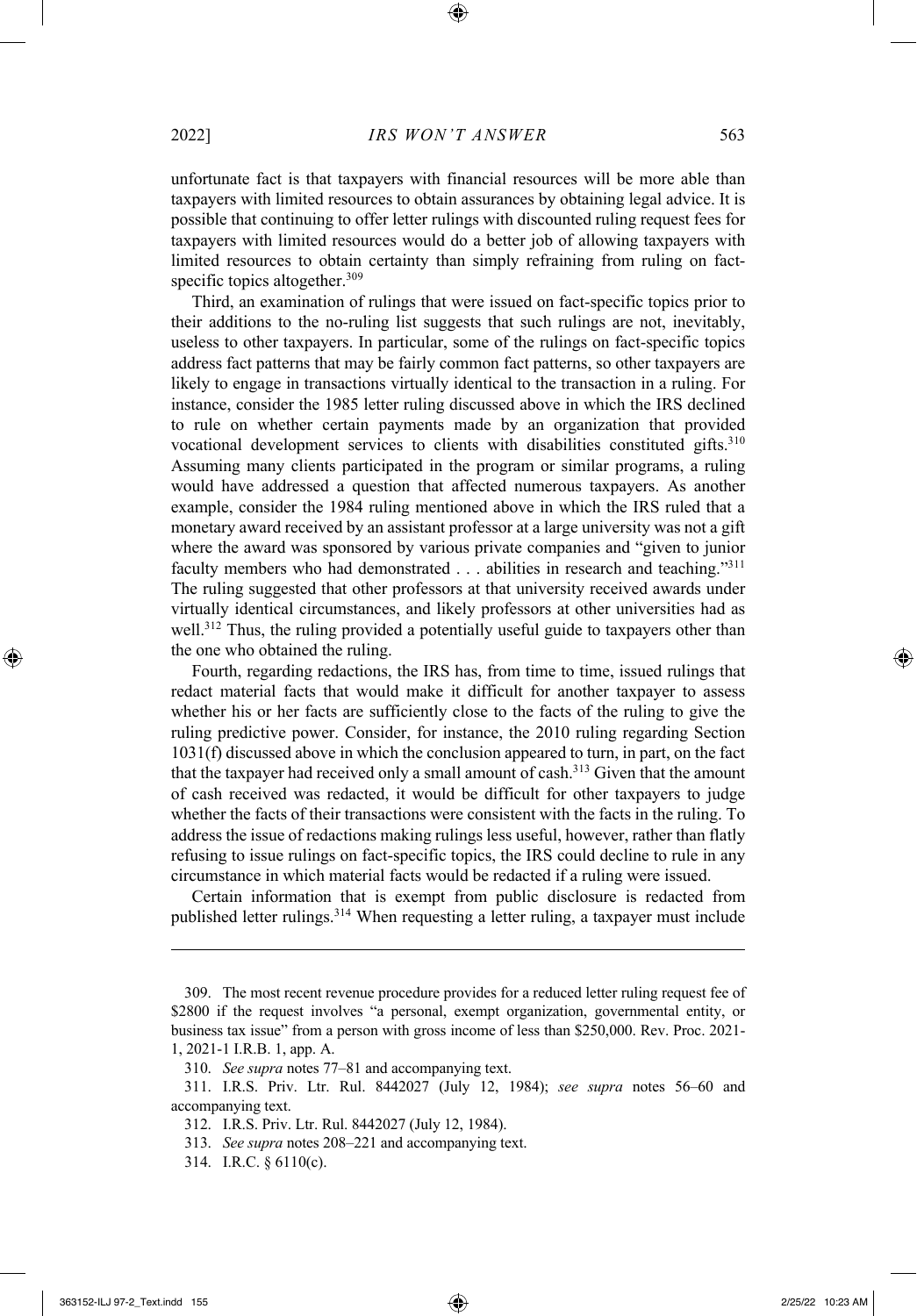unfortunate fact is that taxpayers with financial resources will be more able than taxpayers with limited resources to obtain assurances by obtaining legal advice. It is possible that continuing to offer letter rulings with discounted ruling request fees for taxpayers with limited resources would do a better job of allowing taxpayers with limited resources to obtain certainty than simply refraining from ruling on fact-specific topics altogether.[309]

Third, an examination of rulings that were issued on fact-specific topics prior to their additions to the no-ruling list suggests that such rulings are not, inevitably, useless to other taxpayers. In particular, some of the rulings on fact-specific topics address fact patterns that may be fairly common fact patterns, so other taxpayers are likely to engage in transactions virtually identical to the transaction in a ruling. For instance, consider the 1985 letter ruling discussed above in which the IRS declined to rule on whether certain payments made by an organization that provided vocational development services to clients with disabilities constituted gifts.[310] Assuming many clients participated in the program or similar programs, a ruling would have addressed a question that affected numerous taxpayers. As another example, consider the 1984 ruling mentioned above in which the IRS ruled that a monetary award received by an assistant professor at a large university was not a gift where the award was sponsored by various private companies and "given to junior faculty members who had demonstrated . . . abilities in research and teaching."[311] The ruling suggested that other professors at that university received awards under virtually identical circumstances, and likely professors at other universities had as well.[312] Thus, the ruling provided a potentially useful guide to taxpayers other than the one who obtained the ruling.

Fourth, regarding redactions, the IRS has, from time to time, issued rulings that redact material facts that would make it difficult for another taxpayer to assess whether his or her facts are sufficiently close to the facts of the ruling to give the ruling predictive power. Consider, for instance, the 2010 ruling regarding Section 1031(f) discussed above in which the conclusion appeared to turn, in part, on the fact that the taxpayer had received only a small amount of cash.[313] Given that the amount of cash received was redacted, it would be difficult for other taxpayers to judge whether the facts of their transactions were consistent with the facts in the ruling. To address the issue of redactions making rulings less useful, however, rather than flatly refusing to issue rulings on fact-specific topics, the IRS could decline to rule in any circumstance in which material facts would be redacted if a ruling were issued.

Certain information that is exempt from public disclosure is redacted from published letter rulings.[314] When requesting a letter ruling, a taxpayer must include

---

309. The most recent revenue procedure provides for a reduced letter ruling request fee of $2800 if the request involves "a personal, exempt organization, governmental entity, or business tax issue" from a person with gross income of less than $250,000. Rev. Proc. 2021-1, 2021-1 I.R.B. 1, app. A.

310. *See supra* notes 77–81 and accompanying text.

311. I.R.S. Priv. Ltr. Rul. 8442027 (July 12, 1984); *see supra* notes 56–60 and accompanying text.

312. I.R.S. Priv. Ltr. Rul. 8442027 (July 12, 1984).

313. *See supra* notes 208–221 and accompanying text.

314. I.R.C. § 6110(c).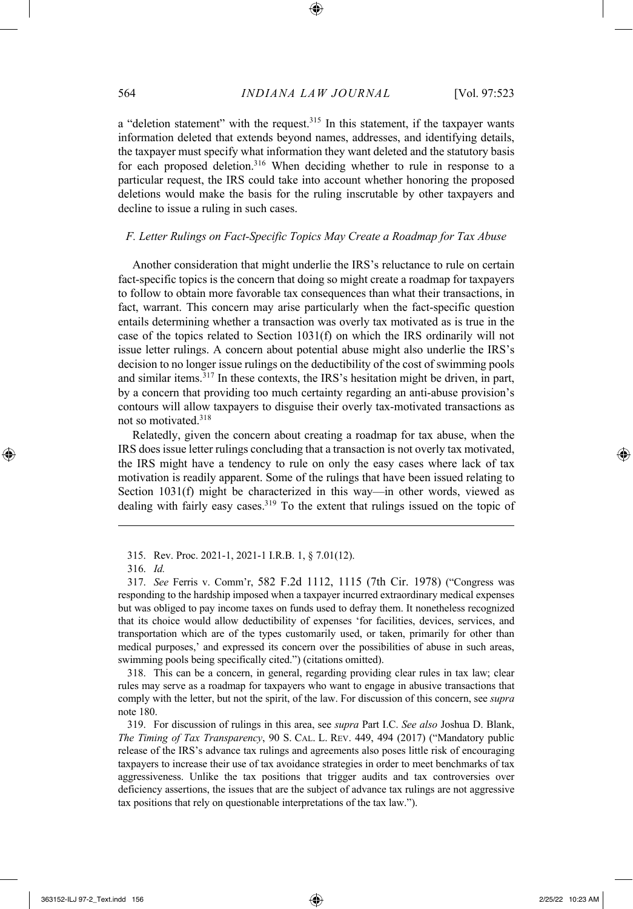a "deletion statement" with the request.[315] In this statement, if the taxpayer wants information deleted that extends beyond names, addresses, and identifying details, the taxpayer must specify what information they want deleted and the statutory basis for each proposed deletion.[316] When deciding whether to rule in response to a particular request, the IRS could take into account whether honoring the proposed deletions would make the basis for the ruling inscrutable by other taxpayers and decline to issue a ruling in such cases.

### *F. Letter Rulings on Fact-Specific Topics May Create a Roadmap for Tax Abuse*

Another consideration that might underlie the IRS's reluctance to rule on certain fact-specific topics is the concern that doing so might create a roadmap for taxpayers to follow to obtain more favorable tax consequences than what their transactions, in fact, warrant. This concern may arise particularly when the fact-specific question entails determining whether a transaction was overly tax motivated as is true in the case of the topics related to Section 1031(f) on which the IRS ordinarily will not issue letter rulings. A concern about potential abuse might also underlie the IRS's decision to no longer issue rulings on the deductibility of the cost of swimming pools and similar items.[317] In these contexts, the IRS's hesitation might be driven, in part, by a concern that providing too much certainty regarding an anti-abuse provision's contours will allow taxpayers to disguise their overly tax-motivated transactions as not so motivated.[318]

Relatedly, given the concern about creating a roadmap for tax abuse, when the IRS does issue letter rulings concluding that a transaction is not overly tax motivated, the IRS might have a tendency to rule on only the easy cases where lack of tax motivation is readily apparent. Some of the rulings that have been issued relating to Section 1031(f) might be characterized in this way—in other words, viewed as dealing with fairly easy cases.[319] To the extent that rulings issued on the topic of

---

315. Rev. Proc. 2021-1, 2021-1 I.R.B. 1, § 7.01(12).

316. *Id.*

317. *See* Ferris v. Comm'r, 582 F.2d 1112, 1115 (7th Cir. 1978) ("Congress was responding to the hardship imposed when a taxpayer incurred extraordinary medical expenses but was obliged to pay income taxes on funds used to defray them. It nonetheless recognized that its choice would allow deductibility of expenses 'for facilities, devices, services, and transportation which are of the types customarily used, or taken, primarily for other than medical purposes,' and expressed its concern over the possibilities of abuse in such areas, swimming pools being specifically cited.") (citations omitted).

318. This can be a concern, in general, regarding providing clear rules in tax law; clear rules may serve as a roadmap for taxpayers who want to engage in abusive transactions that comply with the letter, but not the spirit, of the law. For discussion of this concern, see *supra* note 180.

319. For discussion of rulings in this area, see *supra* Part I.C. *See also* Joshua D. Blank, *The Timing of Tax Transparency*, 90 S. CAL. L. REV. 449, 494 (2017) ("Mandatory public release of the IRS's advance tax rulings and agreements also poses little risk of encouraging taxpayers to increase their use of tax avoidance strategies in order to meet benchmarks of tax aggressiveness. Unlike the tax positions that trigger audits and tax controversies over deficiency assertions, the issues that are the subject of advance tax rulings are not aggressive tax positions that rely on questionable interpretations of the tax law.").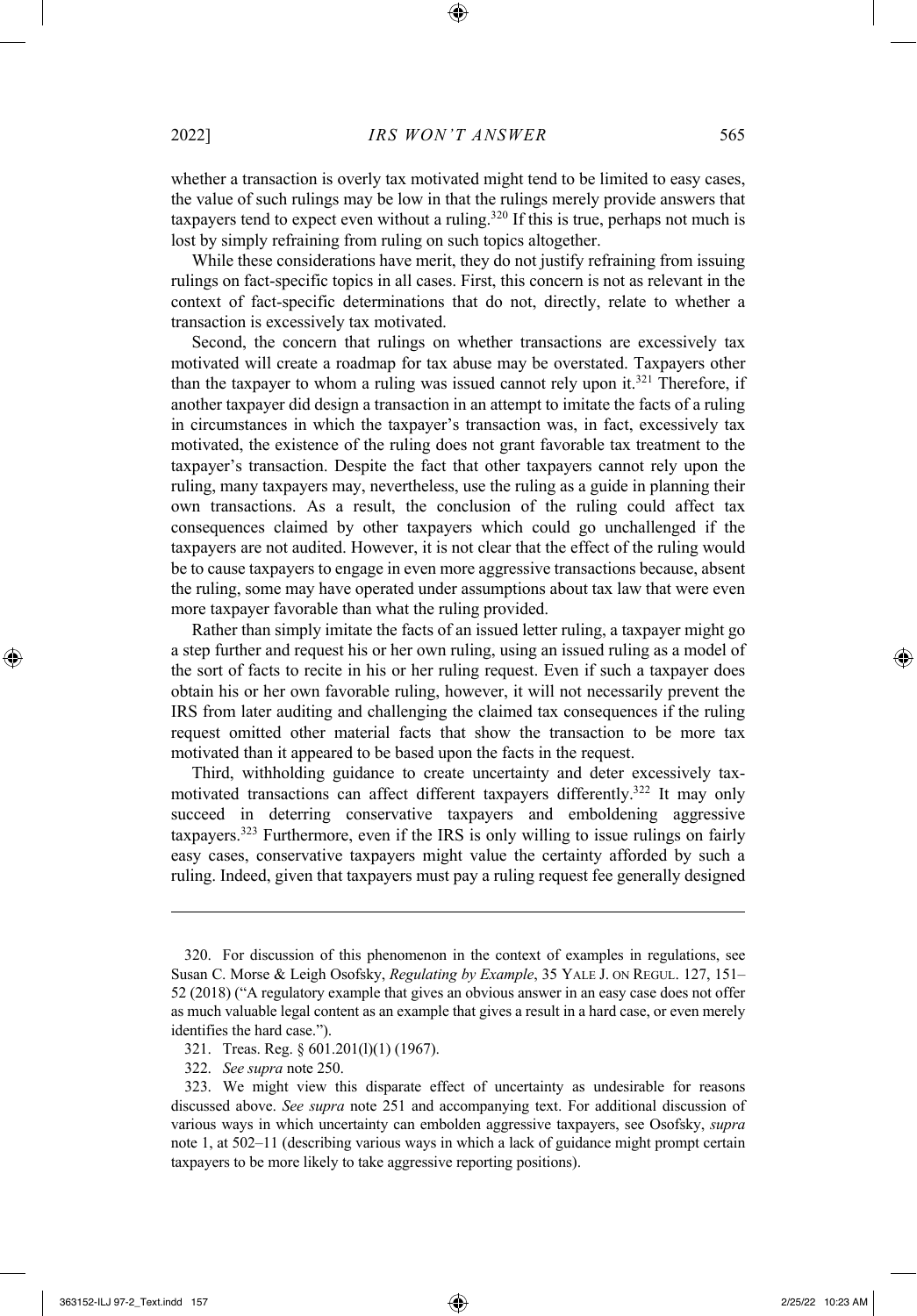whether a transaction is overly tax motivated might tend to be limited to easy cases, the value of such rulings may be low in that the rulings merely provide answers that taxpayers tend to expect even without a ruling.[320] If this is true, perhaps not much is lost by simply refraining from ruling on such topics altogether.

While these considerations have merit, they do not justify refraining from issuing rulings on fact-specific topics in all cases. First, this concern is not as relevant in the context of fact-specific determinations that do not, directly, relate to whether a transaction is excessively tax motivated.

Second, the concern that rulings on whether transactions are excessively tax motivated will create a roadmap for tax abuse may be overstated. Taxpayers other than the taxpayer to whom a ruling was issued cannot rely upon it.[321] Therefore, if another taxpayer did design a transaction in an attempt to imitate the facts of a ruling in circumstances in which the taxpayer's transaction was, in fact, excessively tax motivated, the existence of the ruling does not grant favorable tax treatment to the taxpayer's transaction. Despite the fact that other taxpayers cannot rely upon the ruling, many taxpayers may, nevertheless, use the ruling as a guide in planning their own transactions. As a result, the conclusion of the ruling could affect tax consequences claimed by other taxpayers which could go unchallenged if the taxpayers are not audited. However, it is not clear that the effect of the ruling would be to cause taxpayers to engage in even more aggressive transactions because, absent the ruling, some may have operated under assumptions about tax law that were even more taxpayer favorable than what the ruling provided.

Rather than simply imitate the facts of an issued letter ruling, a taxpayer might go a step further and request his or her own ruling, using an issued ruling as a model of the sort of facts to recite in his or her ruling request. Even if such a taxpayer does obtain his or her own favorable ruling, however, it will not necessarily prevent the IRS from later auditing and challenging the claimed tax consequences if the ruling request omitted other material facts that show the transaction to be more tax motivated than it appeared to be based upon the facts in the request.

Third, withholding guidance to create uncertainty and deter excessively tax-motivated transactions can affect different taxpayers differently.[322] It may only succeed in deterring conservative taxpayers and emboldening aggressive taxpayers.[323] Furthermore, even if the IRS is only willing to issue rulings on fairly easy cases, conservative taxpayers might value the certainty afforded by such a ruling. Indeed, given that taxpayers must pay a ruling request fee generally designed

---

320. For discussion of this phenomenon in the context of examples in regulations, see Susan C. Morse & Leigh Osofsky, *Regulating by Example*, 35 YALE J. ON REGUL. 127, 151–52 (2018) ("A regulatory example that gives an obvious answer in an easy case does not offer as much valuable legal content as an example that gives a result in a hard case, or even merely identifies the hard case.").

321. Treas. Reg. § 601.201(l)(1) (1967).

322. *See supra* note 250.

323. We might view this disparate effect of uncertainty as undesirable for reasons discussed above. *See supra* note 251 and accompanying text. For additional discussion of various ways in which uncertainty can embolden aggressive taxpayers, see Osofsky, *supra* note 1, at 502–11 (describing various ways in which a lack of guidance might prompt certain taxpayers to be more likely to take aggressive reporting positions).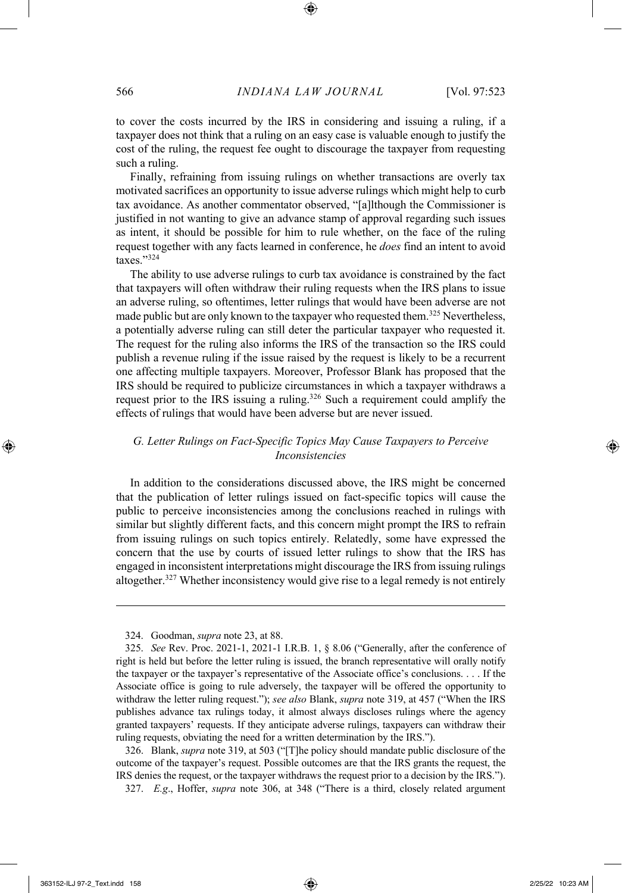to cover the costs incurred by the IRS in considering and issuing a ruling, if a taxpayer does not think that a ruling on an easy case is valuable enough to justify the cost of the ruling, the request fee ought to discourage the taxpayer from requesting such a ruling.

Finally, refraining from issuing rulings on whether transactions are overly tax motivated sacrifices an opportunity to issue adverse rulings which might help to curb tax avoidance. As another commentator observed, "[a]lthough the Commissioner is justified in not wanting to give an advance stamp of approval regarding such issues as intent, it should be possible for him to rule whether, on the face of the ruling request together with any facts learned in conference, he *does* find an intent to avoid taxes."[324]

The ability to use adverse rulings to curb tax avoidance is constrained by the fact that taxpayers will often withdraw their ruling requests when the IRS plans to issue an adverse ruling, so oftentimes, letter rulings that would have been adverse are not made public but are only known to the taxpayer who requested them.[325] Nevertheless, a potentially adverse ruling can still deter the particular taxpayer who requested it. The request for the ruling also informs the IRS of the transaction so the IRS could publish a revenue ruling if the issue raised by the request is likely to be a recurrent one affecting multiple taxpayers. Moreover, Professor Blank has proposed that the IRS should be required to publicize circumstances in which a taxpayer withdraws a request prior to the IRS issuing a ruling.[326] Such a requirement could amplify the effects of rulings that would have been adverse but are never issued.

### *G. Letter Rulings on Fact-Specific Topics May Cause Taxpayers to Perceive Inconsistencies*

In addition to the considerations discussed above, the IRS might be concerned that the publication of letter rulings issued on fact-specific topics will cause the public to perceive inconsistencies among the conclusions reached in rulings with similar but slightly different facts, and this concern might prompt the IRS to refrain from issuing rulings on such topics entirely. Relatedly, some have expressed the concern that the use by courts of issued letter rulings to show that the IRS has engaged in inconsistent interpretations might discourage the IRS from issuing rulings altogether.[327] Whether inconsistency would give rise to a legal remedy is not entirely

---

324. Goodman, *supra* note 23, at 88.

325. *See* Rev. Proc. 2021-1, 2021-1 I.R.B. 1, § 8.06 ("Generally, after the conference of right is held but before the letter ruling is issued, the branch representative will orally notify the taxpayer or the taxpayer's representative of the Associate office's conclusions. . . . If the Associate office is going to rule adversely, the taxpayer will be offered the opportunity to withdraw the letter ruling request."); *see also* Blank, *supra* note 319, at 457 ("When the IRS publishes advance tax rulings today, it almost always discloses rulings where the agency granted taxpayers' requests. If they anticipate adverse rulings, taxpayers can withdraw their ruling requests, obviating the need for a written determination by the IRS.").

326. Blank, *supra* note 319, at 503 ("[T]he policy should mandate public disclosure of the outcome of the taxpayer's request. Possible outcomes are that the IRS grants the request, the IRS denies the request, or the taxpayer withdraws the request prior to a decision by the IRS.").

327. *E.g*., Hoffer, *supra* note 306, at 348 ("There is a third, closely related argument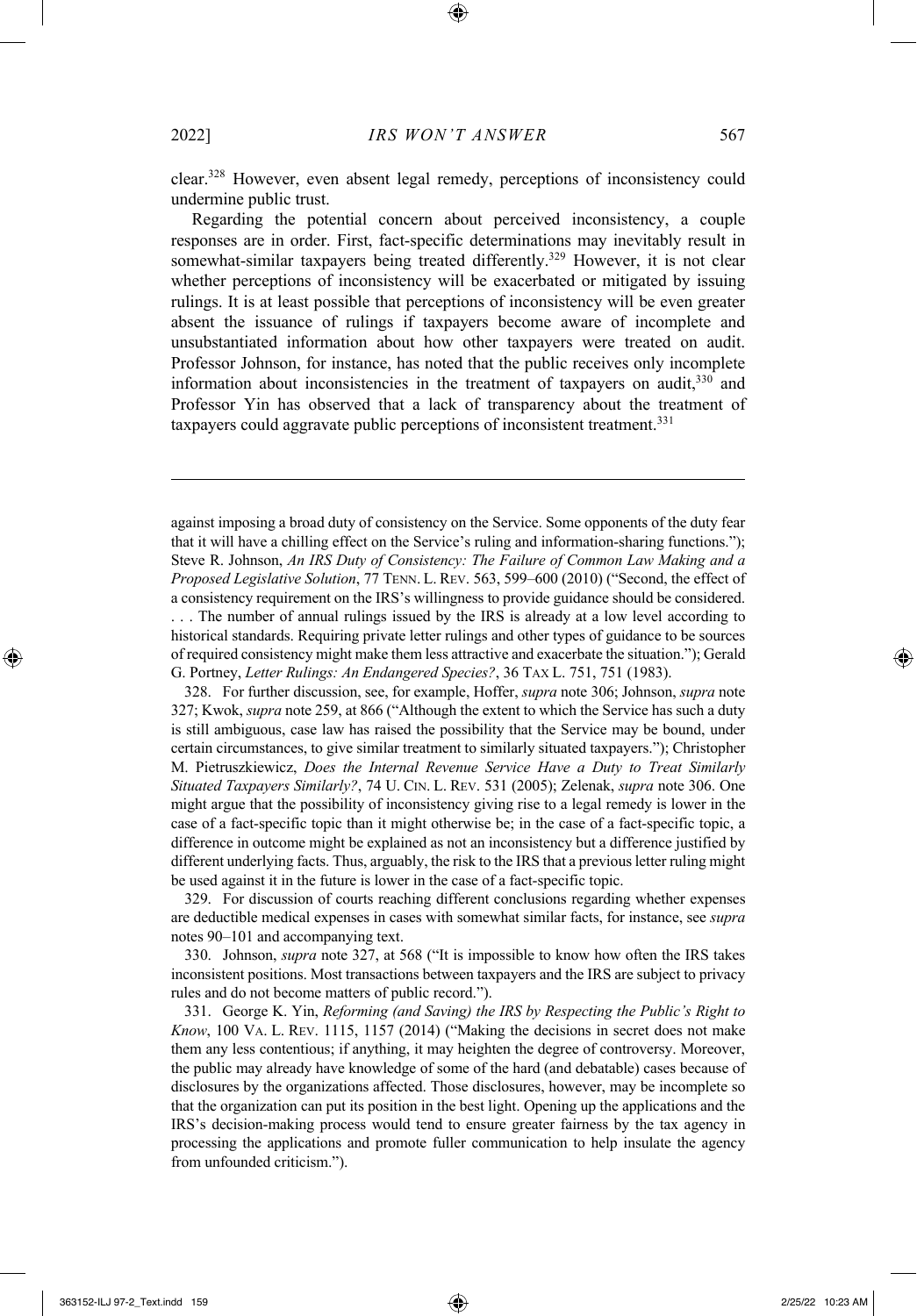clear.[328] However, even absent legal remedy, perceptions of inconsistency could undermine public trust.

Regarding the potential concern about perceived inconsistency, a couple responses are in order. First, fact-specific determinations may inevitably result in somewhat-similar taxpayers being treated differently.[329] However, it is not clear whether perceptions of inconsistency will be exacerbated or mitigated by issuing rulings. It is at least possible that perceptions of inconsistency will be even greater absent the issuance of rulings if taxpayers become aware of incomplete and unsubstantiated information about how other taxpayers were treated on audit. Professor Johnson, for instance, has noted that the public receives only incomplete information about inconsistencies in the treatment of taxpayers on audit,[330] and Professor Yin has observed that a lack of transparency about the treatment of taxpayers could aggravate public perceptions of inconsistent treatment.[331]

---

against imposing a broad duty of consistency on the Service. Some opponents of the duty fear that it will have a chilling effect on the Service's ruling and information-sharing functions."); Steve R. Johnson, *An IRS Duty of Consistency: The Failure of Common Law Making and a Proposed Legislative Solution*, 77 TENN. L. REV. 563, 599–600 (2010) ("Second, the effect of a consistency requirement on the IRS's willingness to provide guidance should be considered. . . . The number of annual rulings issued by the IRS is already at a low level according to historical standards. Requiring private letter rulings and other types of guidance to be sources of required consistency might make them less attractive and exacerbate the situation."); Gerald G. Portney, *Letter Rulings: An Endangered Species?*, 36 TAX L. 751, 751 (1983).

328. For further discussion, see, for example, Hoffer, *supra* note 306; Johnson, *supra* note 327; Kwok, *supra* note 259, at 866 ("Although the extent to which the Service has such a duty is still ambiguous, case law has raised the possibility that the Service may be bound, under certain circumstances, to give similar treatment to similarly situated taxpayers."); Christopher M. Pietruszkiewicz, *Does the Internal Revenue Service Have a Duty to Treat Similarly Situated Taxpayers Similarly?*, 74 U. CIN. L. REV. 531 (2005); Zelenak, *supra* note 306. One might argue that the possibility of inconsistency giving rise to a legal remedy is lower in the case of a fact-specific topic than it might otherwise be; in the case of a fact-specific topic, a difference in outcome might be explained as not an inconsistency but a difference justified by different underlying facts. Thus, arguably, the risk to the IRS that a previous letter ruling might be used against it in the future is lower in the case of a fact-specific topic.

329. For discussion of courts reaching different conclusions regarding whether expenses are deductible medical expenses in cases with somewhat similar facts, for instance, see *supra* notes 90–101 and accompanying text.

330. Johnson, *supra* note 327, at 568 ("It is impossible to know how often the IRS takes inconsistent positions. Most transactions between taxpayers and the IRS are subject to privacy rules and do not become matters of public record.").

331. George K. Yin, *Reforming (and Saving) the IRS by Respecting the Public's Right to Know*, 100 VA. L. REV. 1115, 1157 (2014) ("Making the decisions in secret does not make them any less contentious; if anything, it may heighten the degree of controversy. Moreover, the public may already have knowledge of some of the hard (and debatable) cases because of disclosures by the organizations affected. Those disclosures, however, may be incomplete so that the organization can put its position in the best light. Opening up the applications and the IRS's decision-making process would tend to ensure greater fairness by the tax agency in processing the applications and promote fuller communication to help insulate the agency from unfounded criticism.").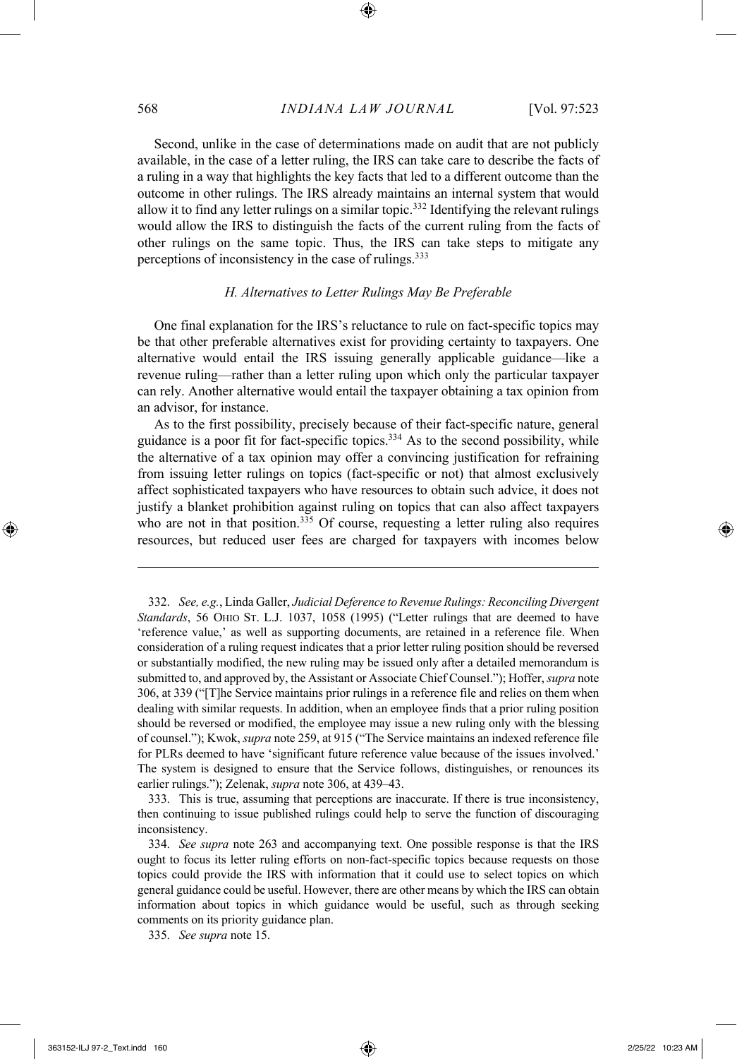Second, unlike in the case of determinations made on audit that are not publicly available, in the case of a letter ruling, the IRS can take care to describe the facts of a ruling in a way that highlights the key facts that led to a different outcome than the outcome in other rulings. The IRS already maintains an internal system that would allow it to find any letter rulings on a similar topic.[332] Identifying the relevant rulings would allow the IRS to distinguish the facts of the current ruling from the facts of other rulings on the same topic. Thus, the IRS can take steps to mitigate any perceptions of inconsistency in the case of rulings.[333]

### *H. Alternatives to Letter Rulings May Be Preferable*

One final explanation for the IRS's reluctance to rule on fact-specific topics may be that other preferable alternatives exist for providing certainty to taxpayers. One alternative would entail the IRS issuing generally applicable guidance—like a revenue ruling—rather than a letter ruling upon which only the particular taxpayer can rely. Another alternative would entail the taxpayer obtaining a tax opinion from an advisor, for instance.

As to the first possibility, precisely because of their fact-specific nature, general guidance is a poor fit for fact-specific topics.[334] As to the second possibility, while the alternative of a tax opinion may offer a convincing justification for refraining from issuing letter rulings on topics (fact-specific or not) that almost exclusively affect sophisticated taxpayers who have resources to obtain such advice, it does not justify a blanket prohibition against ruling on topics that can also affect taxpayers who are not in that position.[335] Of course, requesting a letter ruling also requires resources, but reduced user fees are charged for taxpayers with incomes below

---

332. *See, e.g.*, Linda Galler, *Judicial Deference to Revenue Rulings: Reconciling Divergent Standards*, 56 OHIO ST. L.J. 1037, 1058 (1995) ("Letter rulings that are deemed to have 'reference value,' as well as supporting documents, are retained in a reference file. When consideration of a ruling request indicates that a prior letter ruling position should be reversed or substantially modified, the new ruling may be issued only after a detailed memorandum is submitted to, and approved by, the Assistant or Associate Chief Counsel."); Hoffer, *supra* note 306, at 339 ("[T]he Service maintains prior rulings in a reference file and relies on them when dealing with similar requests. In addition, when an employee finds that a prior ruling position should be reversed or modified, the employee may issue a new ruling only with the blessing of counsel."); Kwok, *supra* note 259, at 915 ("The Service maintains an indexed reference file for PLRs deemed to have 'significant future reference value because of the issues involved.' The system is designed to ensure that the Service follows, distinguishes, or renounces its earlier rulings."); Zelenak, *supra* note 306, at 439–43.

333. This is true, assuming that perceptions are inaccurate. If there is true inconsistency, then continuing to issue published rulings could help to serve the function of discouraging inconsistency.

334. *See supra* note 263 and accompanying text. One possible response is that the IRS ought to focus its letter ruling efforts on non-fact-specific topics because requests on those topics could provide the IRS with information that it could use to select topics on which general guidance could be useful. However, there are other means by which the IRS can obtain information about topics in which guidance would be useful, such as through seeking comments on its priority guidance plan.

335. *See supra* note 15.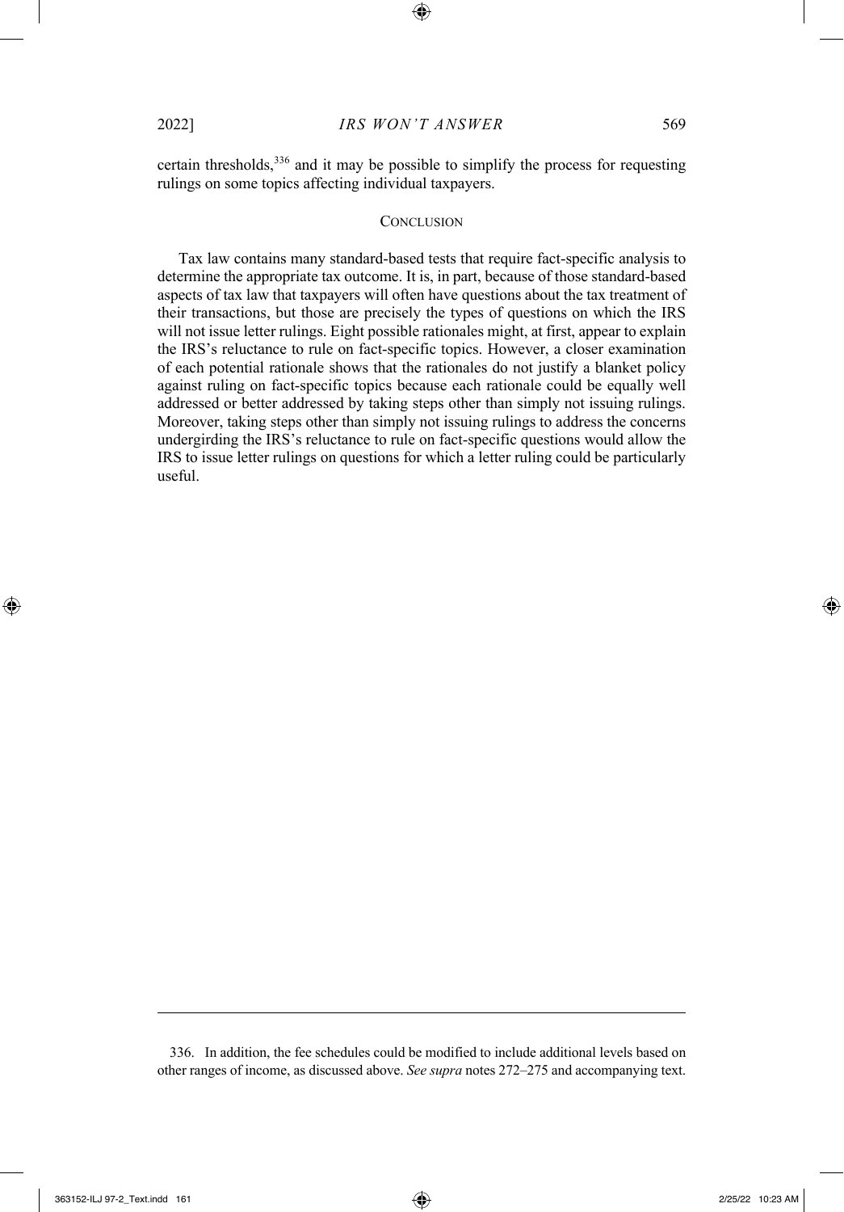certain thresholds,[336] and it may be possible to simplify the process for requesting rulings on some topics affecting individual taxpayers.

## CONCLUSION

Tax law contains many standard-based tests that require fact-specific analysis to determine the appropriate tax outcome. It is, in part, because of those standard-based aspects of tax law that taxpayers will often have questions about the tax treatment of their transactions, but those are precisely the types of questions on which the IRS will not issue letter rulings. Eight possible rationales might, at first, appear to explain the IRS's reluctance to rule on fact-specific topics. However, a closer examination of each potential rationale shows that the rationales do not justify a blanket policy against ruling on fact-specific topics because each rationale could be equally well addressed or better addressed by taking steps other than simply not issuing rulings. Moreover, taking steps other than simply not issuing rulings to address the concerns undergirding the IRS's reluctance to rule on fact-specific questions would allow the IRS to issue letter rulings on questions for which a letter ruling could be particularly useful.

---

336. In addition, the fee schedules could be modified to include additional levels based on other ranges of income, as discussed above. *See supra* notes 272–275 and accompanying text.